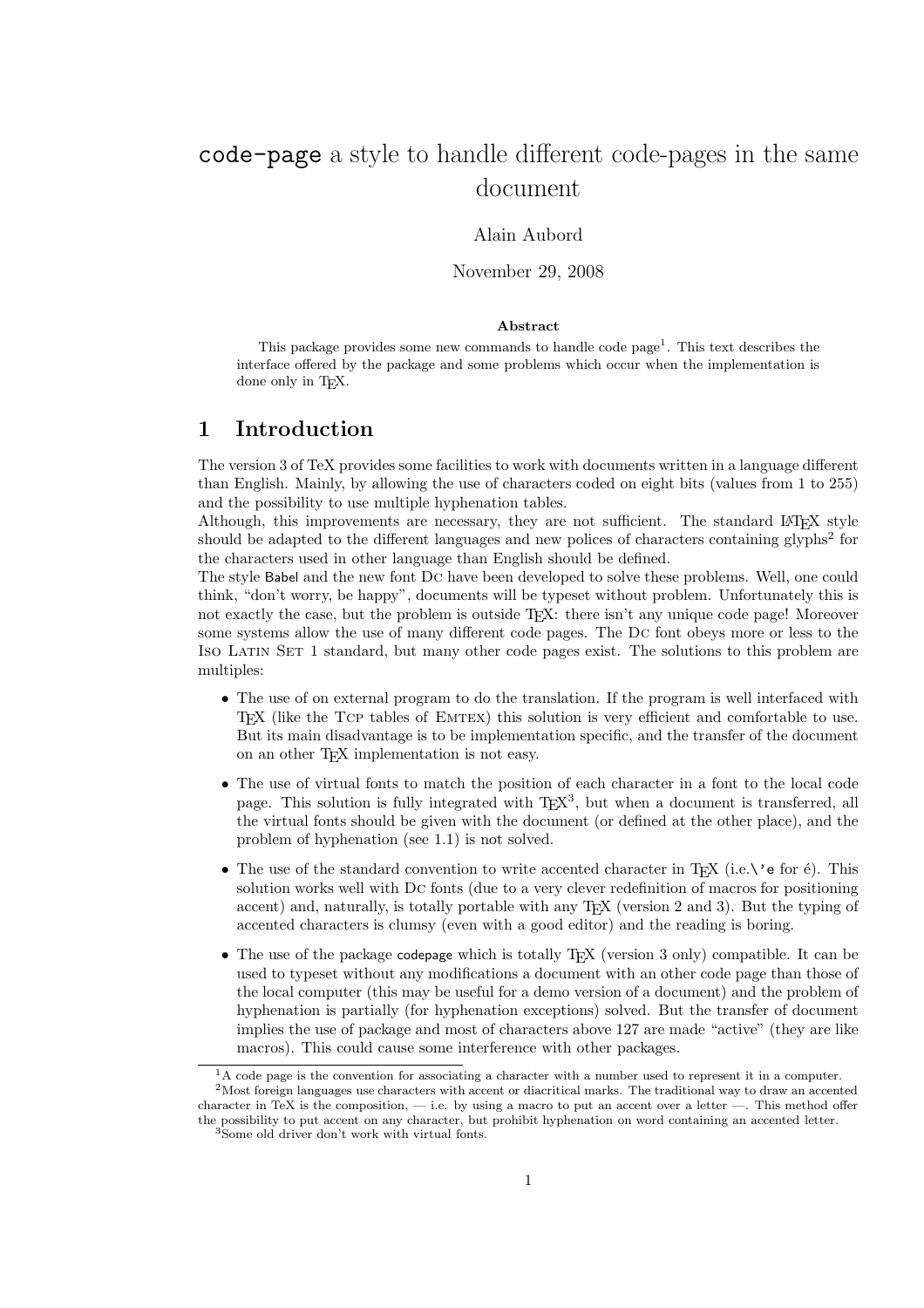# `code-page` a style to handle different code-pages in the same document

Alain Aubord

November 29, 2008

**Abstract**

This package provides some new commands to handle code page[1]. This text describes the interface offered by the package and some problems which occur when the implementation is done only in TEX.

## 1 Introduction

The version 3 of TeX provides some facilities to work with documents written in a language different than English. Mainly, by allowing the use of characters coded on eight bits (values from 1 to 255) and the possibility to use multiple hyphenation tables.

Although, this improvements are necessary, they are not sufficient. The standard LATEX style should be adapted to the different languages and new polices of characters containing glyphs[2] for the characters used in other language than English should be defined.

The style Babel and the new font DC have been developed to solve these problems. Well, one could think, "don't worry, be happy", documents will be typeset without problem. Unfortunately this is not exactly the case, but the problem is outside TEX: there isn't any unique code page! Moreover some systems allow the use of many different code pages. The DC font obeys more or less to the ISO LATIN SET 1 standard, but many other code pages exist. The solutions to this problem are multiples:

- The use of on external program to do the translation. If the program is well interfaced with TEX (like the TCP tables of EMTEX) this solution is very efficient and comfortable to use. But its main disadvantage is to be implementation specific, and the transfer of the document on an other TEX implementation is not easy.
- The use of virtual fonts to match the position of each character in a font to the local code page. This solution is fully integrated with TEX[3], but when a document is transferred, all the virtual fonts should be given with the document (or defined at the other place), and the problem of hyphenation (see 1.1) is not solved.
- The use of the standard convention to write accented character in TEX (i.e.`\'e` for é). This solution works well with DC fonts (due to a very clever redefinition of macros for positioning accent) and, naturally, is totally portable with any TEX (version 2 and 3). But the typing of accented characters is clumsy (even with a good editor) and the reading is boring.
- The use of the package codepage which is totally TEX (version 3 only) compatible. It can be used to typeset without any modifications a document with an other code page than those of the local computer (this may be useful for a demo version of a document) and the problem of hyphenation is partially (for hyphenation exceptions) solved. But the transfer of document implies the use of package and most of characters above 127 are made "active" (they are like macros). This could cause some interference with other packages.

---

[1] A code page is the convention for associating a character with a number used to represent it in a computer.

[2] Most foreign languages use characters with accent or diacritical marks. The traditional way to draw an accented character in TeX is the composition, — i.e. by using a macro to put an accent over a letter —. This method offer the possibility to put accent on any character, but prohibit hyphenation on word containing an accented letter.

[3] Some old driver don't work with virtual fonts.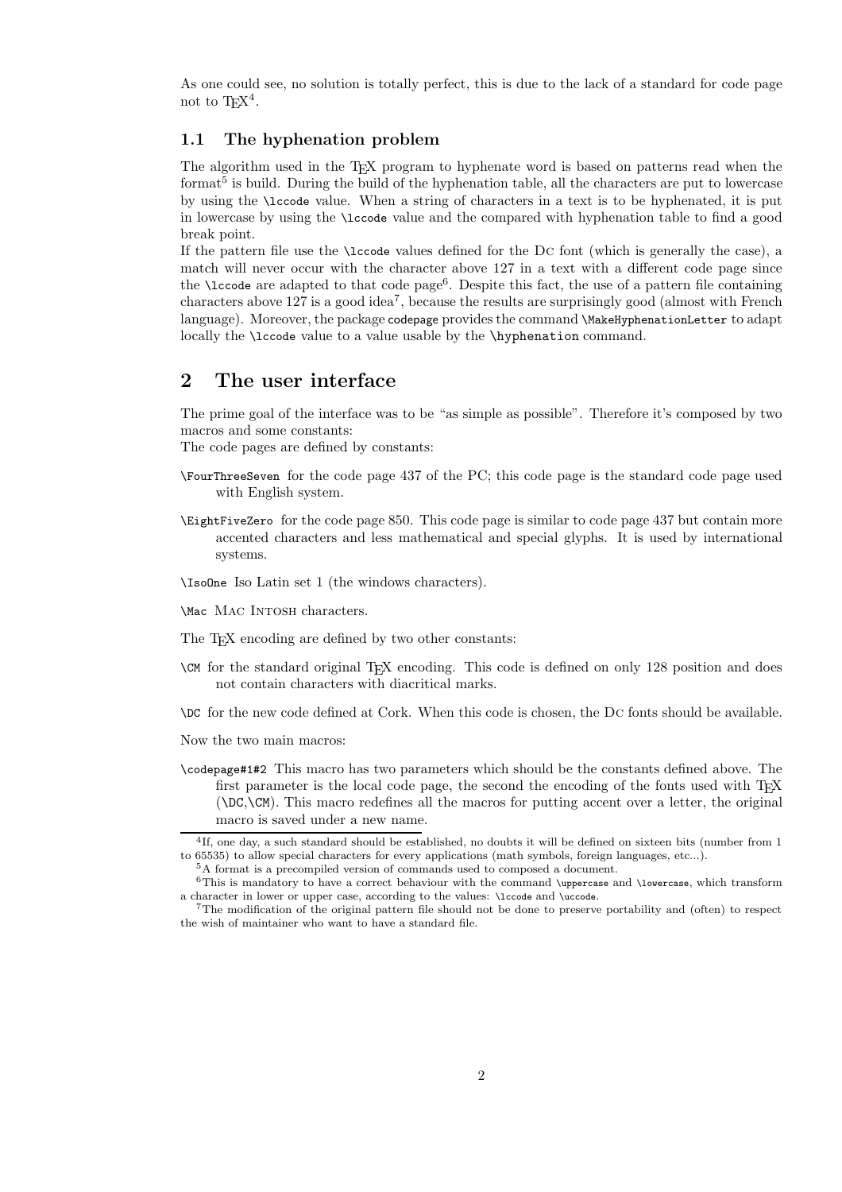As one could see, no solution is totally perfect, this is due to the lack of a standard for code page not to TEX[4].

### 1.1 The hyphenation problem

The algorithm used in the TEX program to hyphenate word is based on patterns read when the format[5] is build. During the build of the hyphenation table, all the characters are put to lowercase by using the `\lccode` value. When a string of characters in a text is to be hyphenated, it is put in lowercase by using the `\lccode` value and the compared with hyphenation table to find a good break point.

If the pattern file use the `\lccode` values defined for the DC font (which is generally the case), a match will never occur with the character above 127 in a text with a different code page since the `\lccode` are adapted to that code page[6]. Despite this fact, the use of a pattern file containing characters above 127 is a good idea[7], because the results are surprisingly good (almost with French language). Moreover, the package `codepage` provides the command `\MakeHyphenationLetter` to adapt locally the `\lccode` value to a value usable by the `\hyphenation` command.

## 2 The user interface

The prime goal of the interface was to be "as simple as possible". Therefore it's composed by two macros and some constants:

The code pages are defined by constants:

`\FourThreeSeven` for the code page 437 of the PC; this code page is the standard code page used with English system.

`\EightFiveZero` for the code page 850. This code page is similar to code page 437 but contain more accented characters and less mathematical and special glyphs. It is used by international systems.

`\IsoOne` Iso Latin set 1 (the windows characters).

`\Mac` MAC INTOSH characters.

The TEX encoding are defined by two other constants:

`\CM` for the standard original TEX encoding. This code is defined on only 128 position and does not contain characters with diacritical marks.

`\DC` for the new code defined at Cork. When this code is chosen, the DC fonts should be available.

Now the two main macros:

`\codepage#1#2` This macro has two parameters which should be the constants defined above. The first parameter is the local code page, the second the encoding of the fonts used with TEX (`\DC`,`\CM`). This macro redefines all the macros for putting accent over a letter, the original macro is saved under a new name.

---

[4] If, one day, a such standard should be established, no doubts it will be defined on sixteen bits (number from 1 to 65535) to allow special characters for every applications (math symbols, foreign languages, etc...).

[5] A format is a precompiled version of commands used to composed a document.

[6] This is mandatory to have a correct behaviour with the command `\uppercase` and `\lowercase`, which transform a character in lower or upper case, according to the values: `\lccode` and `\uccode`.

[7] The modification of the original pattern file should not be done to preserve portability and (often) to respect the wish of maintainer who want to have a standard file.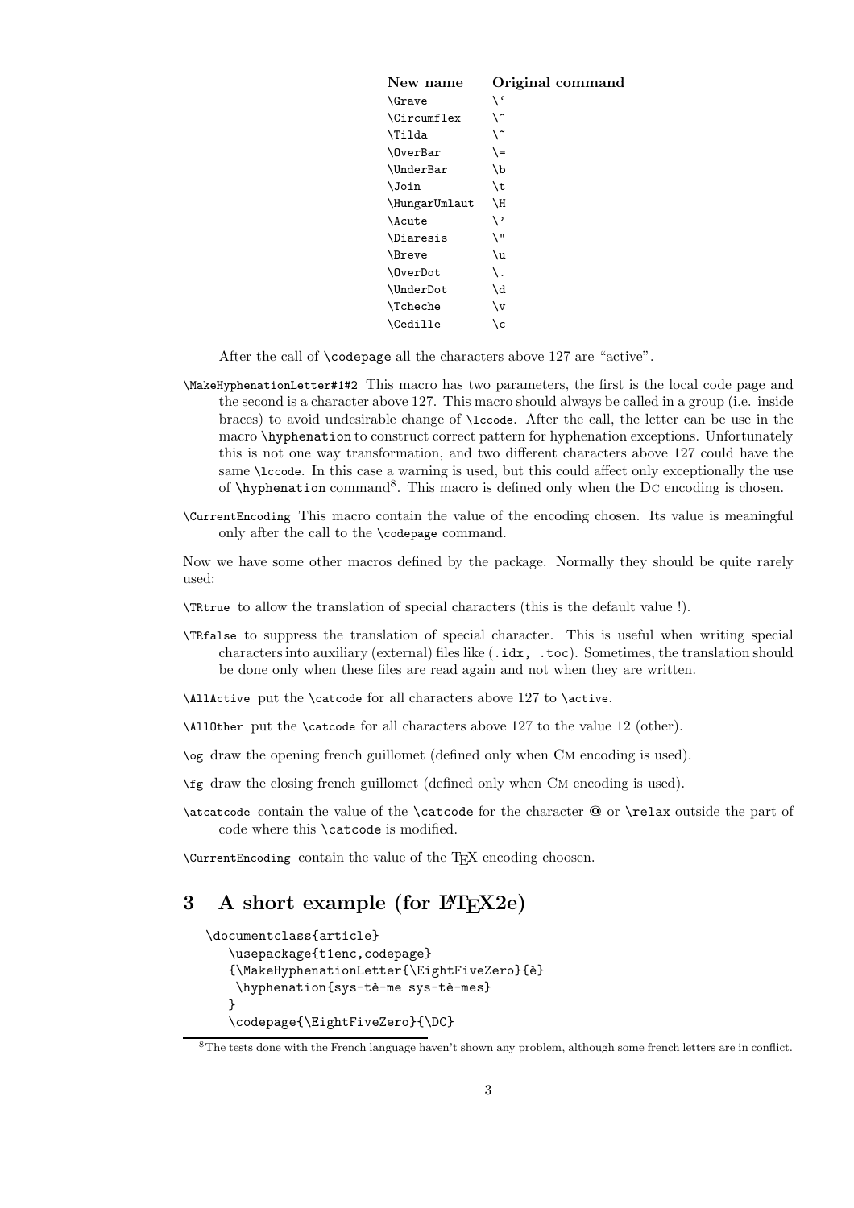| New name | Original command |
| --- | --- |
| `\Grave` | `` \` `` |
| `\Circumflex` | `\^` |
| `\Tilda` | `\~` |
| `\OverBar` | `\=` |
| `\UnderBar` | `\b` |
| `\Join` | `\t` |
| `\HungarUmlaut` | `\H` |
| `\Acute` | `\'` |
| `\Diaresis` | `\"` |
| `\Breve` | `\u` |
| `\OverDot` | `\.` |
| `\UnderDot` | `\d` |
| `\Tcheche` | `\v` |
| `\Cedille` | `\c` |

After the call of `\codepage` all the characters above 127 are "active".

`\MakeHyphenationLetter#1#2` This macro has two parameters, the first is the local code page and the second is a character above 127. This macro should always be called in a group (i.e. inside braces) to avoid undesirable change of `\lccode`. After the call, the letter can be use in the macro `\hyphenation` to construct correct pattern for hyphenation exceptions. Unfortunately this is not one way transformation, and two different characters above 127 could have the same `\lccode`. In this case a warning is used, but this could affect only exceptionally the use of `\hyphenation` command[8]. This macro is defined only when the DC encoding is chosen.

`\CurrentEncoding` This macro contain the value of the encoding chosen. Its value is meaningful only after the call to the `\codepage` command.

Now we have some other macros defined by the package. Normally they should be quite rarely used:

`\TRtrue` to allow the translation of special characters (this is the default value !).

`\TRfalse` to suppress the translation of special character. This is useful when writing special characters into auxiliary (external) files like (`.idx, .toc`). Sometimes, the translation should be done only when these files are read again and not when they are written.

`\AllActive` put the `\catcode` for all characters above 127 to `\active`.

`\AllOther` put the `\catcode` for all characters above 127 to the value 12 (other).

`\og` draw the opening french guillomet (defined only when CM encoding is used).

`\fg` draw the closing french guillomet (defined only when CM encoding is used).

`\atcatcode` contain the value of the `\catcode` for the character `@` or `\relax` outside the part of code where this `\catcode` is modified.

`\CurrentEncoding` contain the value of the TEX encoding choosen.

## 3 A short example (for LaTeX2e)

```
\documentclass{article}
   \usepackage{t1enc,codepage}
   {\MakeHyphenationLetter{\EightFiveZero}{è}
    \hyphenation{sys-tè-me sys-tè-mes}
   }
   \codepage{\EightFiveZero}{\DC}
```

[8] The tests done with the French language haven't shown any problem, although some french letters are in conflict.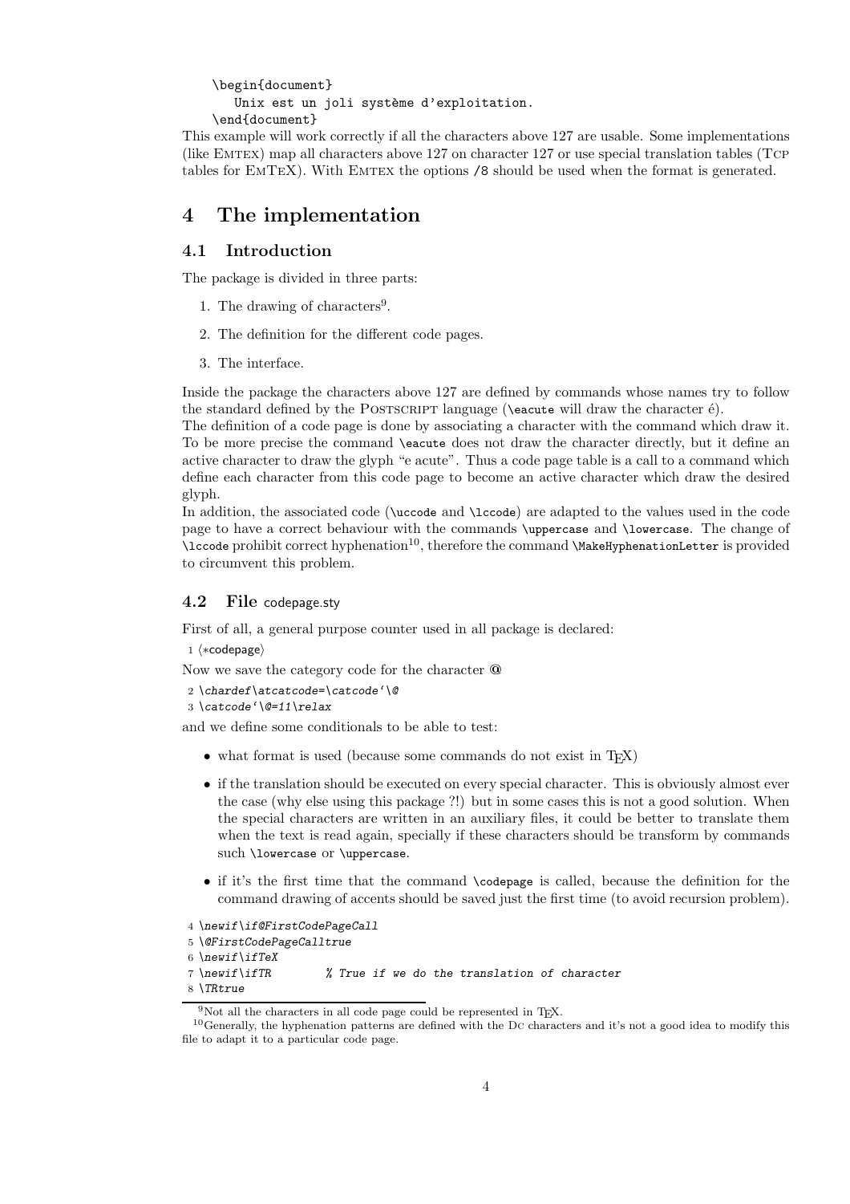```
\begin{document}
   Unix est un joli système d'exploitation.
\end{document}
```

This example will work correctly if all the characters above 127 are usable. Some implementations (like EMTEX) map all characters above 127 on character 127 or use special translation tables (TCP tables for EMTeX). With EMTEX the options /8 should be used when the format is generated.

# 4 The implementation

## 4.1 Introduction

The package is divided in three parts:

1. The drawing of characters[9].
2. The definition for the different code pages.
3. The interface.

Inside the package the characters above 127 are defined by commands whose names try to follow the standard defined by the POSTSCRIPT language (`\eacute` will draw the character é).
The definition of a code page is done by associating a character with the command which draw it. To be more precise the command `\eacute` does not draw the character directly, but it define an active character to draw the glyph "e acute". Thus a code page table is a call to a command which define each character from this code page to become an active character which draw the desired glyph.
In addition, the associated code (`\uccode` and `\lccode`) are adapted to the values used in the code page to have a correct behaviour with the commands `\uppercase` and `\lowercase`. The change of `\lccode` prohibit correct hyphenation[10], therefore the command `\MakeHyphenationLetter` is provided to circumvent this problem.

## 4.2 File codepage.sty

First of all, a general purpose counter used in all package is declared:

```
1 ⟨*codepage⟩
```

Now we save the category code for the character **@**

```
2 \chardef\atcatcode=\catcode`\@
3 \catcode`\@=11\relax
```

and we define some conditionals to be able to test:

- what format is used (because some commands do not exist in TeX)
- if the translation should be executed on every special character. This is obviously almost ever the case (why else using this package ?!) but in some cases this is not a good solution. When the special characters are written in an auxiliary files, it could be better to translate them when the text is read again, specially if these characters should be transform by commands such `\lowercase` or `\uppercase`.
- if it's the first time that the command `\codepage` is called, because the definition for the command drawing of accents should be saved just the first time (to avoid recursion problem).

```
4 \newif\if@FirstCodePageCall
5 \@FirstCodePageCalltrue
6 \newif\ifTeX
7 \newif\ifTR        % True if we do the translation of character
8 \TRtrue
```

[9] Not all the characters in all code page could be represented in TeX.

[10] Generally, the hyphenation patterns are defined with the DC characters and it's not a good idea to modify this file to adapt it to a particular code page.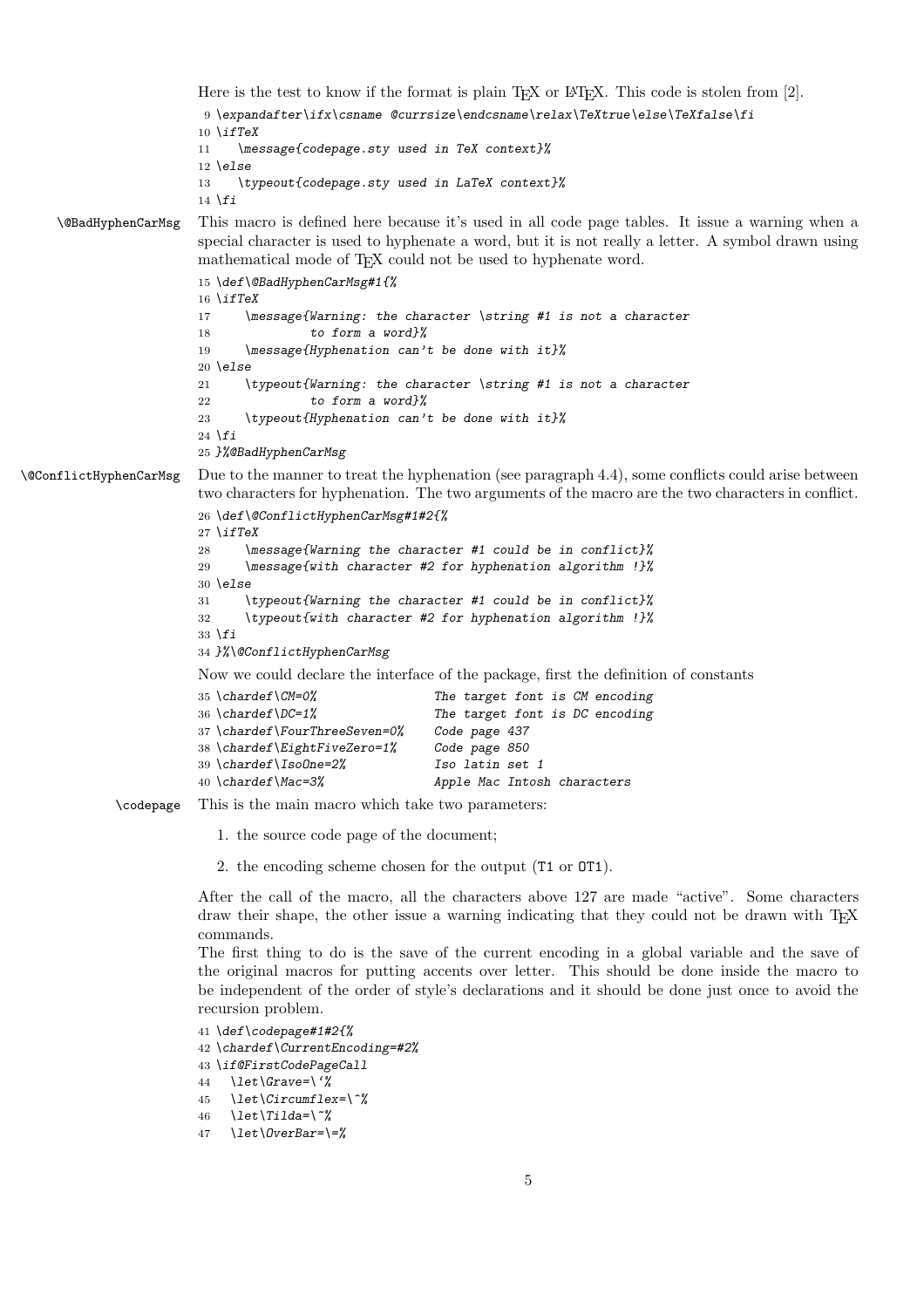Here is the test to know if the format is plain TeX or LaTeX. This code is stolen from [2].

```
9 \expandafter\ifx\csname @currsize\endcsname\relax\TeXtrue\else\TeXfalse\fi
10 \ifTeX
11    \message{codepage.sty used in TeX context}%
12 \else
13    \typeout{codepage.sty used in LaTeX context}%
14 \fi
```

`\@BadHyphenCarMsg` This macro is defined here because it's used in all code page tables. It issue a warning when a special character is used to hyphenate a word, but it is not really a letter. A symbol drawn using mathematical mode of TeX could not be used to hyphenate word.

```
15 \def\@BadHyphenCarMsg#1{%
16 \ifTeX
17     \message{Warning: the character \string #1 is not a character
18              to form a word}%
19     \message{Hyphenation can't be done with it}%
20 \else
21     \typeout{Warning: the character \string #1 is not a character
22              to form a word}%
23     \typeout{Hyphenation can't be done with it}%
24 \fi
25 }%@BadHyphenCarMsg
```

`\@ConflictHyphenCarMsg` Due to the manner to treat the hyphenation (see paragraph 4.4), some conflicts could arise between two characters for hyphenation. The two arguments of the macro are the two characters in conflict.

```
26 \def\@ConflictHyphenCarMsg#1#2{%
27 \ifTeX
28     \message{Warning the character #1 could be in conflict}%
29     \message{with character #2 for hyphenation algorithm !}%
30 \else
31     \typeout{Warning the character #1 could be in conflict}%
32     \typeout{with character #2 for hyphenation algorithm !}%
33 \fi
34 }%\@ConflictHyphenCarMsg
```

Now we could declare the interface of the package, first the definition of constants

```
35 \chardef\CM=0%                  The target font is CM encoding
36 \chardef\DC=1%                  The target font is DC encoding
37 \chardef\FourThreeSeven=0%      Code page 437
38 \chardef\EightFiveZero=1%       Code page 850
39 \chardef\IsoOne=2%              Iso latin set 1
40 \chardef\Mac=3%                 Apple Mac Intosh characters
```

`\codepage` This is the main macro which take two parameters:

1. the source code page of the document;
2. the encoding scheme chosen for the output (T1 or OT1).

After the call of the macro, all the characters above 127 are made "active". Some characters draw their shape, the other issue a warning indicating that they could not be drawn with TeX commands.

The first thing to do is the save of the current encoding in a global variable and the save of the original macros for putting accents over letter. This should be done inside the macro to be independent of the order of style's declarations and it should be done just once to avoid the recursion problem.

```
41 \def\codepage#1#2{%
42 \chardef\CurrentEncoding=#2%
43 \if@FirstCodePageCall
44   \let\Grave=\`%
45   \let\Circumflex=\^%
46   \let\Tilda=\~%
47   \let\OverBar=\=%
```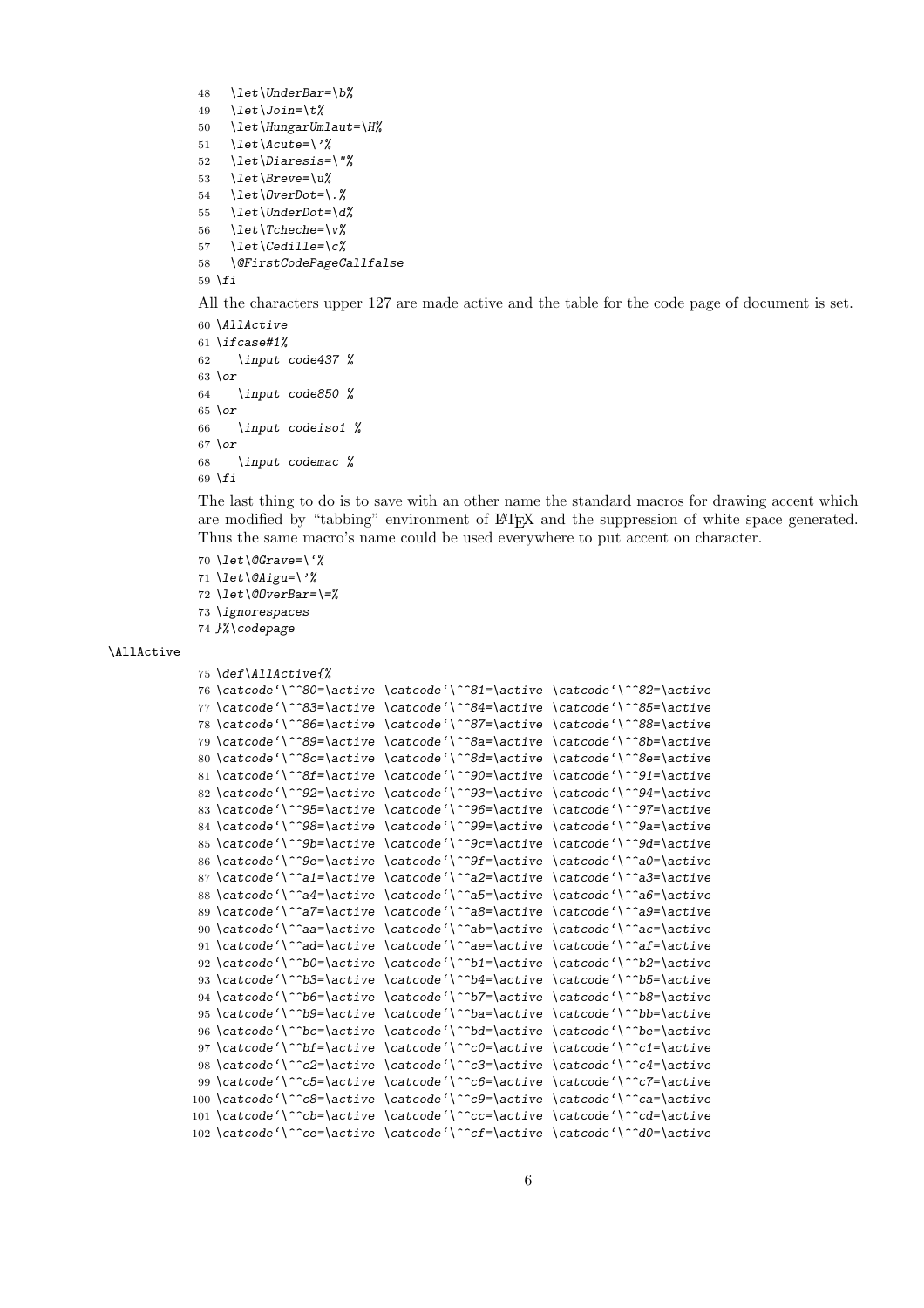```
48   \let\UnderBar=\b%
49   \let\Join=\t%
50   \let\HungarUmlaut=\H%
51   \let\Acute=\'%
52   \let\Diaresis=\"%
53   \let\Breve=\u%
54   \let\OverDot=\.%
55   \let\UnderDot=\d%
56   \let\Tcheche=\v%
57   \let\Cedille=\c%
58   \@FirstCodePageCallfalse
59 \fi
```

All the characters upper 127 are made active and the table for the code page of document is set.

```
60 \AllActive
61 \ifcase#1%
62    \input code437 %
63 \or
64    \input code850 %
65 \or
66    \input codeiso1 %
67 \or
68    \input codemac %
69 \fi
```

The last thing to do is to save with an other name the standard macros for drawing accent which are modified by "tabbing" environment of LaTeX and the suppression of white space generated. Thus the same macro's name could be used everywhere to put accent on character.

```
70 \let\@Grave=\`%
71 \let\@Aigu=\'%
72 \let\@OverBar=\=%
73 \ignorespaces
74 }%\codepage
```

\AllActive

```
75 \def\AllActive{%
76 \catcode`\^^80=\active \catcode`\^^81=\active \catcode`\^^82=\active
77 \catcode`\^^83=\active \catcode`\^^84=\active \catcode`\^^85=\active
78 \catcode`\^^86=\active \catcode`\^^87=\active \catcode`\^^88=\active
79 \catcode`\^^89=\active \catcode`\^^8a=\active \catcode`\^^8b=\active
80 \catcode`\^^8c=\active \catcode`\^^8d=\active \catcode`\^^8e=\active
81 \catcode`\^^8f=\active \catcode`\^^90=\active \catcode`\^^91=\active
82 \catcode`\^^92=\active \catcode`\^^93=\active \catcode`\^^94=\active
83 \catcode`\^^95=\active \catcode`\^^96=\active \catcode`\^^97=\active
84 \catcode`\^^98=\active \catcode`\^^99=\active \catcode`\^^9a=\active
85 \catcode`\^^9b=\active \catcode`\^^9c=\active \catcode`\^^9d=\active
86 \catcode`\^^9e=\active \catcode`\^^9f=\active \catcode`\^^a0=\active
87 \catcode`\^^a1=\active \catcode`\^^a2=\active \catcode`\^^a3=\active
88 \catcode`\^^a4=\active \catcode`\^^a5=\active \catcode`\^^a6=\active
89 \catcode`\^^a7=\active \catcode`\^^a8=\active \catcode`\^^a9=\active
90 \catcode`\^^aa=\active \catcode`\^^ab=\active \catcode`\^^ac=\active
91 \catcode`\^^ad=\active \catcode`\^^ae=\active \catcode`\^^af=\active
92 \catcode`\^^b0=\active \catcode`\^^b1=\active \catcode`\^^b2=\active
93 \catcode`\^^b3=\active \catcode`\^^b4=\active \catcode`\^^b5=\active
94 \catcode`\^^b6=\active \catcode`\^^b7=\active \catcode`\^^b8=\active
95 \catcode`\^^b9=\active \catcode`\^^ba=\active \catcode`\^^bb=\active
96 \catcode`\^^bc=\active \catcode`\^^bd=\active \catcode`\^^be=\active
97 \catcode`\^^bf=\active \catcode`\^^c0=\active \catcode`\^^c1=\active
98 \catcode`\^^c2=\active \catcode`\^^c3=\active \catcode`\^^c4=\active
99 \catcode`\^^c5=\active \catcode`\^^c6=\active \catcode`\^^c7=\active
100 \catcode`\^^c8=\active \catcode`\^^c9=\active \catcode`\^^ca=\active
101 \catcode`\^^cb=\active \catcode`\^^cc=\active \catcode`\^^cd=\active
102 \catcode`\^^ce=\active \catcode`\^^cf=\active \catcode`\^^d0=\active
```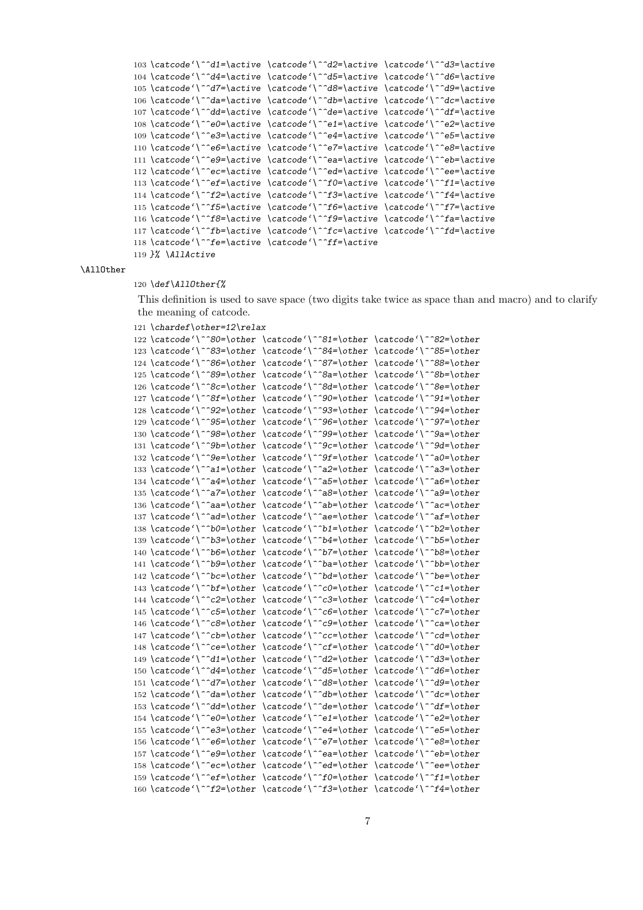```
103 \catcode`\^^d1=\active \catcode`\^^d2=\active \catcode`\^^d3=\active
104 \catcode`\^^d4=\active \catcode`\^^d5=\active \catcode`\^^d6=\active
105 \catcode`\^^d7=\active \catcode`\^^d8=\active \catcode`\^^d9=\active
106 \catcode`\^^da=\active \catcode`\^^db=\active \catcode`\^^dc=\active
107 \catcode`\^^dd=\active \catcode`\^^de=\active \catcode`\^^df=\active
108 \catcode`\^^e0=\active \catcode`\^^e1=\active \catcode`\^^e2=\active
109 \catcode`\^^e3=\active \catcode`\^^e4=\active \catcode`\^^e5=\active
110 \catcode`\^^e6=\active \catcode`\^^e7=\active \catcode`\^^e8=\active
111 \catcode`\^^e9=\active \catcode`\^^ea=\active \catcode`\^^eb=\active
112 \catcode`\^^ec=\active \catcode`\^^ed=\active \catcode`\^^ee=\active
113 \catcode`\^^ef=\active \catcode`\^^f0=\active \catcode`\^^f1=\active
114 \catcode`\^^f2=\active \catcode`\^^f3=\active \catcode`\^^f4=\active
115 \catcode`\^^f5=\active \catcode`\^^f6=\active \catcode`\^^f7=\active
116 \catcode`\^^f8=\active \catcode`\^^f9=\active \catcode`\^^fa=\active
117 \catcode`\^^fb=\active \catcode`\^^fc=\active \catcode`\^^fd=\active
118 \catcode`\^^fe=\active \catcode`\^^ff=\active
119 }% \AllActive
```

\AllOther

```
120 \def\AllOther{%
```

This definition is used to save space (two digits take twice as space than and macro) and to clarify the meaning of catcode.

```
121 \chardef\other=12\relax
122 \catcode`\^^80=\other \catcode`\^^81=\other \catcode`\^^82=\other
123 \catcode`\^^83=\other \catcode`\^^84=\other \catcode`\^^85=\other
124 \catcode`\^^86=\other \catcode`\^^87=\other \catcode`\^^88=\other
125 \catcode`\^^89=\other \catcode`\^^8a=\other \catcode`\^^8b=\other
126 \catcode`\^^8c=\other \catcode`\^^8d=\other \catcode`\^^8e=\other
127 \catcode`\^^8f=\other \catcode`\^^90=\other \catcode`\^^91=\other
128 \catcode`\^^92=\other \catcode`\^^93=\other \catcode`\^^94=\other
129 \catcode`\^^95=\other \catcode`\^^96=\other \catcode`\^^97=\other
130 \catcode`\^^98=\other \catcode`\^^99=\other \catcode`\^^9a=\other
131 \catcode`\^^9b=\other \catcode`\^^9c=\other \catcode`\^^9d=\other
132 \catcode`\^^9e=\other \catcode`\^^9f=\other \catcode`\^^a0=\other
133 \catcode`\^^a1=\other \catcode`\^^a2=\other \catcode`\^^a3=\other
134 \catcode`\^^a4=\other \catcode`\^^a5=\other \catcode`\^^a6=\other
135 \catcode`\^^a7=\other \catcode`\^^a8=\other \catcode`\^^a9=\other
136 \catcode`\^^aa=\other \catcode`\^^ab=\other \catcode`\^^ac=\other
137 \catcode`\^^ad=\other \catcode`\^^ae=\other \catcode`\^^af=\other
138 \catcode`\^^b0=\other \catcode`\^^b1=\other \catcode`\^^b2=\other
139 \catcode`\^^b3=\other \catcode`\^^b4=\other \catcode`\^^b5=\other
140 \catcode`\^^b6=\other \catcode`\^^b7=\other \catcode`\^^b8=\other
141 \catcode`\^^b9=\other \catcode`\^^ba=\other \catcode`\^^bb=\other
142 \catcode`\^^bc=\other \catcode`\^^bd=\other \catcode`\^^be=\other
143 \catcode`\^^bf=\other \catcode`\^^c0=\other \catcode`\^^c1=\other
144 \catcode`\^^c2=\other \catcode`\^^c3=\other \catcode`\^^c4=\other
145 \catcode`\^^c5=\other \catcode`\^^c6=\other \catcode`\^^c7=\other
146 \catcode`\^^c8=\other \catcode`\^^c9=\other \catcode`\^^ca=\other
147 \catcode`\^^cb=\other \catcode`\^^cc=\other \catcode`\^^cd=\other
148 \catcode`\^^ce=\other \catcode`\^^cf=\other \catcode`\^^d0=\other
149 \catcode`\^^d1=\other \catcode`\^^d2=\other \catcode`\^^d3=\other
150 \catcode`\^^d4=\other \catcode`\^^d5=\other \catcode`\^^d6=\other
151 \catcode`\^^d7=\other \catcode`\^^d8=\other \catcode`\^^d9=\other
152 \catcode`\^^da=\other \catcode`\^^db=\other \catcode`\^^dc=\other
153 \catcode`\^^dd=\other \catcode`\^^de=\other \catcode`\^^df=\other
154 \catcode`\^^e0=\other \catcode`\^^e1=\other \catcode`\^^e2=\other
155 \catcode`\^^e3=\other \catcode`\^^e4=\other \catcode`\^^e5=\other
156 \catcode`\^^e6=\other \catcode`\^^e7=\other \catcode`\^^e8=\other
157 \catcode`\^^e9=\other \catcode`\^^ea=\other \catcode`\^^eb=\other
158 \catcode`\^^ec=\other \catcode`\^^ed=\other \catcode`\^^ee=\other
159 \catcode`\^^ef=\other \catcode`\^^f0=\other \catcode`\^^f1=\other
160 \catcode`\^^f2=\other \catcode`\^^f3=\other \catcode`\^^f4=\other
```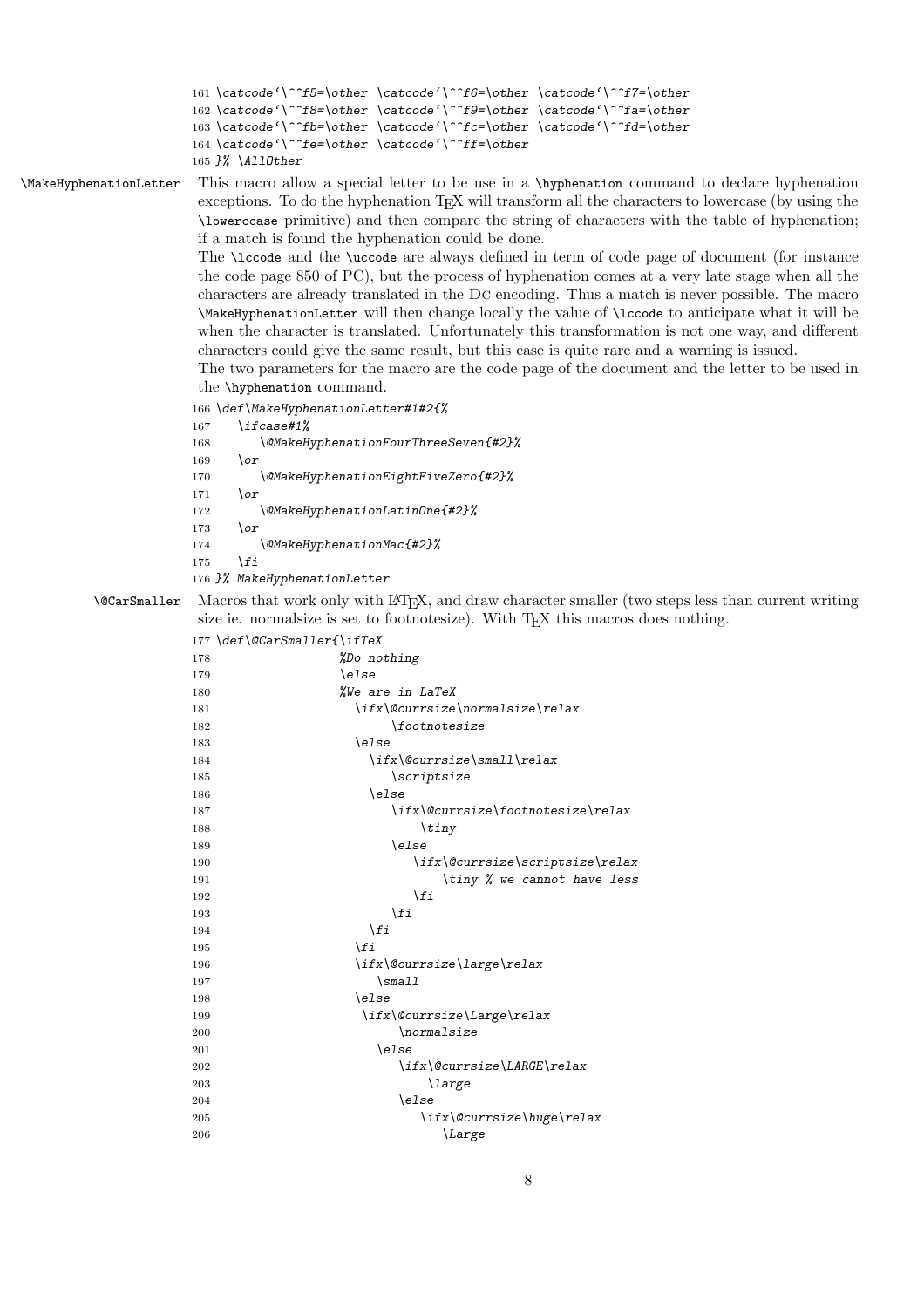```
161 \catcode`\^^f5=\other \catcode`\^^f6=\other \catcode`\^^f7=\other
162 \catcode`\^^f8=\other \catcode`\^^f9=\other \catcode`\^^fa=\other
163 \catcode`\^^fb=\other \catcode`\^^fc=\other \catcode`\^^fd=\other
164 \catcode`\^^fe=\other \catcode`\^^ff=\other
165 }% \AllOther
```

`\MakeHyphenationLetter` This macro allow a special letter to be use in a `\hyphenation` command to declare hyphenation exceptions. To do the hyphenation TEX will transform all the characters to lowercase (by using the `\lowerccase` primitive) and then compare the string of characters with the table of hyphenation; if a match is found the hyphenation could be done.

The `\lccode` and the `\uccode` are always defined in term of code page of document (for instance the code page 850 of PC), but the process of hyphenation comes at a very late stage when all the characters are already translated in the DC encoding. Thus a match is never possible. The macro `\MakeHyphenationLetter` will then change locally the value of `\lccode` to anticipate what it will be when the character is translated. Unfortunately this transformation is not one way, and different characters could give the same result, but this case is quite rare and a warning is issued.

The two parameters for the macro are the code page of the document and the letter to be used in the `\hyphenation` command.

```
166 \def\MakeHyphenationLetter#1#2{%
167    \ifcase#1%
168       \@MakeHyphenationFourThreeSeven{#2}%
169    \or
170       \@MakeHyphenationEightFiveZero{#2}%
171    \or
172       \@MakeHyphenationLatinOne{#2}%
173    \or
174       \@MakeHyphenationMac{#2}%
175    \fi
176 }% MakeHyphenationLetter
```

`\@CarSmaller` Macros that work only with LATEX, and draw character smaller (two steps less than current writing size ie. normalsize is set to footnotesize). With TEX this macros does nothing.

```
177 \def\@CarSmaller{\ifTeX
178                   %Do nothing
179                   \else
180                   %We are in LaTeX
181                     \ifx\@currsize\normalsize\relax
182                          \footnotesize
183                     \else
184                       \ifx\@currsize\small\relax
185                          \scriptsize
186                       \else
187                          \ifx\@currsize\footnotesize\relax
188                              \tiny
189                          \else
190                             \ifx\@currsize\scriptsize\relax
191                                 \tiny % we cannot have less
192                             \fi
193                          \fi
194                       \fi
195                     \fi
196                     \ifx\@currsize\large\relax
197                        \small
198                     \else
199                      \ifx\@currsize\Large\relax
200                          \normalsize
201                        \else
202                           \ifx\@currsize\LARGE\relax
203                               \large
204                           \else
205                              \ifx\@currsize\huge\relax
206                                 \Large
```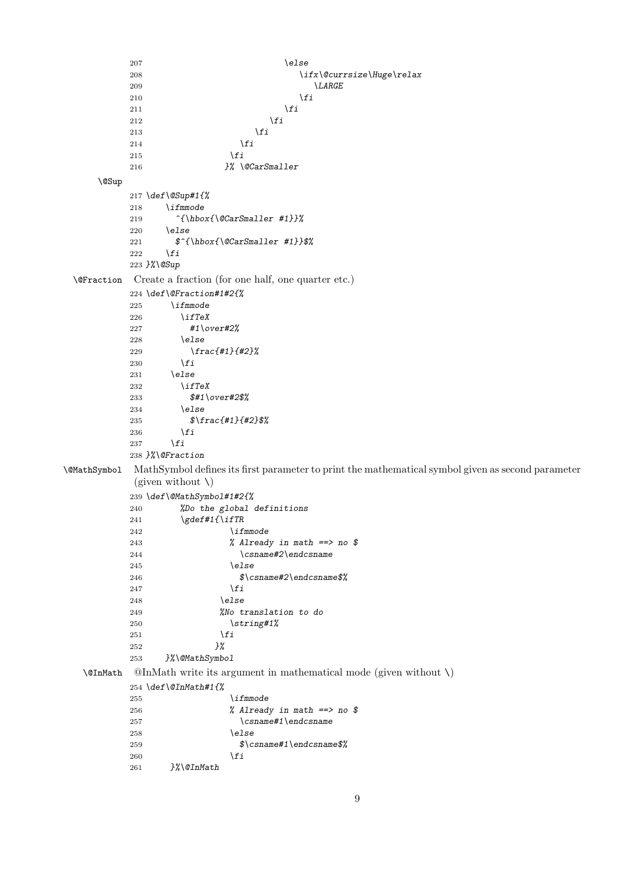```
207                                \else
208                                   \ifx\@currsize\Huge\relax
209                                      \LARGE
210                                   \fi
211                                \fi
212                             \fi
213                          \fi
214                       \fi
215                    \fi
216                 }% \@CarSmaller
```

\@Sup

```
217 \def\@Sup#1{%
218     \ifmmode
219       ^{\hbox{\@CarSmaller #1}}%
220     \else
221       $^{\hbox{\@CarSmaller #1}}$%
222     \fi
223 }%\@Sup
```

\@Fraction Create a fraction (for one half, one quarter etc.)

```
224 \def\@Fraction#1#2{%
225      \ifmmode
226        \ifTeX
227          #1\over#2%
228        \else
229          \frac{#1}{#2}%
230        \fi
231      \else
232        \ifTeX
233          $#1\over#2$%
234        \else
235          $\frac{#1}{#2}$%
236        \fi
237      \fi
238 }%\@Fraction
```

\@MathSymbol MathSymbol defines its first parameter to print the mathematical symbol given as second parameter (given without \)

```
239 \def\@MathSymbol#1#2{%
240        %Do the global definitions
241        \gdef#1{\ifTR
242                  \ifmmode
243                  % Already in math ==> no $
244                    \csname#2\endcsname
245                  \else
246                    $\csname#2\endcsname$%
247                  \fi
248                \else
249                %No translation to do
250                  \string#1%
251                \fi
252               }%
253     }%\@MathSymbol
```

\@InMath @InMath write its argument in mathematical mode (given without \)

```
254 \def\@InMath#1{%
255                  \ifmmode
256                  % Already in math ==> no $
257                    \csname#1\endcsname
258                  \else
259                    $\csname#1\endcsname$%
260                  \fi
261      }%\@InMath
```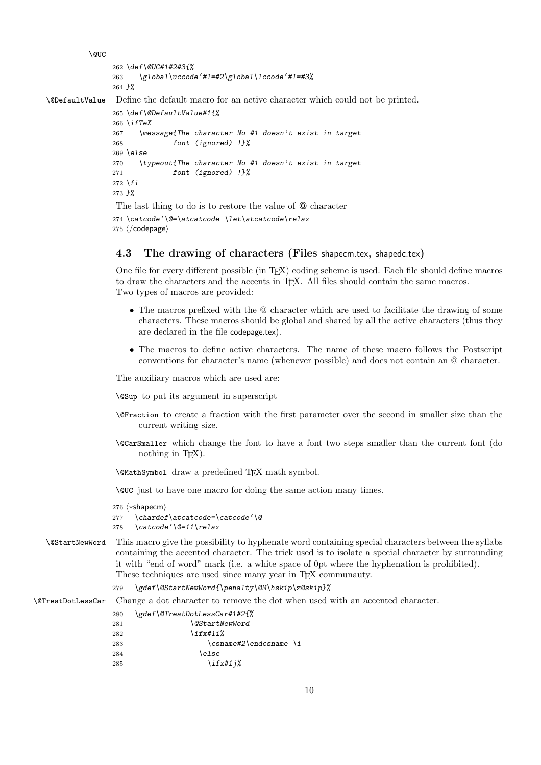\@UC

```
262 \def\@UC#1#2#3{%
263    \global\uccode`#1=#2\global\lccode`#1=#3%
264 }%
```

\@DefaultValue Define the default macro for an active character which could not be printed.

```
265 \def\@DefaultValue#1{%
266 \ifTeX
267    \message{The character No #1 doesn't exist in target
268            font (ignored) !}%
269 \else
270    \typeout{The character No #1 doesn't exist in target
271            font (ignored) !}%
272 \fi
273 }%
```

The last thing to do is to restore the value of @ character

```
274 \catcode`\@=\atcatcode \let\atcatcode\relax
275 ⟨/codepage⟩
```

### 4.3 The drawing of characters (Files shapecm.tex, shapedc.tex)

One file for every different possible (in TEX) coding scheme is used. Each file should define macros to draw the characters and the accents in TEX. All files should contain the same macros.
Two types of macros are provided:

- The macros prefixed with the @ character which are used to facilitate the drawing of some characters. These macros should be global and shared by all the active characters (thus they are declared in the file codepage.tex).
- The macros to define active characters. The name of these macro follows the Postscript conventions for character's name (whenever possible) and does not contain an @ character.

The auxiliary macros which are used are:

\@Sup to put its argument in superscript

\@Fraction to create a fraction with the first parameter over the second in smaller size than the current writing size.

\@CarSmaller which change the font to have a font two steps smaller than the current font (do nothing in TEX).

\@MathSymbol draw a predefined TEX math symbol.

\@UC just to have one macro for doing the same action many times.

```
276 ⟨*shapecm⟩
277   \chardef\atcatcode=\catcode`\@
278   \catcode`\@=11\relax
```

\@StartNewWord This macro give the possibility to hyphenate word containing special characters between the syllabs containing the accented character. The trick used is to isolate a special character by surrounding it with "end of word" mark (i.e. a white space of 0pt where the hyphenation is prohibited).
These techniques are used since many year in TEX communauty.

```
279   \gdef\@StartNewWord{\penalty\@M\hskip\z@skip}%
```

\@TreatDotLessCar Change a dot character to remove the dot when used with an accented character.

```
280   \gdef\@TreatDotLessCar#1#2{%
281              \@StartNewWord
282              \ifx#1i%
283                  \csname#2\endcsname \i
284                \else
285                  \ifx#1j%
```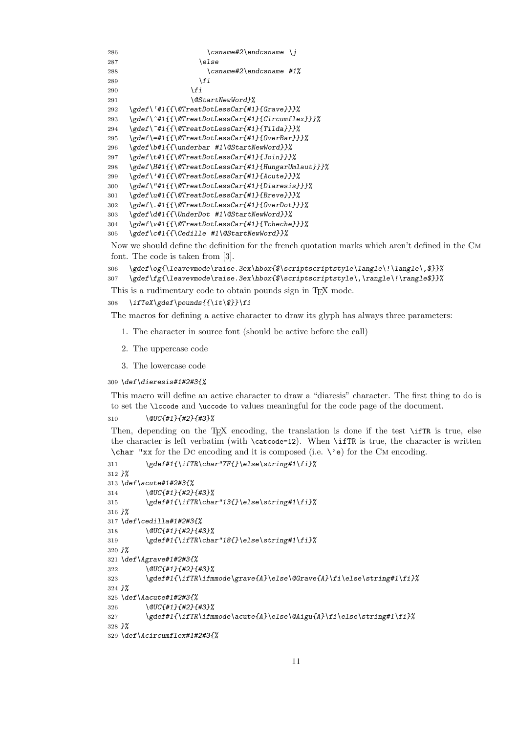```
286                       \csname#2\endcsname \j
287                     \else
288                       \csname#2\endcsname #1%
289                     \fi
290                   \fi
291                   \@StartNewWord}%
292   \gdef\`#1{{\@TreatDotLessCar{#1}{Grave}}}%
293   \gdef\^#1{{\@TreatDotLessCar{#1}{Circumflex}}}%
294   \gdef\~#1{{\@TreatDotLessCar{#1}{Tilda}}}%
295   \gdef\=#1{{\@TreatDotLessCar{#1}{OverBar}}}%
296   \gdef\b#1{{\underbar #1\@StartNewWord}}%
297   \gdef\t#1{{\@TreatDotLessCar{#1}{Join}}}%
298   \gdef\H#1{{\@TreatDotLessCar{#1}{HungarUmlaut}}}%
299   \gdef\'#1{{\@TreatDotLessCar{#1}{Acute}}}%
300   \gdef\"#1{{\@TreatDotLessCar{#1}{Diaresis}}}%
301   \gdef\u#1{{\@TreatDotLessCar{#1}{Breve}}}%
302   \gdef\.#1{{\@TreatDotLessCar{#1}{OverDot}}}%
303   \gdef\d#1{{\UnderDot #1\@StartNewWord}}%
304   \gdef\v#1{{\@TreatDotLessCar{#1}{Tcheche}}}%
305   \gdef\c#1{{\Cedille #1\@StartNewWord}}%
```

Now we should define the definition for the french quotation marks which aren't defined in the CM font. The code is taken from [3].

```
306   \gdef\og{\leavevmode\raise.3ex\hbox{$\scriptscriptstyle\langle\!\langle\,$}}%
307   \gdef\fg{\leavevmode\raise.3ex\hbox{$\scriptscriptstyle\,\rangle\!\rangle$}}%
```

This is a rudimentary code to obtain pounds sign in TEX mode.

```
308   \ifTeX\gdef\pounds{{\it\$}}\fi
```

The macros for defining a active character to draw its glyph has always three parameters:

1. The character in source font (should be active before the call)
2. The uppercase code
3. The lowercase code

```
309 \def\dieresis#1#2#3{%
```

This macro will define an active character to draw a "diaresis" character. The first thing to do is to set the `\lccode` and `\uccode` to values meaningful for the code page of the document.

```
310        \@UC{#1}{#2}{#3}%
```

Then, depending on the TEX encoding, the translation is done if the test `\ifTR` is true, else the character is left verbatim (with `\catcode=12`). When `\ifTR` is true, the character is written `\char "xx` for the DC encoding and it is composed (i.e. `\'e`) for the CM encoding.

```
311        \gdef#1{\ifTR\char"7F{}\else\string#1\fi}%
312 }%
313 \def\acute#1#2#3{%
314        \@UC{#1}{#2}{#3}%
315        \gdef#1{\ifTR\char"13{}\else\string#1\fi}%
316 }%
317 \def\cedilla#1#2#3{%
318        \@UC{#1}{#2}{#3}%
319        \gdef#1{\ifTR\char"18{}\else\string#1\fi}%
320 }%
321 \def\Agrave#1#2#3{%
322        \@UC{#1}{#2}{#3}%
323        \gdef#1{\ifTR\ifmmode\grave{A}\else\@Grave{A}\fi\else\string#1\fi}%
324 }%
325 \def\Aacute#1#2#3{%
326        \@UC{#1}{#2}{#3}%
327        \gdef#1{\ifTR\ifmmode\acute{A}\else\@Aigu{A}\fi\else\string#1\fi}%
328 }%
329 \def\Acircumflex#1#2#3{%
```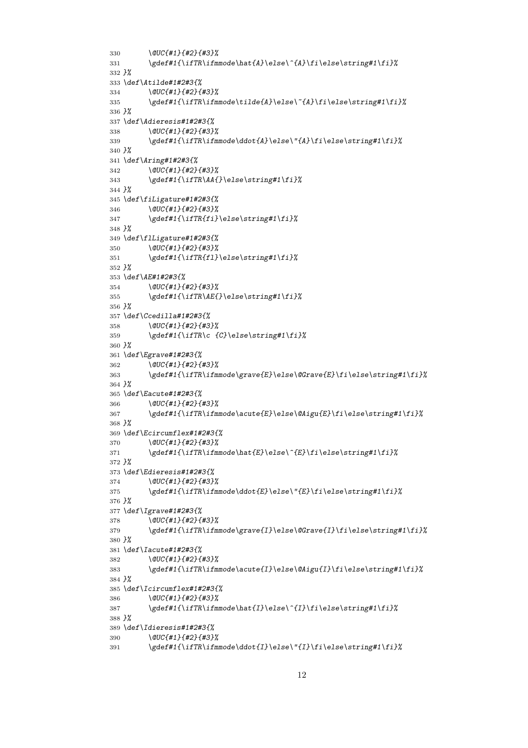```
330       \@UC{#1}{#2}{#3}%
331       \gdef#1{\ifTR\ifmmode\hat{A}\else\^{A}\fi\else\string#1\fi}%
332 }%
333 \def\Atilde#1#2#3{%
334       \@UC{#1}{#2}{#3}%
335       \gdef#1{\ifTR\ifmmode\tilde{A}\else\~{A}\fi\else\string#1\fi}%
336 }%
337 \def\Adieresis#1#2#3{%
338       \@UC{#1}{#2}{#3}%
339       \gdef#1{\ifTR\ifmmode\ddot{A}\else\"{A}\fi\else\string#1\fi}%
340 }%
341 \def\Aring#1#2#3{%
342       \@UC{#1}{#2}{#3}%
343       \gdef#1{\ifTR\AA{}\else\string#1\fi}%
344 }%
345 \def\fiLigature#1#2#3{%
346       \@UC{#1}{#2}{#3}%
347       \gdef#1{\ifTR{fi}\else\string#1\fi}%
348 }%
349 \def\flLigature#1#2#3{%
350       \@UC{#1}{#2}{#3}%
351       \gdef#1{\ifTR{fl}\else\string#1\fi}%
352 }%
353 \def\AE#1#2#3{%
354       \@UC{#1}{#2}{#3}%
355       \gdef#1{\ifTR\AE{}\else\string#1\fi}%
356 }%
357 \def\Ccedilla#1#2#3{%
358       \@UC{#1}{#2}{#3}%
359       \gdef#1{\ifTR\c {C}\else\string#1\fi}%
360 }%
361 \def\Egrave#1#2#3{%
362       \@UC{#1}{#2}{#3}%
363       \gdef#1{\ifTR\ifmmode\grave{E}\else\@Grave{E}\fi\else\string#1\fi}%
364 }%
365 \def\Eacute#1#2#3{%
366       \@UC{#1}{#2}{#3}%
367       \gdef#1{\ifTR\ifmmode\acute{E}\else\@Aigu{E}\fi\else\string#1\fi}%
368 }%
369 \def\Ecircumflex#1#2#3{%
370       \@UC{#1}{#2}{#3}%
371       \gdef#1{\ifTR\ifmmode\hat{E}\else\^{E}\fi\else\string#1\fi}%
372 }%
373 \def\Edieresis#1#2#3{%
374       \@UC{#1}{#2}{#3}%
375       \gdef#1{\ifTR\ifmmode\ddot{E}\else\"{E}\fi\else\string#1\fi}%
376 }%
377 \def\Igrave#1#2#3{%
378       \@UC{#1}{#2}{#3}%
379       \gdef#1{\ifTR\ifmmode\grave{I}\else\@Grave{I}\fi\else\string#1\fi}%
380 }%
381 \def\Iacute#1#2#3{%
382       \@UC{#1}{#2}{#3}%
383       \gdef#1{\ifTR\ifmmode\acute{I}\else\@Aigu{I}\fi\else\string#1\fi}%
384 }%
385 \def\Icircumflex#1#2#3{%
386       \@UC{#1}{#2}{#3}%
387       \gdef#1{\ifTR\ifmmode\hat{I}\else\^{I}\fi\else\string#1\fi}%
388 }%
389 \def\Idieresis#1#2#3{%
390       \@UC{#1}{#2}{#3}%
391       \gdef#1{\ifTR\ifmmode\ddot{I}\else\"{I}\fi\else\string#1\fi}%
```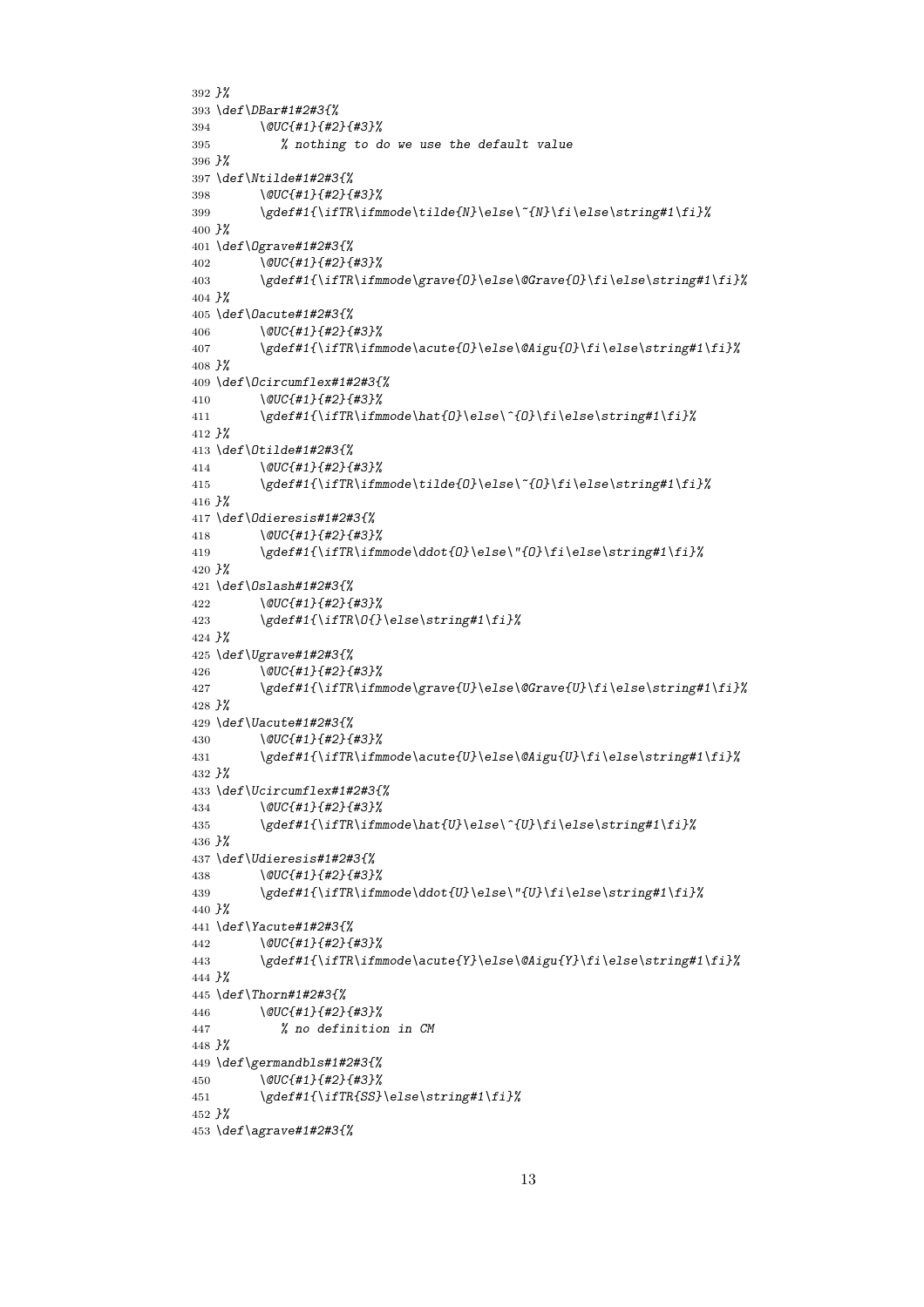```
392 }%
393 \def\DBar#1#2#3{%
394       \@UC{#1}{#2}{#3}%
395          % nothing to do we use the default value
396 }%
397 \def\Ntilde#1#2#3{%
398       \@UC{#1}{#2}{#3}%
399       \gdef#1{\ifTR\ifmmode\tilde{N}\else\~{N}\fi\else\string#1\fi}%
400 }%
401 \def\Ograve#1#2#3{%
402       \@UC{#1}{#2}{#3}%
403       \gdef#1{\ifTR\ifmmode\grave{O}\else\@Grave{O}\fi\else\string#1\fi}%
404 }%
405 \def\Oacute#1#2#3{%
406       \@UC{#1}{#2}{#3}%
407       \gdef#1{\ifTR\ifmmode\acute{O}\else\@Aigu{O}\fi\else\string#1\fi}%
408 }%
409 \def\Ocircumflex#1#2#3{%
410       \@UC{#1}{#2}{#3}%
411       \gdef#1{\ifTR\ifmmode\hat{O}\else\^{O}\fi\else\string#1\fi}%
412 }%
413 \def\Otilde#1#2#3{%
414       \@UC{#1}{#2}{#3}%
415       \gdef#1{\ifTR\ifmmode\tilde{O}\else\~{O}\fi\else\string#1\fi}%
416 }%
417 \def\Odieresis#1#2#3{%
418       \@UC{#1}{#2}{#3}%
419       \gdef#1{\ifTR\ifmmode\ddot{O}\else\"{O}\fi\else\string#1\fi}%
420 }%
421 \def\Oslash#1#2#3{%
422       \@UC{#1}{#2}{#3}%
423       \gdef#1{\ifTR\O{}\else\string#1\fi}%
424 }%
425 \def\Ugrave#1#2#3{%
426       \@UC{#1}{#2}{#3}%
427       \gdef#1{\ifTR\ifmmode\grave{U}\else\@Grave{U}\fi\else\string#1\fi}%
428 }%
429 \def\Uacute#1#2#3{%
430       \@UC{#1}{#2}{#3}%
431       \gdef#1{\ifTR\ifmmode\acute{U}\else\@Aigu{U}\fi\else\string#1\fi}%
432 }%
433 \def\Ucircumflex#1#2#3{%
434       \@UC{#1}{#2}{#3}%
435       \gdef#1{\ifTR\ifmmode\hat{U}\else\^{U}\fi\else\string#1\fi}%
436 }%
437 \def\Udieresis#1#2#3{%
438       \@UC{#1}{#2}{#3}%
439       \gdef#1{\ifTR\ifmmode\ddot{U}\else\"{U}\fi\else\string#1\fi}%
440 }%
441 \def\Yacute#1#2#3{%
442       \@UC{#1}{#2}{#3}%
443       \gdef#1{\ifTR\ifmmode\acute{Y}\else\@Aigu{Y}\fi\else\string#1\fi}%
444 }%
445 \def\Thorn#1#2#3{%
446       \@UC{#1}{#2}{#3}%
447          % no definition in CM
448 }%
449 \def\germandbls#1#2#3{%
450       \@UC{#1}{#2}{#3}%
451       \gdef#1{\ifTR{SS}\else\string#1\fi}%
452 }%
453 \def\agrave#1#2#3{%
```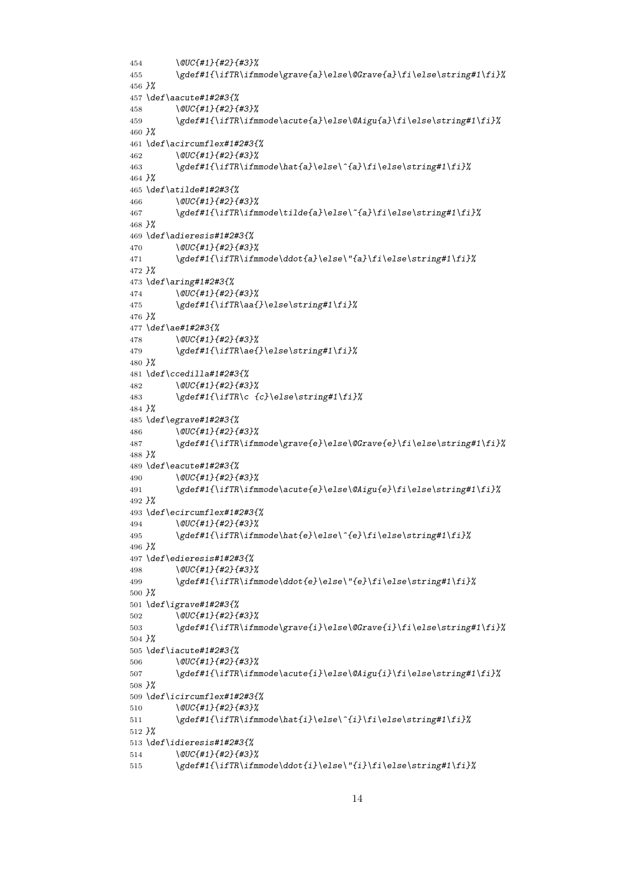```
454       \@UC{#1}{#2}{#3}%
455       \gdef#1{\ifTR\ifmmode\grave{a}\else\@Grave{a}\fi\else\string#1\fi}%
456 }%
457 \def\aacute#1#2#3{%
458       \@UC{#1}{#2}{#3}%
459       \gdef#1{\ifTR\ifmmode\acute{a}\else\@Aigu{a}\fi\else\string#1\fi}%
460 }%
461 \def\acircumflex#1#2#3{%
462       \@UC{#1}{#2}{#3}%
463       \gdef#1{\ifTR\ifmmode\hat{a}\else\^{a}\fi\else\string#1\fi}%
464 }%
465 \def\atilde#1#2#3{%
466       \@UC{#1}{#2}{#3}%
467       \gdef#1{\ifTR\ifmmode\tilde{a}\else\~{a}\fi\else\string#1\fi}%
468 }%
469 \def\adieresis#1#2#3{%
470       \@UC{#1}{#2}{#3}%
471       \gdef#1{\ifTR\ifmmode\ddot{a}\else\"{a}\fi\else\string#1\fi}%
472 }%
473 \def\aring#1#2#3{%
474       \@UC{#1}{#2}{#3}%
475       \gdef#1{\ifTR\aa{}\else\string#1\fi}%
476 }%
477 \def\ae#1#2#3{%
478       \@UC{#1}{#2}{#3}%
479       \gdef#1{\ifTR\ae{}\else\string#1\fi}%
480 }%
481 \def\ccedilla#1#2#3{%
482       \@UC{#1}{#2}{#3}%
483       \gdef#1{\ifTR\c {c}\else\string#1\fi}%
484 }%
485 \def\egrave#1#2#3{%
486       \@UC{#1}{#2}{#3}%
487       \gdef#1{\ifTR\ifmmode\grave{e}\else\@Grave{e}\fi\else\string#1\fi}%
488 }%
489 \def\eacute#1#2#3{%
490       \@UC{#1}{#2}{#3}%
491       \gdef#1{\ifTR\ifmmode\acute{e}\else\@Aigu{e}\fi\else\string#1\fi}%
492 }%
493 \def\ecircumflex#1#2#3{%
494       \@UC{#1}{#2}{#3}%
495       \gdef#1{\ifTR\ifmmode\hat{e}\else\^{e}\fi\else\string#1\fi}%
496 }%
497 \def\edieresis#1#2#3{%
498       \@UC{#1}{#2}{#3}%
499       \gdef#1{\ifTR\ifmmode\ddot{e}\else\"{e}\fi\else\string#1\fi}%
500 }%
501 \def\igrave#1#2#3{%
502       \@UC{#1}{#2}{#3}%
503       \gdef#1{\ifTR\ifmmode\grave{i}\else\@Grave{i}\fi\else\string#1\fi}%
504 }%
505 \def\iacute#1#2#3{%
506       \@UC{#1}{#2}{#3}%
507       \gdef#1{\ifTR\ifmmode\acute{i}\else\@Aigu{i}\fi\else\string#1\fi}%
508 }%
509 \def\icircumflex#1#2#3{%
510       \@UC{#1}{#2}{#3}%
511       \gdef#1{\ifTR\ifmmode\hat{i}\else\^{i}\fi\else\string#1\fi}%
512 }%
513 \def\idieresis#1#2#3{%
514       \@UC{#1}{#2}{#3}%
515       \gdef#1{\ifTR\ifmmode\ddot{i}\else\"{i}\fi\else\string#1\fi}%
```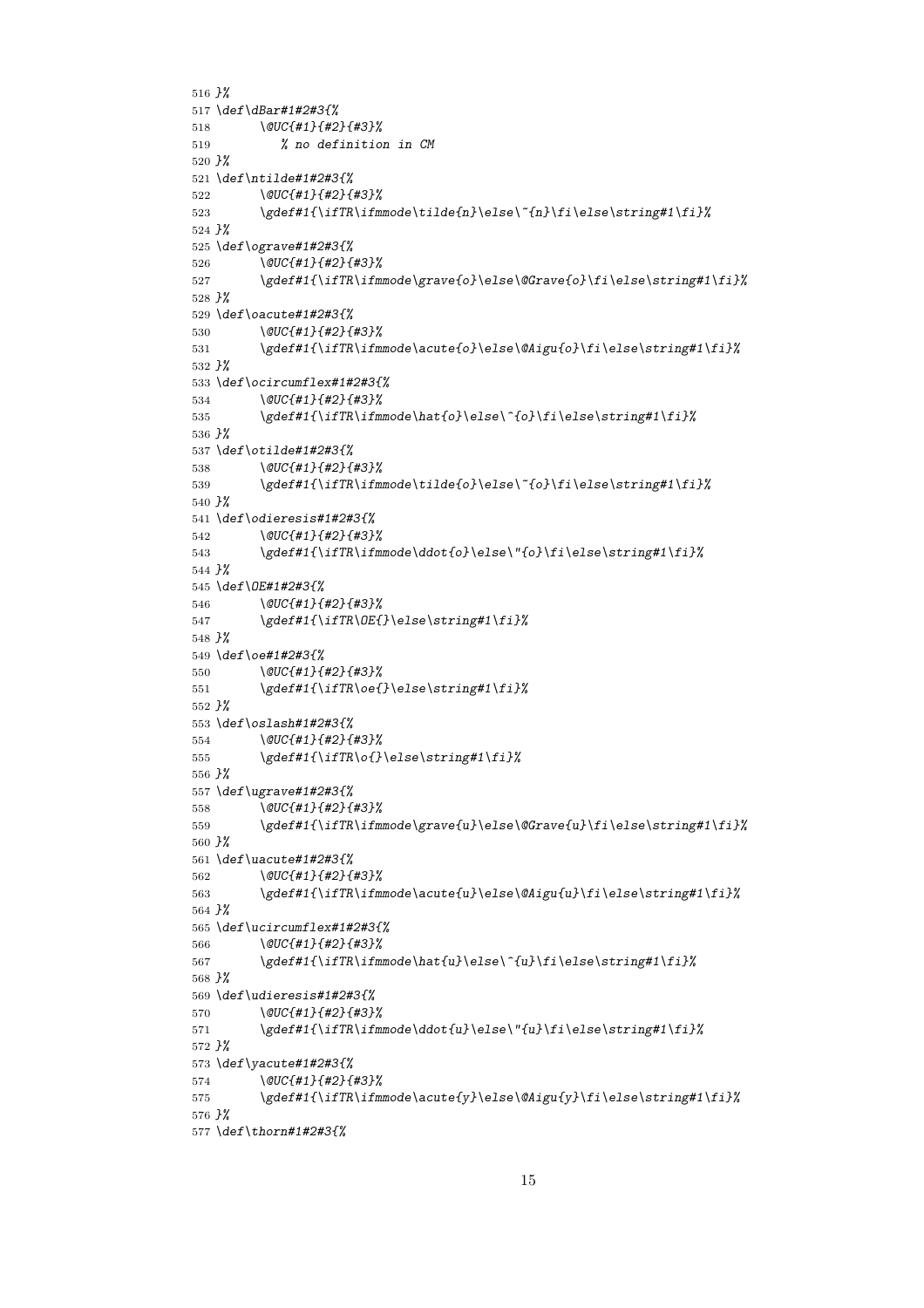```
516 }%
517 \def\dBar#1#2#3{%
518       \@UC{#1}{#2}{#3}%
519          % no definition in CM
520 }%
521 \def\ntilde#1#2#3{%
522       \@UC{#1}{#2}{#3}%
523       \gdef#1{\ifTR\ifmmode\tilde{n}\else\~{n}\fi\else\string#1\fi}%
524 }%
525 \def\ograve#1#2#3{%
526       \@UC{#1}{#2}{#3}%
527       \gdef#1{\ifTR\ifmmode\grave{o}\else\@Grave{o}\fi\else\string#1\fi}%
528 }%
529 \def\oacute#1#2#3{%
530       \@UC{#1}{#2}{#3}%
531       \gdef#1{\ifTR\ifmmode\acute{o}\else\@Aigu{o}\fi\else\string#1\fi}%
532 }%
533 \def\ocircumflex#1#2#3{%
534       \@UC{#1}{#2}{#3}%
535       \gdef#1{\ifTR\ifmmode\hat{o}\else\^{o}\fi\else\string#1\fi}%
536 }%
537 \def\otilde#1#2#3{%
538       \@UC{#1}{#2}{#3}%
539       \gdef#1{\ifTR\ifmmode\tilde{o}\else\~{o}\fi\else\string#1\fi}%
540 }%
541 \def\odieresis#1#2#3{%
542       \@UC{#1}{#2}{#3}%
543       \gdef#1{\ifTR\ifmmode\ddot{o}\else\"{o}\fi\else\string#1\fi}%
544 }%
545 \def\OE#1#2#3{%
546       \@UC{#1}{#2}{#3}%
547       \gdef#1{\ifTR\OE{}\else\string#1\fi}%
548 }%
549 \def\oe#1#2#3{%
550       \@UC{#1}{#2}{#3}%
551       \gdef#1{\ifTR\oe{}\else\string#1\fi}%
552 }%
553 \def\oslash#1#2#3{%
554       \@UC{#1}{#2}{#3}%
555       \gdef#1{\ifTR\o{}\else\string#1\fi}%
556 }%
557 \def\ugrave#1#2#3{%
558       \@UC{#1}{#2}{#3}%
559       \gdef#1{\ifTR\ifmmode\grave{u}\else\@Grave{u}\fi\else\string#1\fi}%
560 }%
561 \def\uacute#1#2#3{%
562       \@UC{#1}{#2}{#3}%
563       \gdef#1{\ifTR\ifmmode\acute{u}\else\@Aigu{u}\fi\else\string#1\fi}%
564 }%
565 \def\ucircumflex#1#2#3{%
566       \@UC{#1}{#2}{#3}%
567       \gdef#1{\ifTR\ifmmode\hat{u}\else\^{u}\fi\else\string#1\fi}%
568 }%
569 \def\udieresis#1#2#3{%
570       \@UC{#1}{#2}{#3}%
571       \gdef#1{\ifTR\ifmmode\ddot{u}\else\"{u}\fi\else\string#1\fi}%
572 }%
573 \def\yacute#1#2#3{%
574       \@UC{#1}{#2}{#3}%
575       \gdef#1{\ifTR\ifmmode\acute{y}\else\@Aigu{y}\fi\else\string#1\fi}%
576 }%
577 \def\thorn#1#2#3{%
```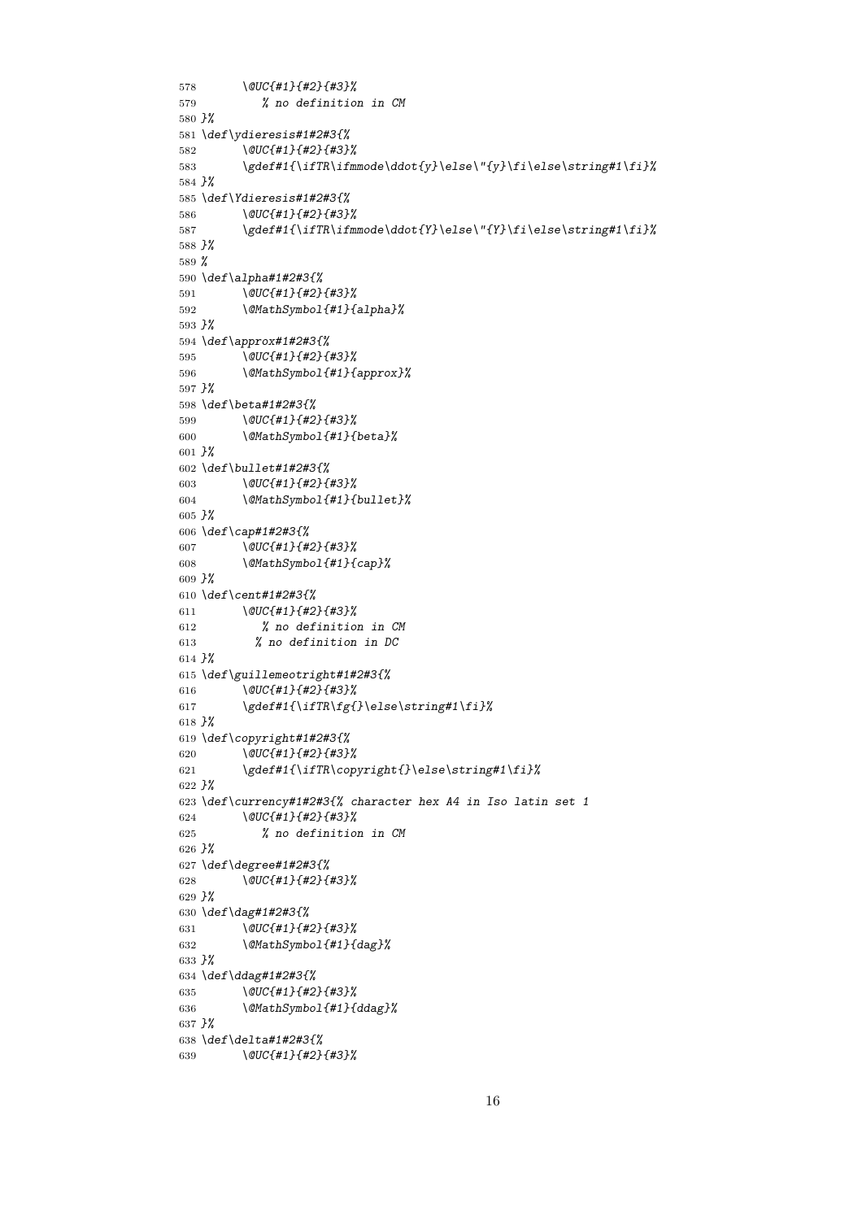```
578       \@UC{#1}{#2}{#3}%
579          % no definition in CM
580 }%
581 \def\ydieresis#1#2#3{%
582       \@UC{#1}{#2}{#3}%
583       \gdef#1{\ifTR\ifmmode\ddot{y}\else\"{y}\fi\else\string#1\fi}%
584 }%
585 \def\Ydieresis#1#2#3{%
586       \@UC{#1}{#2}{#3}%
587       \gdef#1{\ifTR\ifmmode\ddot{Y}\else\"{Y}\fi\else\string#1\fi}%
588 }%
589 %
590 \def\alpha#1#2#3{%
591       \@UC{#1}{#2}{#3}%
592       \@MathSymbol{#1}{alpha}%
593 }%
594 \def\approx#1#2#3{%
595       \@UC{#1}{#2}{#3}%
596       \@MathSymbol{#1}{approx}%
597 }%
598 \def\beta#1#2#3{%
599       \@UC{#1}{#2}{#3}%
600       \@MathSymbol{#1}{beta}%
601 }%
602 \def\bullet#1#2#3{%
603       \@UC{#1}{#2}{#3}%
604       \@MathSymbol{#1}{bullet}%
605 }%
606 \def\cap#1#2#3{%
607       \@UC{#1}{#2}{#3}%
608       \@MathSymbol{#1}{cap}%
609 }%
610 \def\cent#1#2#3{%
611       \@UC{#1}{#2}{#3}%
612          % no definition in CM
613         % no definition in DC
614 }%
615 \def\guillemeotright#1#2#3{%
616       \@UC{#1}{#2}{#3}%
617       \gdef#1{\ifTR\fg{}\else\string#1\fi}%
618 }%
619 \def\copyright#1#2#3{%
620       \@UC{#1}{#2}{#3}%
621       \gdef#1{\ifTR\copyright{}\else\string#1\fi}%
622 }%
623 \def\currency#1#2#3{% character hex A4 in Iso latin set 1
624       \@UC{#1}{#2}{#3}%
625          % no definition in CM
626 }%
627 \def\degree#1#2#3{%
628       \@UC{#1}{#2}{#3}%
629 }%
630 \def\dag#1#2#3{%
631       \@UC{#1}{#2}{#3}%
632       \@MathSymbol{#1}{dag}%
633 }%
634 \def\ddag#1#2#3{%
635       \@UC{#1}{#2}{#3}%
636       \@MathSymbol{#1}{ddag}%
637 }%
638 \def\delta#1#2#3{%
639       \@UC{#1}{#2}{#3}%
```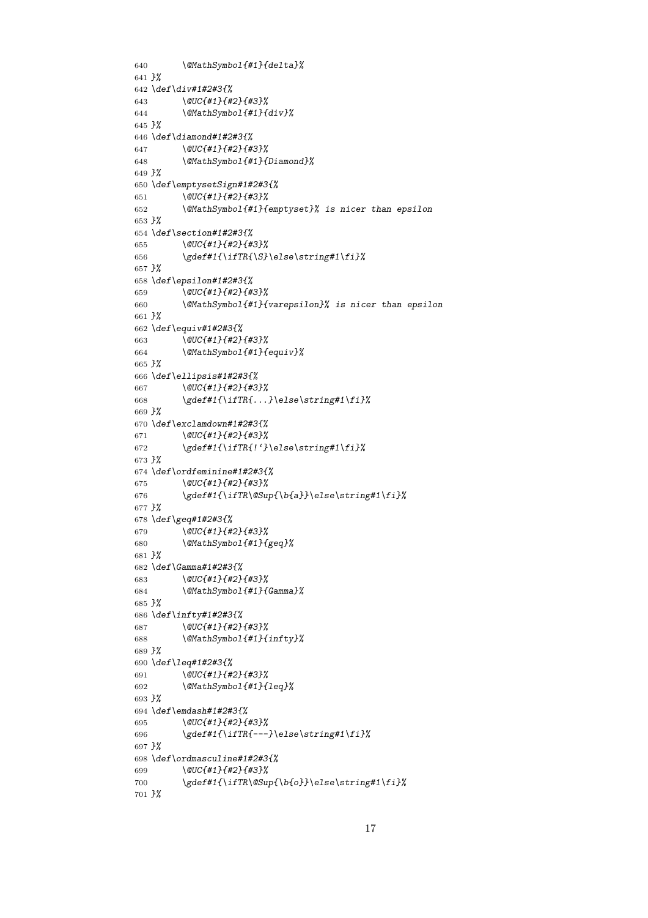```
640       \@MathSymbol{#1}{delta}%
641 }%
642 \def\div#1#2#3{%
643       \@UC{#1}{#2}{#3}%
644       \@MathSymbol{#1}{div}%
645 }%
646 \def\diamond#1#2#3{%
647       \@UC{#1}{#2}{#3}%
648       \@MathSymbol{#1}{Diamond}%
649 }%
650 \def\emptysetSign#1#2#3{%
651       \@UC{#1}{#2}{#3}%
652       \@MathSymbol{#1}{emptyset}% is nicer than epsilon
653 }%
654 \def\section#1#2#3{%
655       \@UC{#1}{#2}{#3}%
656       \gdef#1{\ifTR{\S}\else\string#1\fi}%
657 }%
658 \def\epsilon#1#2#3{%
659       \@UC{#1}{#2}{#3}%
660       \@MathSymbol{#1}{varepsilon}% is nicer than epsilon
661 }%
662 \def\equiv#1#2#3{%
663       \@UC{#1}{#2}{#3}%
664       \@MathSymbol{#1}{equiv}%
665 }%
666 \def\ellipsis#1#2#3{%
667       \@UC{#1}{#2}{#3}%
668       \gdef#1{\ifTR{...}\else\string#1\fi}%
669 }%
670 \def\exclamdown#1#2#3{%
671       \@UC{#1}{#2}{#3}%
672       \gdef#1{\ifTR{!`}\else\string#1\fi}%
673 }%
674 \def\ordfeminine#1#2#3{%
675       \@UC{#1}{#2}{#3}%
676       \gdef#1{\ifTR\@Sup{\b{a}}\else\string#1\fi}%
677 }%
678 \def\geq#1#2#3{%
679       \@UC{#1}{#2}{#3}%
680       \@MathSymbol{#1}{geq}%
681 }%
682 \def\Gamma#1#2#3{%
683       \@UC{#1}{#2}{#3}%
684       \@MathSymbol{#1}{Gamma}%
685 }%
686 \def\infty#1#2#3{%
687       \@UC{#1}{#2}{#3}%
688       \@MathSymbol{#1}{infty}%
689 }%
690 \def\leq#1#2#3{%
691       \@UC{#1}{#2}{#3}%
692       \@MathSymbol{#1}{leq}%
693 }%
694 \def\emdash#1#2#3{%
695       \@UC{#1}{#2}{#3}%
696       \gdef#1{\ifTR{---}\else\string#1\fi}%
697 }%
698 \def\ordmasculine#1#2#3{%
699       \@UC{#1}{#2}{#3}%
700       \gdef#1{\ifTR\@Sup{\b{o}}\else\string#1\fi}%
701 }%
```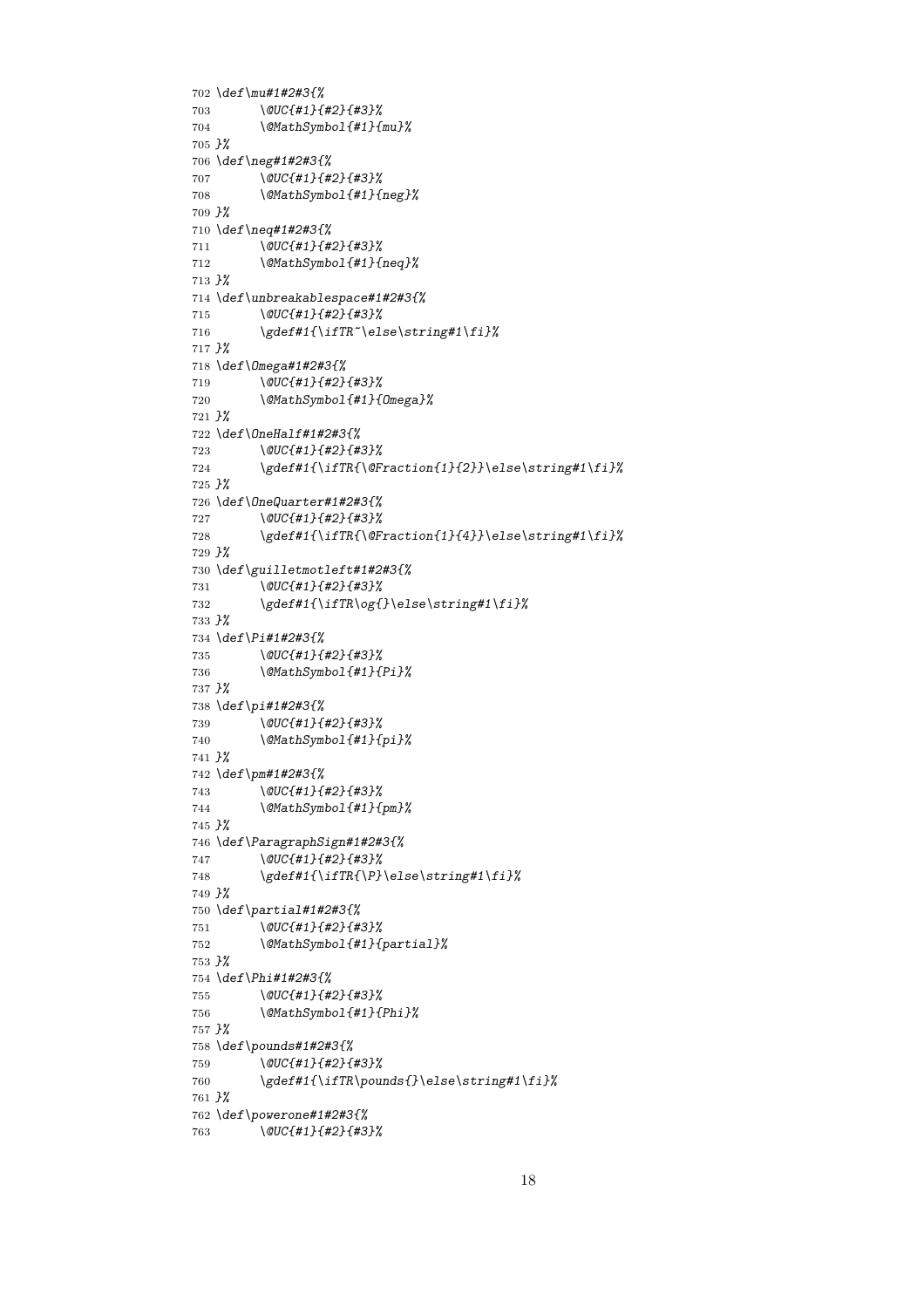```
702 \def\mu#1#2#3{%
703       \@UC{#1}{#2}{#3}%
704       \@MathSymbol{#1}{mu}%
705 }%
706 \def\neg#1#2#3{%
707       \@UC{#1}{#2}{#3}%
708       \@MathSymbol{#1}{neg}%
709 }%
710 \def\neq#1#2#3{%
711       \@UC{#1}{#2}{#3}%
712       \@MathSymbol{#1}{neq}%
713 }%
714 \def\unbreakablespace#1#2#3{%
715       \@UC{#1}{#2}{#3}%
716       \gdef#1{\ifTR~\else\string#1\fi}%
717 }%
718 \def\Omega#1#2#3{%
719       \@UC{#1}{#2}{#3}%
720       \@MathSymbol{#1}{Omega}%
721 }%
722 \def\OneHalf#1#2#3{%
723       \@UC{#1}{#2}{#3}%
724       \gdef#1{\ifTR{\@Fraction{1}{2}}\else\string#1\fi}%
725 }%
726 \def\OneQuarter#1#2#3{%
727       \@UC{#1}{#2}{#3}%
728       \gdef#1{\ifTR{\@Fraction{1}{4}}\else\string#1\fi}%
729 }%
730 \def\guilletmotleft#1#2#3{%
731       \@UC{#1}{#2}{#3}%
732       \gdef#1{\ifTR\og{}\else\string#1\fi}%
733 }%
734 \def\Pi#1#2#3{%
735       \@UC{#1}{#2}{#3}%
736       \@MathSymbol{#1}{Pi}%
737 }%
738 \def\pi#1#2#3{%
739       \@UC{#1}{#2}{#3}%
740       \@MathSymbol{#1}{pi}%
741 }%
742 \def\pm#1#2#3{%
743       \@UC{#1}{#2}{#3}%
744       \@MathSymbol{#1}{pm}%
745 }%
746 \def\ParagraphSign#1#2#3{%
747       \@UC{#1}{#2}{#3}%
748       \gdef#1{\ifTR{\P}\else\string#1\fi}%
749 }%
750 \def\partial#1#2#3{%
751       \@UC{#1}{#2}{#3}%
752       \@MathSymbol{#1}{partial}%
753 }%
754 \def\Phi#1#2#3{%
755       \@UC{#1}{#2}{#3}%
756       \@MathSymbol{#1}{Phi}%
757 }%
758 \def\pounds#1#2#3{%
759       \@UC{#1}{#2}{#3}%
760       \gdef#1{\ifTR\pounds{}\else\string#1\fi}%
761 }%
762 \def\powerone#1#2#3{%
763       \@UC{#1}{#2}{#3}%
```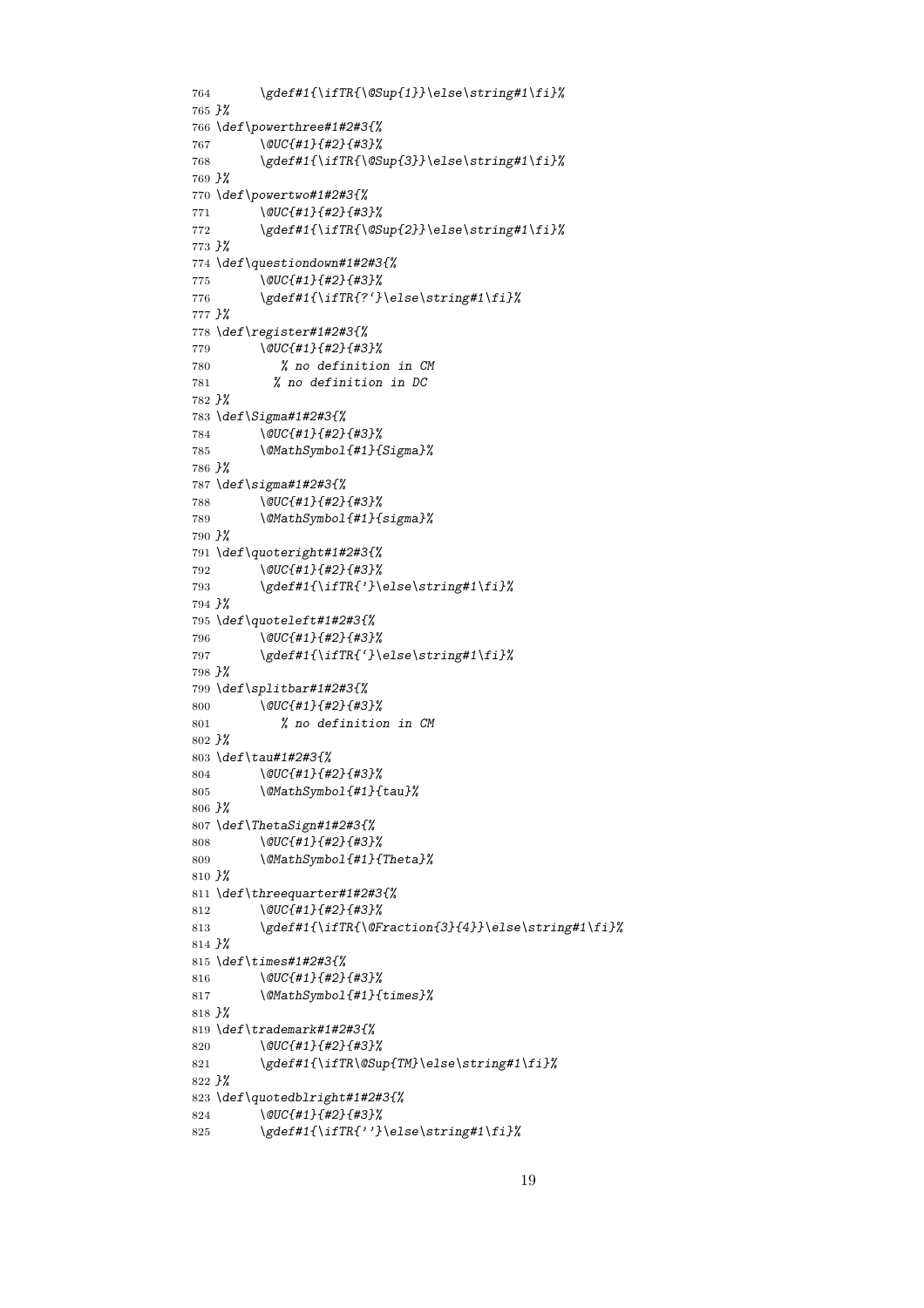```
764       \gdef#1{\ifTR{\@Sup{1}}\else\string#1\fi}%
765 }%
766 \def\powerthree#1#2#3{%
767       \@UC{#1}{#2}{#3}%
768       \gdef#1{\ifTR{\@Sup{3}}\else\string#1\fi}%
769 }%
770 \def\powertwo#1#2#3{%
771       \@UC{#1}{#2}{#3}%
772       \gdef#1{\ifTR{\@Sup{2}}\else\string#1\fi}%
773 }%
774 \def\questiondown#1#2#3{%
775       \@UC{#1}{#2}{#3}%
776       \gdef#1{\ifTR{?`}\else\string#1\fi}%
777 }%
778 \def\register#1#2#3{%
779       \@UC{#1}{#2}{#3}%
780          % no definition in CM
781         % no definition in DC
782 }%
783 \def\Sigma#1#2#3{%
784       \@UC{#1}{#2}{#3}%
785       \@MathSymbol{#1}{Sigma}%
786 }%
787 \def\sigma#1#2#3{%
788       \@UC{#1}{#2}{#3}%
789       \@MathSymbol{#1}{sigma}%
790 }%
791 \def\quoteright#1#2#3{%
792       \@UC{#1}{#2}{#3}%
793       \gdef#1{\ifTR{'}\else\string#1\fi}%
794 }%
795 \def\quoteleft#1#2#3{%
796       \@UC{#1}{#2}{#3}%
797       \gdef#1{\ifTR{`}\else\string#1\fi}%
798 }%
799 \def\splitbar#1#2#3{%
800       \@UC{#1}{#2}{#3}%
801          % no definition in CM
802 }%
803 \def\tau#1#2#3{%
804       \@UC{#1}{#2}{#3}%
805       \@MathSymbol{#1}{tau}%
806 }%
807 \def\ThetaSign#1#2#3{%
808       \@UC{#1}{#2}{#3}%
809       \@MathSymbol{#1}{Theta}%
810 }%
811 \def\threequarter#1#2#3{%
812       \@UC{#1}{#2}{#3}%
813       \gdef#1{\ifTR{\@Fraction{3}{4}}\else\string#1\fi}%
814 }%
815 \def\times#1#2#3{%
816       \@UC{#1}{#2}{#3}%
817       \@MathSymbol{#1}{times}%
818 }%
819 \def\trademark#1#2#3{%
820       \@UC{#1}{#2}{#3}%
821       \gdef#1{\ifTR\@Sup{TM}\else\string#1\fi}%
822 }%
823 \def\quotedblright#1#2#3{%
824       \@UC{#1}{#2}{#3}%
825       \gdef#1{\ifTR{''}\else\string#1\fi}%
```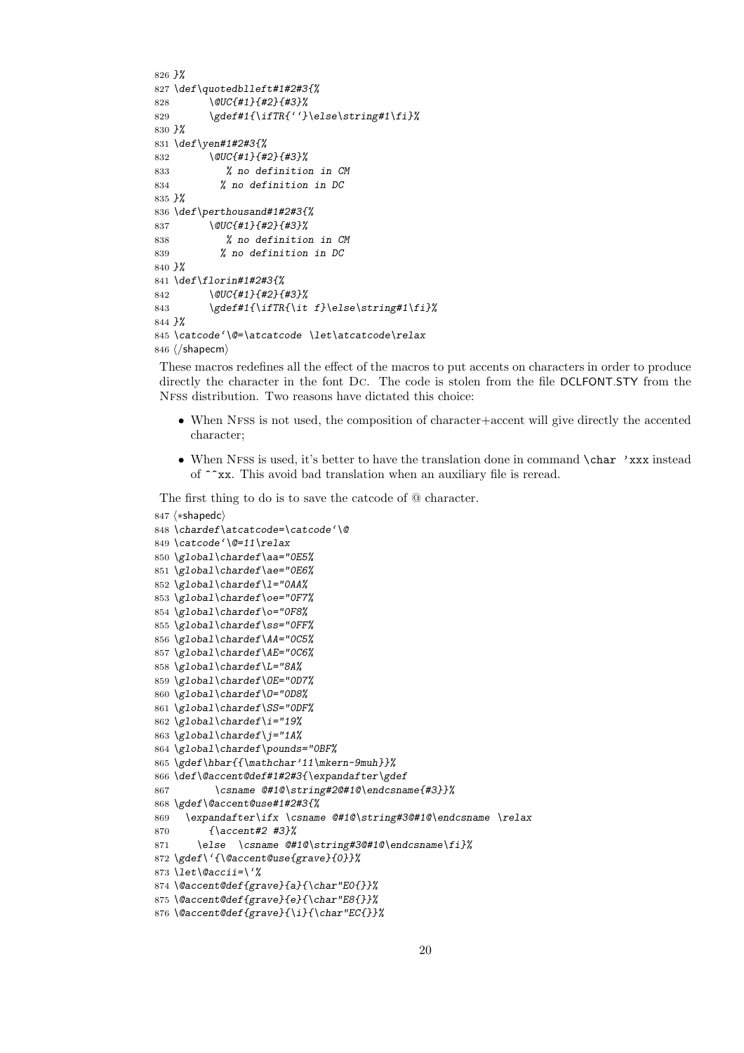```
826 }%
827 \def\quotedblleft#1#2#3{%
828       \@UC{#1}{#2}{#3}%
829       \gdef#1{\ifTR{``}\else\string#1\fi}%
830 }%
831 \def\yen#1#2#3{%
832       \@UC{#1}{#2}{#3}%
833          % no definition in CM
834         % no definition in DC
835 }%
836 \def\perthousand#1#2#3{%
837       \@UC{#1}{#2}{#3}%
838          % no definition in CM
839         % no definition in DC
840 }%
841 \def\florin#1#2#3{%
842       \@UC{#1}{#2}{#3}%
843       \gdef#1{\ifTR{\it f}\else\string#1\fi}%
844 }%
845 \catcode`\@=\atcatcode \let\atcatcode\relax
846 ⟨/shapecm⟩
```

These macros redefines all the effect of the macros to put accents on characters in order to produce directly the character in the font Dc. The code is stolen from the file DCLFONT.STY from the Nfss distribution. Two reasons have dictated this choice:

- When Nfss is not used, the composition of character+accent will give directly the accented character;
- When Nfss is used, it's better to have the translation done in command `\char 'xxx` instead of `^^xx`. This avoid bad translation when an auxiliary file is reread.

The first thing to do is to save the catcode of @ character.

```
847 ⟨*shapedc⟩
848 \chardef\atcatcode=\catcode`\@
849 \catcode`\@=11\relax
850 \global\chardef\aa="0E5%
851 \global\chardef\ae="0E6%
852 \global\chardef\l="0AA%
853 \global\chardef\oe="0F7%
854 \global\chardef\o="0F8%
855 \global\chardef\ss="0FF%
856 \global\chardef\AA="0C5%
857 \global\chardef\AE="0C6%
858 \global\chardef\L="8A%
859 \global\chardef\OE="0D7%
860 \global\chardef\O="0D8%
861 \global\chardef\SS="0DF%
862 \global\chardef\i="19%
863 \global\chardef\j="1A%
864 \global\chardef\pounds="0BF%
865 \gdef\hbar{{\mathchar'11\mkern-9muh}}%
866 \def\@accent@def#1#2#3{\expandafter\gdef
867        \csname @#1@\string#2@#1@\endcsname{#3}}%
868 \gdef\@accent@use#1#2#3{%
869   \expandafter\ifx \csname @#1@\string#3@#1@\endcsname \relax
870       {\accent#2 #3}%
871     \else  \csname @#1@\string#3@#1@\endcsname\fi}%
872 \gdef\`{\@accent@use{grave}{0}}%
873 \let\@accii=\`%
874 \@accent@def{grave}{a}{\char"E0{}}%
875 \@accent@def{grave}{e}{\char"E8{}}%
876 \@accent@def{grave}{\i}{\char"EC{}}%
```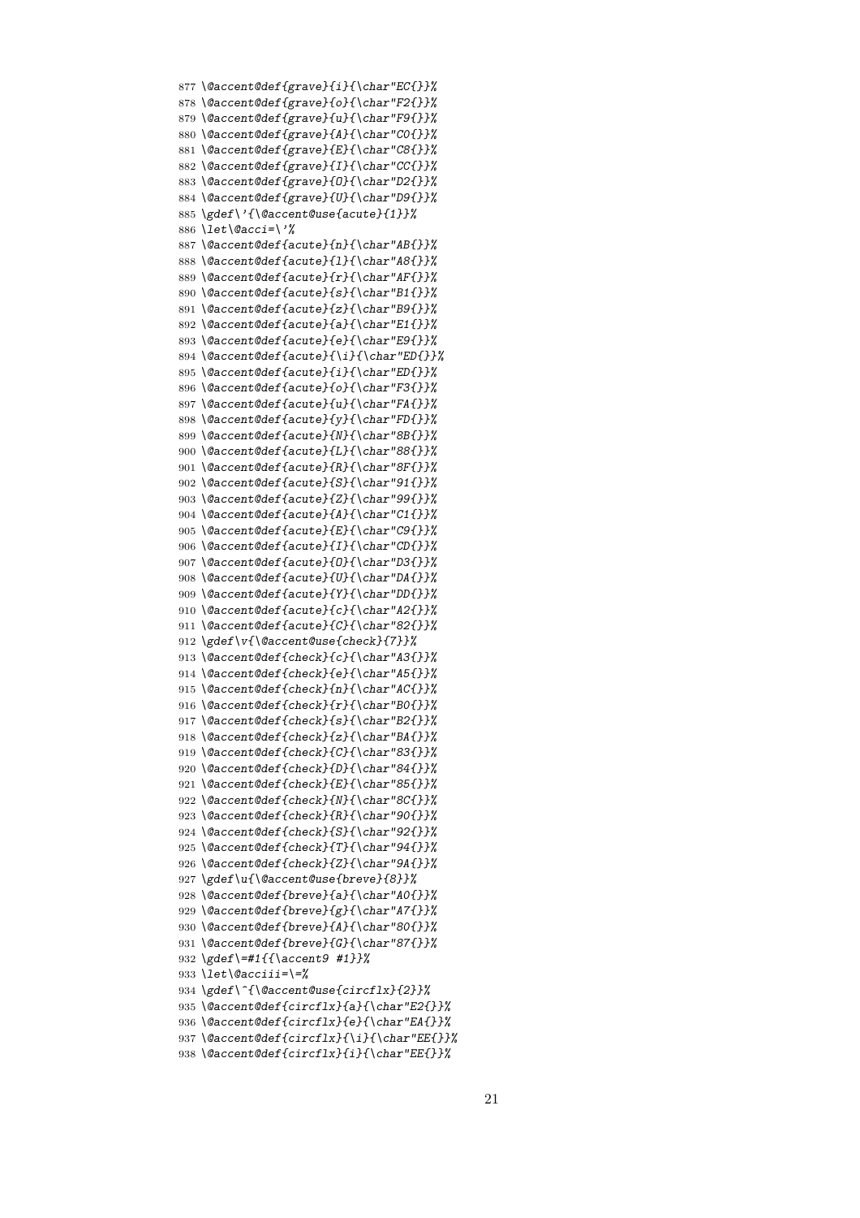```
877 \@accent@def{grave}{i}{\char"EC{}}%
878 \@accent@def{grave}{o}{\char"F2{}}%
879 \@accent@def{grave}{u}{\char"F9{}}%
880 \@accent@def{grave}{A}{\char"C0{}}%
881 \@accent@def{grave}{E}{\char"C8{}}%
882 \@accent@def{grave}{I}{\char"CC{}}%
883 \@accent@def{grave}{O}{\char"D2{}}%
884 \@accent@def{grave}{U}{\char"D9{}}%
885 \gdef\'{\@accent@use{acute}{1}}%
886 \let\@acci=\'%
887 \@accent@def{acute}{n}{\char"AB{}}%
888 \@accent@def{acute}{l}{\char"A8{}}%
889 \@accent@def{acute}{r}{\char"AF{}}%
890 \@accent@def{acute}{s}{\char"B1{}}%
891 \@accent@def{acute}{z}{\char"B9{}}%
892 \@accent@def{acute}{a}{\char"E1{}}%
893 \@accent@def{acute}{e}{\char"E9{}}%
894 \@accent@def{acute}{\i}{\char"ED{}}%
895 \@accent@def{acute}{i}{\char"ED{}}%
896 \@accent@def{acute}{o}{\char"F3{}}%
897 \@accent@def{acute}{u}{\char"FA{}}%
898 \@accent@def{acute}{y}{\char"FD{}}%
899 \@accent@def{acute}{N}{\char"8B{}}%
900 \@accent@def{acute}{L}{\char"88{}}%
901 \@accent@def{acute}{R}{\char"8F{}}%
902 \@accent@def{acute}{S}{\char"91{}}%
903 \@accent@def{acute}{Z}{\char"99{}}%
904 \@accent@def{acute}{A}{\char"C1{}}%
905 \@accent@def{acute}{E}{\char"C9{}}%
906 \@accent@def{acute}{I}{\char"CD{}}%
907 \@accent@def{acute}{O}{\char"D3{}}%
908 \@accent@def{acute}{U}{\char"DA{}}%
909 \@accent@def{acute}{Y}{\char"DD{}}%
910 \@accent@def{acute}{c}{\char"A2{}}%
911 \@accent@def{acute}{C}{\char"82{}}%
912 \gdef\v{\@accent@use{check}{7}}%
913 \@accent@def{check}{c}{\char"A3{}}%
914 \@accent@def{check}{e}{\char"A5{}}%
915 \@accent@def{check}{n}{\char"AC{}}%
916 \@accent@def{check}{r}{\char"B0{}}%
917 \@accent@def{check}{s}{\char"B2{}}%
918 \@accent@def{check}{z}{\char"BA{}}%
919 \@accent@def{check}{C}{\char"83{}}%
920 \@accent@def{check}{D}{\char"84{}}%
921 \@accent@def{check}{E}{\char"85{}}%
922 \@accent@def{check}{N}{\char"8C{}}%
923 \@accent@def{check}{R}{\char"90{}}%
924 \@accent@def{check}{S}{\char"92{}}%
925 \@accent@def{check}{T}{\char"94{}}%
926 \@accent@def{check}{Z}{\char"9A{}}%
927 \gdef\u{\@accent@use{breve}{8}}%
928 \@accent@def{breve}{a}{\char"A0{}}%
929 \@accent@def{breve}{g}{\char"A7{}}%
930 \@accent@def{breve}{A}{\char"80{}}%
931 \@accent@def{breve}{G}{\char"87{}}%
932 \gdef\=#1{{\accent9 #1}}%
933 \let\@acciii=\=%
934 \gdef\^{\@accent@use{circflx}{2}}%
935 \@accent@def{circflx}{a}{\char"E2{}}%
936 \@accent@def{circflx}{e}{\char"EA{}}%
937 \@accent@def{circflx}{\i}{\char"EE{}}%
938 \@accent@def{circflx}{i}{\char"EE{}}%
```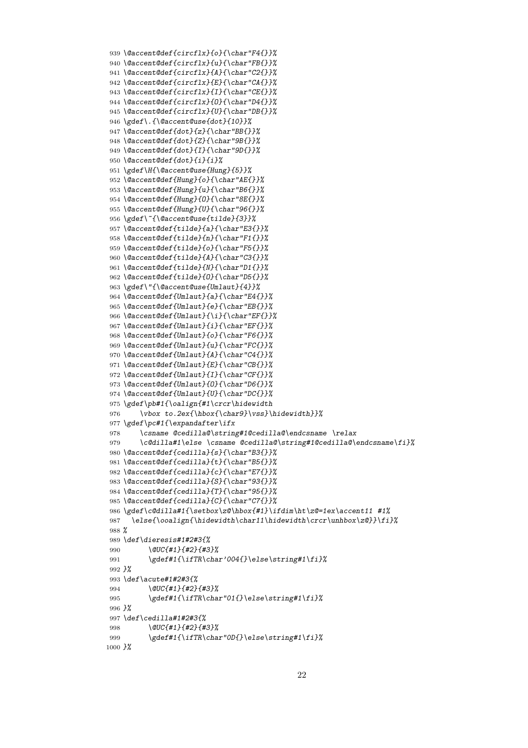```
939 \@accent@def{circflx}{o}{\char"F4{}}%
940 \@accent@def{circflx}{u}{\char"FB{}}%
941 \@accent@def{circflx}{A}{\char"C2{}}%
942 \@accent@def{circflx}{E}{\char"CA{}}%
943 \@accent@def{circflx}{I}{\char"CE{}}%
944 \@accent@def{circflx}{O}{\char"D4{}}%
945 \@accent@def{circflx}{U}{\char"DB{}}%
946 \gdef\.{\@accent@use{dot}{10}}%
947 \@accent@def{dot}{z}{\char"BB{}}%
948 \@accent@def{dot}{Z}{\char"9B{}}%
949 \@accent@def{dot}{I}{\char"9D{}}%
950 \@accent@def{dot}{i}{i}%
951 \gdef\H{\@accent@use{Hung}{5}}%
952 \@accent@def{Hung}{o}{\char"AE{}}%
953 \@accent@def{Hung}{u}{\char"B6{}}%
954 \@accent@def{Hung}{O}{\char"8E{}}%
955 \@accent@def{Hung}{U}{\char"96{}}%
956 \gdef\~{\@accent@use{tilde}{3}}%
957 \@accent@def{tilde}{a}{\char"E3{}}%
958 \@accent@def{tilde}{n}{\char"F1{}}%
959 \@accent@def{tilde}{o}{\char"F5{}}%
960 \@accent@def{tilde}{A}{\char"C3{}}%
961 \@accent@def{tilde}{N}{\char"D1{}}%
962 \@accent@def{tilde}{O}{\char"D5{}}%
963 \gdef\"{\@accent@use{Umlaut}{4}}%
964 \@accent@def{Umlaut}{a}{\char"E4{}}%
965 \@accent@def{Umlaut}{e}{\char"EB{}}%
966 \@accent@def{Umlaut}{\i}{\char"EF{}}%
967 \@accent@def{Umlaut}{i}{\char"EF{}}%
968 \@accent@def{Umlaut}{o}{\char"F6{}}%
969 \@accent@def{Umlaut}{u}{\char"FC{}}%
970 \@accent@def{Umlaut}{A}{\char"C4{}}%
971 \@accent@def{Umlaut}{E}{\char"CB{}}%
972 \@accent@def{Umlaut}{I}{\char"CF{}}%
973 \@accent@def{Umlaut}{O}{\char"D6{}}%
974 \@accent@def{Umlaut}{U}{\char"DC{}}%
975 \gdef\pb#1{\oalign{#1\crcr\hidewidth
976     \vbox to.2ex{\hbox{\char9}\vss}\hidewidth}}%
977 \gdef\pc#1{\expandafter\ifx
978     \csname @cedilla@\string#1@cedilla@\endcsname \relax
979     \c@dilla#1\else \csname @cedilla@\string#1@cedilla@\endcsname\fi}%
980 \@accent@def{cedilla}{s}{\char"B3{}}%
981 \@accent@def{cedilla}{t}{\char"B5{}}%
982 \@accent@def{cedilla}{c}{\char"E7{}}%
983 \@accent@def{cedilla}{S}{\char"93{}}%
984 \@accent@def{cedilla}{T}{\char"95{}}%
985 \@accent@def{cedilla}{C}{\char"C7{}}%
986 \gdef\c@dilla#1{\setbox\z@\hbox{#1}\ifdim\ht\z@=1ex\accent11 #1%
987   \else{\ooalign{\hidewidth\char11\hidewidth\crcr\unhbox\z@}}\fi}%
988 %
989 \def\dieresis#1#2#3{%
990       \@UC{#1}{#2}{#3}%
991       \gdef#1{\ifTR\char'004{}\else\string#1\fi}%
992 }%
993 \def\acute#1#2#3{%
994       \@UC{#1}{#2}{#3}%
995       \gdef#1{\ifTR\char"01{}\else\string#1\fi}%
996 }%
997 \def\cedilla#1#2#3{%
998       \@UC{#1}{#2}{#3}%
999       \gdef#1{\ifTR\char"0D{}\else\string#1\fi}%
1000 }%
```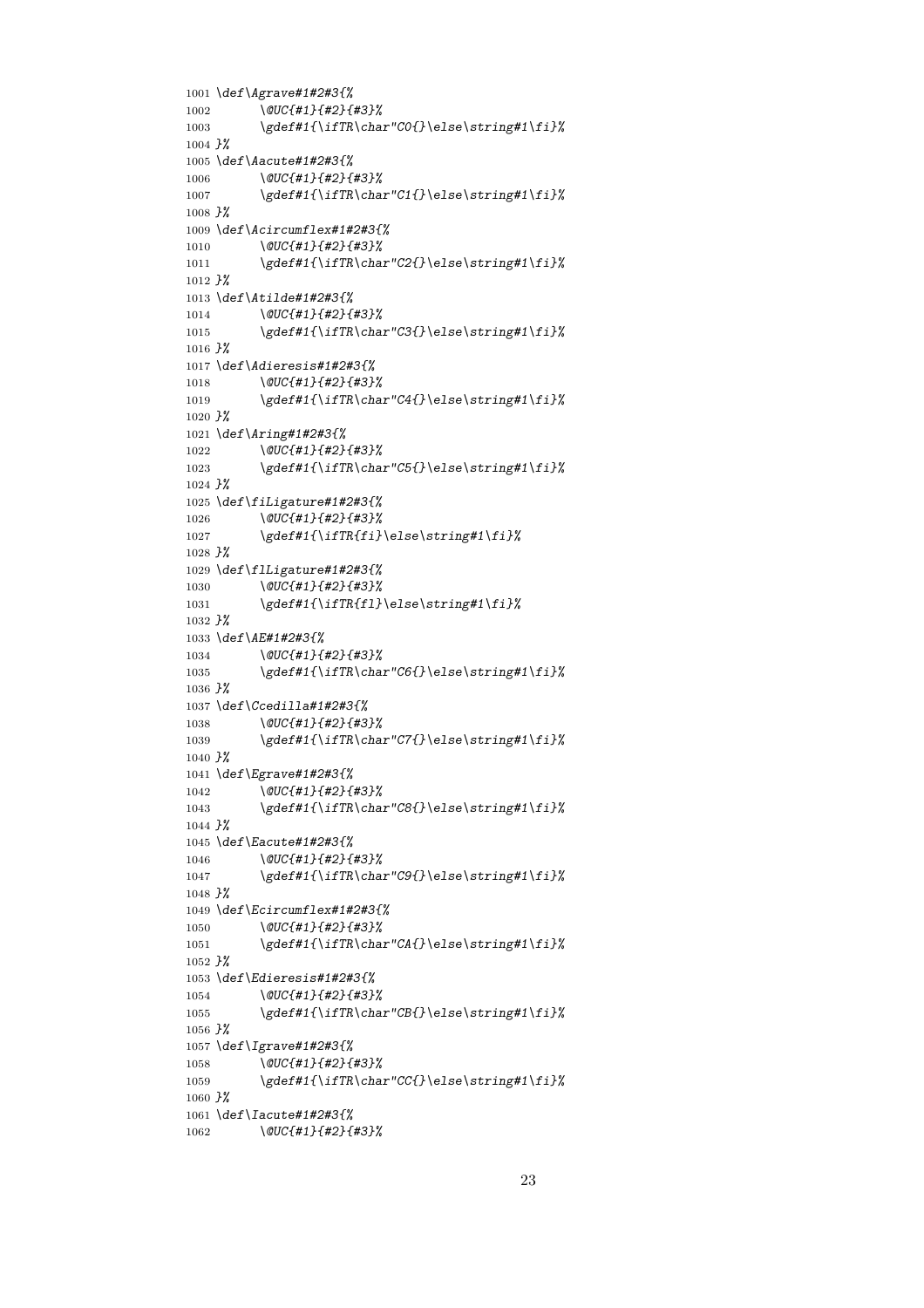```
1001 \def\Agrave#1#2#3{%
1002       \@UC{#1}{#2}{#3}%
1003       \gdef#1{\ifTR\char"C0{}\else\string#1\fi}%
1004 }%
1005 \def\Aacute#1#2#3{%
1006       \@UC{#1}{#2}{#3}%
1007       \gdef#1{\ifTR\char"C1{}\else\string#1\fi}%
1008 }%
1009 \def\Acircumflex#1#2#3{%
1010       \@UC{#1}{#2}{#3}%
1011       \gdef#1{\ifTR\char"C2{}\else\string#1\fi}%
1012 }%
1013 \def\Atilde#1#2#3{%
1014       \@UC{#1}{#2}{#3}%
1015       \gdef#1{\ifTR\char"C3{}\else\string#1\fi}%
1016 }%
1017 \def\Adieresis#1#2#3{%
1018       \@UC{#1}{#2}{#3}%
1019       \gdef#1{\ifTR\char"C4{}\else\string#1\fi}%
1020 }%
1021 \def\Aring#1#2#3{%
1022       \@UC{#1}{#2}{#3}%
1023       \gdef#1{\ifTR\char"C5{}\else\string#1\fi}%
1024 }%
1025 \def\fiLigature#1#2#3{%
1026       \@UC{#1}{#2}{#3}%
1027       \gdef#1{\ifTR{fi}\else\string#1\fi}%
1028 }%
1029 \def\flLigature#1#2#3{%
1030       \@UC{#1}{#2}{#3}%
1031       \gdef#1{\ifTR{fl}\else\string#1\fi}%
1032 }%
1033 \def\AE#1#2#3{%
1034       \@UC{#1}{#2}{#3}%
1035       \gdef#1{\ifTR\char"C6{}\else\string#1\fi}%
1036 }%
1037 \def\Ccedilla#1#2#3{%
1038       \@UC{#1}{#2}{#3}%
1039       \gdef#1{\ifTR\char"C7{}\else\string#1\fi}%
1040 }%
1041 \def\Egrave#1#2#3{%
1042       \@UC{#1}{#2}{#3}%
1043       \gdef#1{\ifTR\char"C8{}\else\string#1\fi}%
1044 }%
1045 \def\Eacute#1#2#3{%
1046       \@UC{#1}{#2}{#3}%
1047       \gdef#1{\ifTR\char"C9{}\else\string#1\fi}%
1048 }%
1049 \def\Ecircumflex#1#2#3{%
1050       \@UC{#1}{#2}{#3}%
1051       \gdef#1{\ifTR\char"CA{}\else\string#1\fi}%
1052 }%
1053 \def\Edieresis#1#2#3{%
1054       \@UC{#1}{#2}{#3}%
1055       \gdef#1{\ifTR\char"CB{}\else\string#1\fi}%
1056 }%
1057 \def\Igrave#1#2#3{%
1058       \@UC{#1}{#2}{#3}%
1059       \gdef#1{\ifTR\char"CC{}\else\string#1\fi}%
1060 }%
1061 \def\Iacute#1#2#3{%
1062       \@UC{#1}{#2}{#3}%
```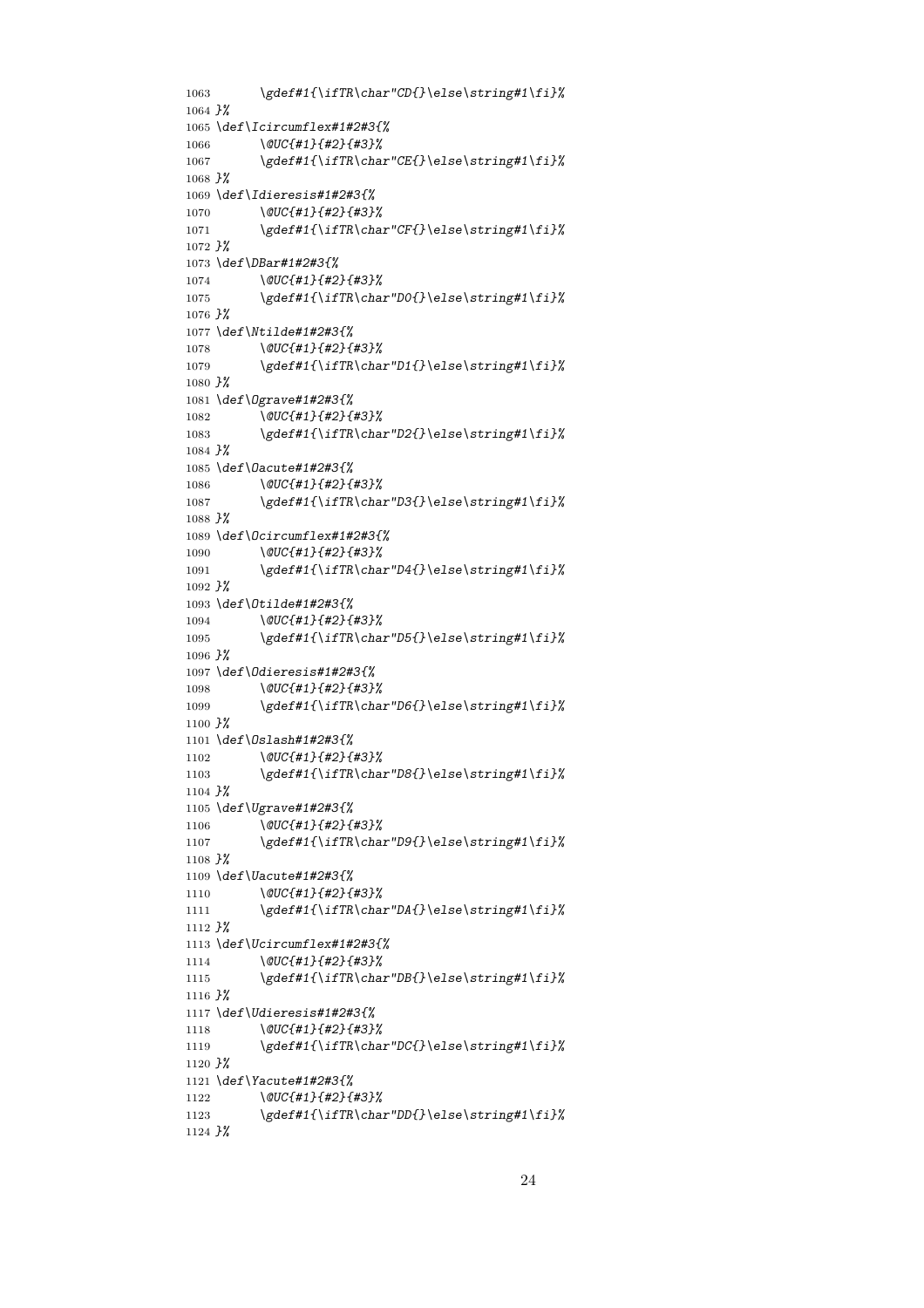```
1063      \gdef#1{\ifTR\char"CD{}\else\string#1\fi}%
1064 }%
1065 \def\Icircumflex#1#2#3{%
1066      \@UC{#1}{#2}{#3}%
1067      \gdef#1{\ifTR\char"CE{}\else\string#1\fi}%
1068 }%
1069 \def\Idieresis#1#2#3{%
1070      \@UC{#1}{#2}{#3}%
1071      \gdef#1{\ifTR\char"CF{}\else\string#1\fi}%
1072 }%
1073 \def\DBar#1#2#3{%
1074      \@UC{#1}{#2}{#3}%
1075      \gdef#1{\ifTR\char"D0{}\else\string#1\fi}%
1076 }%
1077 \def\Ntilde#1#2#3{%
1078      \@UC{#1}{#2}{#3}%
1079      \gdef#1{\ifTR\char"D1{}\else\string#1\fi}%
1080 }%
1081 \def\Ograve#1#2#3{%
1082      \@UC{#1}{#2}{#3}%
1083      \gdef#1{\ifTR\char"D2{}\else\string#1\fi}%
1084 }%
1085 \def\Oacute#1#2#3{%
1086      \@UC{#1}{#2}{#3}%
1087      \gdef#1{\ifTR\char"D3{}\else\string#1\fi}%
1088 }%
1089 \def\Ocircumflex#1#2#3{%
1090      \@UC{#1}{#2}{#3}%
1091      \gdef#1{\ifTR\char"D4{}\else\string#1\fi}%
1092 }%
1093 \def\Otilde#1#2#3{%
1094      \@UC{#1}{#2}{#3}%
1095      \gdef#1{\ifTR\char"D5{}\else\string#1\fi}%
1096 }%
1097 \def\Odieresis#1#2#3{%
1098      \@UC{#1}{#2}{#3}%
1099      \gdef#1{\ifTR\char"D6{}\else\string#1\fi}%
1100 }%
1101 \def\Oslash#1#2#3{%
1102      \@UC{#1}{#2}{#3}%
1103      \gdef#1{\ifTR\char"D8{}\else\string#1\fi}%
1104 }%
1105 \def\Ugrave#1#2#3{%
1106      \@UC{#1}{#2}{#3}%
1107      \gdef#1{\ifTR\char"D9{}\else\string#1\fi}%
1108 }%
1109 \def\Uacute#1#2#3{%
1110      \@UC{#1}{#2}{#3}%
1111      \gdef#1{\ifTR\char"DA{}\else\string#1\fi}%
1112 }%
1113 \def\Ucircumflex#1#2#3{%
1114      \@UC{#1}{#2}{#3}%
1115      \gdef#1{\ifTR\char"DB{}\else\string#1\fi}%
1116 }%
1117 \def\Udieresis#1#2#3{%
1118      \@UC{#1}{#2}{#3}%
1119      \gdef#1{\ifTR\char"DC{}\else\string#1\fi}%
1120 }%
1121 \def\Yacute#1#2#3{%
1122      \@UC{#1}{#2}{#3}%
1123      \gdef#1{\ifTR\char"DD{}\else\string#1\fi}%
1124 }%
```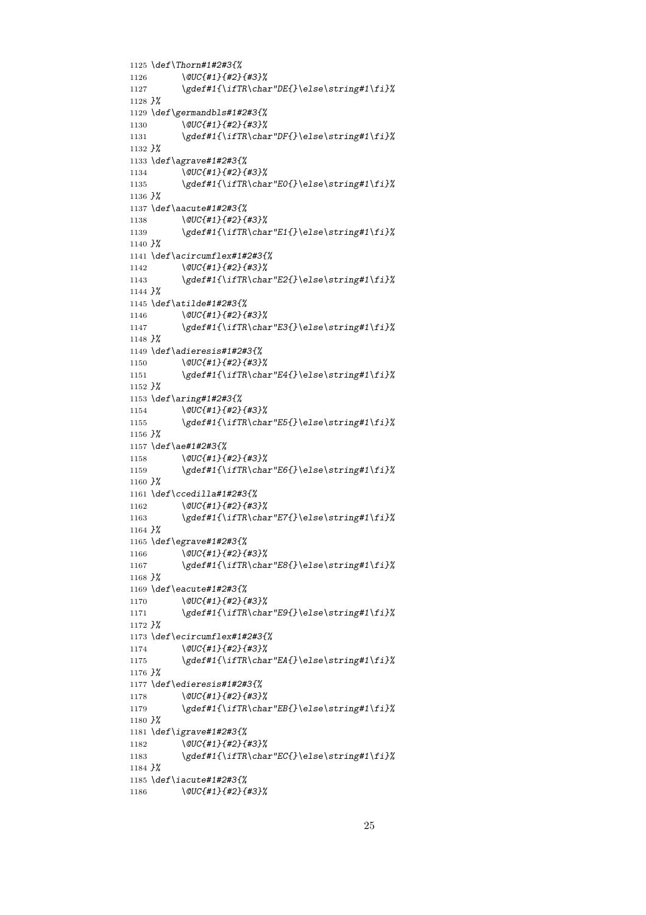```
1125 \def\Thorn#1#2#3{%
1126       \@UC{#1}{#2}{#3}%
1127       \gdef#1{\ifTR\char"DE{}\else\string#1\fi}%
1128 }%
1129 \def\germandbls#1#2#3{%
1130       \@UC{#1}{#2}{#3}%
1131       \gdef#1{\ifTR\char"DF{}\else\string#1\fi}%
1132 }%
1133 \def\agrave#1#2#3{%
1134       \@UC{#1}{#2}{#3}%
1135       \gdef#1{\ifTR\char"E0{}\else\string#1\fi}%
1136 }%
1137 \def\aacute#1#2#3{%
1138       \@UC{#1}{#2}{#3}%
1139       \gdef#1{\ifTR\char"E1{}\else\string#1\fi}%
1140 }%
1141 \def\acircumflex#1#2#3{%
1142       \@UC{#1}{#2}{#3}%
1143       \gdef#1{\ifTR\char"E2{}\else\string#1\fi}%
1144 }%
1145 \def\atilde#1#2#3{%
1146       \@UC{#1}{#2}{#3}%
1147       \gdef#1{\ifTR\char"E3{}\else\string#1\fi}%
1148 }%
1149 \def\adieresis#1#2#3{%
1150       \@UC{#1}{#2}{#3}%
1151       \gdef#1{\ifTR\char"E4{}\else\string#1\fi}%
1152 }%
1153 \def\aring#1#2#3{%
1154       \@UC{#1}{#2}{#3}%
1155       \gdef#1{\ifTR\char"E5{}\else\string#1\fi}%
1156 }%
1157 \def\ae#1#2#3{%
1158       \@UC{#1}{#2}{#3}%
1159       \gdef#1{\ifTR\char"E6{}\else\string#1\fi}%
1160 }%
1161 \def\ccedilla#1#2#3{%
1162       \@UC{#1}{#2}{#3}%
1163       \gdef#1{\ifTR\char"E7{}\else\string#1\fi}%
1164 }%
1165 \def\egrave#1#2#3{%
1166       \@UC{#1}{#2}{#3}%
1167       \gdef#1{\ifTR\char"E8{}\else\string#1\fi}%
1168 }%
1169 \def\eacute#1#2#3{%
1170       \@UC{#1}{#2}{#3}%
1171       \gdef#1{\ifTR\char"E9{}\else\string#1\fi}%
1172 }%
1173 \def\ecircumflex#1#2#3{%
1174       \@UC{#1}{#2}{#3}%
1175       \gdef#1{\ifTR\char"EA{}\else\string#1\fi}%
1176 }%
1177 \def\edieresis#1#2#3{%
1178       \@UC{#1}{#2}{#3}%
1179       \gdef#1{\ifTR\char"EB{}\else\string#1\fi}%
1180 }%
1181 \def\igrave#1#2#3{%
1182       \@UC{#1}{#2}{#3}%
1183       \gdef#1{\ifTR\char"EC{}\else\string#1\fi}%
1184 }%
1185 \def\iacute#1#2#3{%
1186       \@UC{#1}{#2}{#3}%
```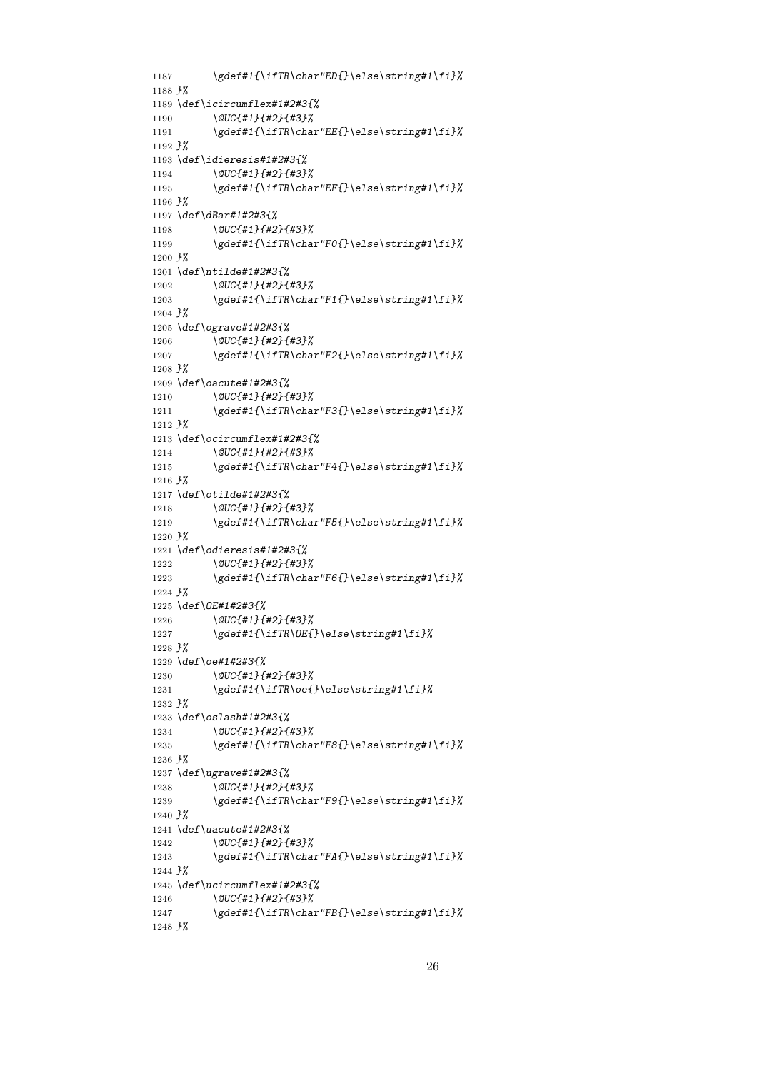```
1187       \gdef#1{\ifTR\char"ED{}\else\string#1\fi}%
1188 }%
1189 \def\icircumflex#1#2#3{%
1190       \@UC{#1}{#2}{#3}%
1191       \gdef#1{\ifTR\char"EE{}\else\string#1\fi}%
1192 }%
1193 \def\idieresis#1#2#3{%
1194       \@UC{#1}{#2}{#3}%
1195       \gdef#1{\ifTR\char"EF{}\else\string#1\fi}%
1196 }%
1197 \def\dBar#1#2#3{%
1198       \@UC{#1}{#2}{#3}%
1199       \gdef#1{\ifTR\char"F0{}\else\string#1\fi}%
1200 }%
1201 \def\ntilde#1#2#3{%
1202       \@UC{#1}{#2}{#3}%
1203       \gdef#1{\ifTR\char"F1{}\else\string#1\fi}%
1204 }%
1205 \def\ograve#1#2#3{%
1206       \@UC{#1}{#2}{#3}%
1207       \gdef#1{\ifTR\char"F2{}\else\string#1\fi}%
1208 }%
1209 \def\oacute#1#2#3{%
1210       \@UC{#1}{#2}{#3}%
1211       \gdef#1{\ifTR\char"F3{}\else\string#1\fi}%
1212 }%
1213 \def\ocircumflex#1#2#3{%
1214       \@UC{#1}{#2}{#3}%
1215       \gdef#1{\ifTR\char"F4{}\else\string#1\fi}%
1216 }%
1217 \def\otilde#1#2#3{%
1218       \@UC{#1}{#2}{#3}%
1219       \gdef#1{\ifTR\char"F5{}\else\string#1\fi}%
1220 }%
1221 \def\odieresis#1#2#3{%
1222       \@UC{#1}{#2}{#3}%
1223       \gdef#1{\ifTR\char"F6{}\else\string#1\fi}%
1224 }%
1225 \def\OE#1#2#3{%
1226       \@UC{#1}{#2}{#3}%
1227       \gdef#1{\ifTR\OE{}\else\string#1\fi}%
1228 }%
1229 \def\oe#1#2#3{%
1230       \@UC{#1}{#2}{#3}%
1231       \gdef#1{\ifTR\oe{}\else\string#1\fi}%
1232 }%
1233 \def\oslash#1#2#3{%
1234       \@UC{#1}{#2}{#3}%
1235       \gdef#1{\ifTR\char"F8{}\else\string#1\fi}%
1236 }%
1237 \def\ugrave#1#2#3{%
1238       \@UC{#1}{#2}{#3}%
1239       \gdef#1{\ifTR\char"F9{}\else\string#1\fi}%
1240 }%
1241 \def\uacute#1#2#3{%
1242       \@UC{#1}{#2}{#3}%
1243       \gdef#1{\ifTR\char"FA{}\else\string#1\fi}%
1244 }%
1245 \def\ucircumflex#1#2#3{%
1246       \@UC{#1}{#2}{#3}%
1247       \gdef#1{\ifTR\char"FB{}\else\string#1\fi}%
1248 }%
```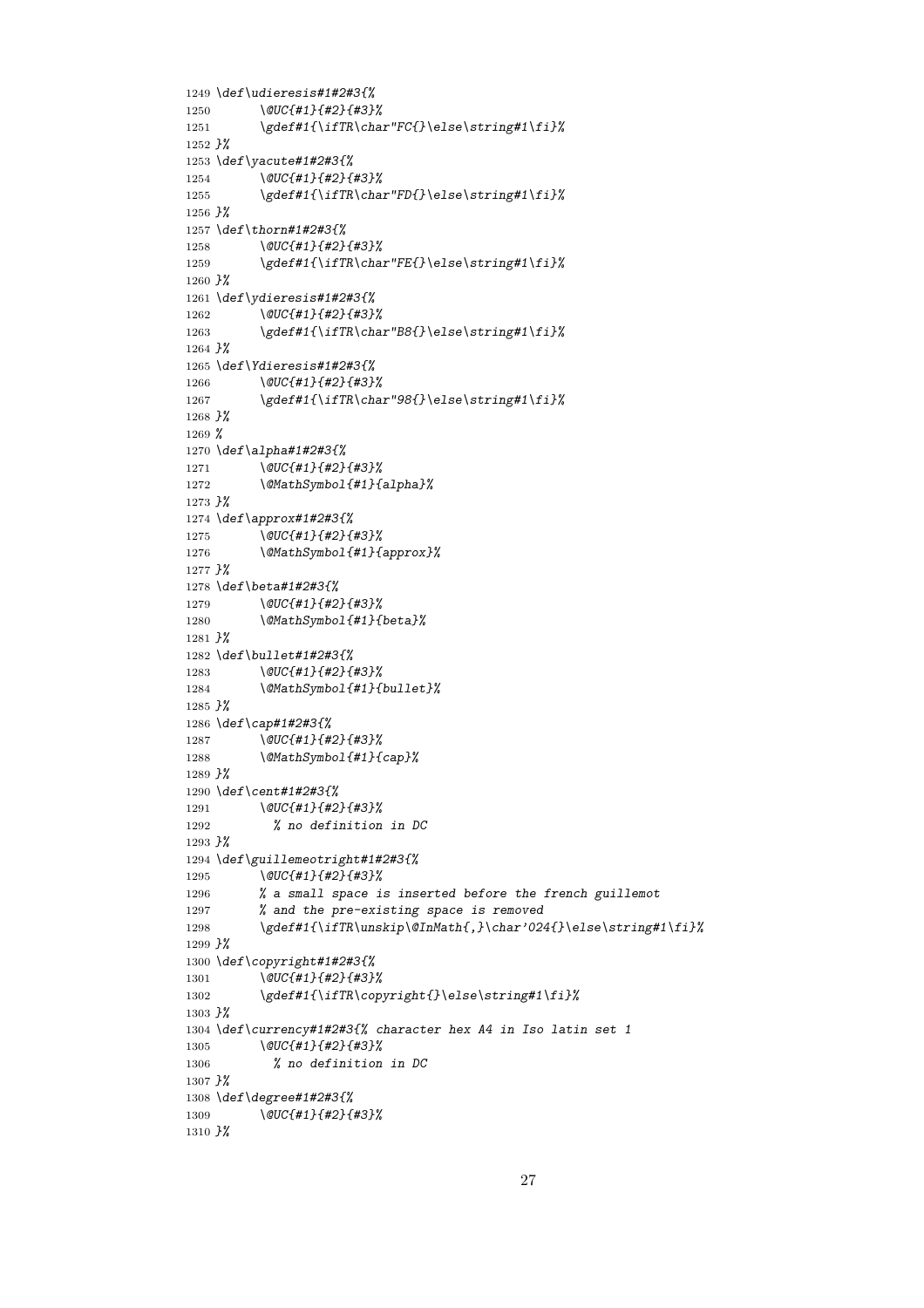```
1249 \def\udieresis#1#2#3{%
1250       \@UC{#1}{#2}{#3}%
1251       \gdef#1{\ifTR\char"FC{}\else\string#1\fi}%
1252 }%
1253 \def\yacute#1#2#3{%
1254       \@UC{#1}{#2}{#3}%
1255       \gdef#1{\ifTR\char"FD{}\else\string#1\fi}%
1256 }%
1257 \def\thorn#1#2#3{%
1258       \@UC{#1}{#2}{#3}%
1259       \gdef#1{\ifTR\char"FE{}\else\string#1\fi}%
1260 }%
1261 \def\ydieresis#1#2#3{%
1262       \@UC{#1}{#2}{#3}%
1263       \gdef#1{\ifTR\char"B8{}\else\string#1\fi}%
1264 }%
1265 \def\Ydieresis#1#2#3{%
1266       \@UC{#1}{#2}{#3}%
1267       \gdef#1{\ifTR\char"98{}\else\string#1\fi}%
1268 }%
1269 %
1270 \def\alpha#1#2#3{%
1271       \@UC{#1}{#2}{#3}%
1272       \@MathSymbol{#1}{alpha}%
1273 }%
1274 \def\approx#1#2#3{%
1275       \@UC{#1}{#2}{#3}%
1276       \@MathSymbol{#1}{approx}%
1277 }%
1278 \def\beta#1#2#3{%
1279       \@UC{#1}{#2}{#3}%
1280       \@MathSymbol{#1}{beta}%
1281 }%
1282 \def\bullet#1#2#3{%
1283       \@UC{#1}{#2}{#3}%
1284       \@MathSymbol{#1}{bullet}%
1285 }%
1286 \def\cap#1#2#3{%
1287       \@UC{#1}{#2}{#3}%
1288       \@MathSymbol{#1}{cap}%
1289 }%
1290 \def\cent#1#2#3{%
1291       \@UC{#1}{#2}{#3}%
1292         % no definition in DC
1293 }%
1294 \def\guillemeotright#1#2#3{%
1295       \@UC{#1}{#2}{#3}%
1296       % a small space is inserted before the french guillemot
1297       % and the pre-existing space is removed
1298       \gdef#1{\ifTR\unskip\@InMath{,}\char'024{}\else\string#1\fi}%
1299 }%
1300 \def\copyright#1#2#3{%
1301       \@UC{#1}{#2}{#3}%
1302       \gdef#1{\ifTR\copyright{}\else\string#1\fi}%
1303 }%
1304 \def\currency#1#2#3{% character hex A4 in Iso latin set 1
1305       \@UC{#1}{#2}{#3}%
1306         % no definition in DC
1307 }%
1308 \def\degree#1#2#3{%
1309       \@UC{#1}{#2}{#3}%
1310 }%
```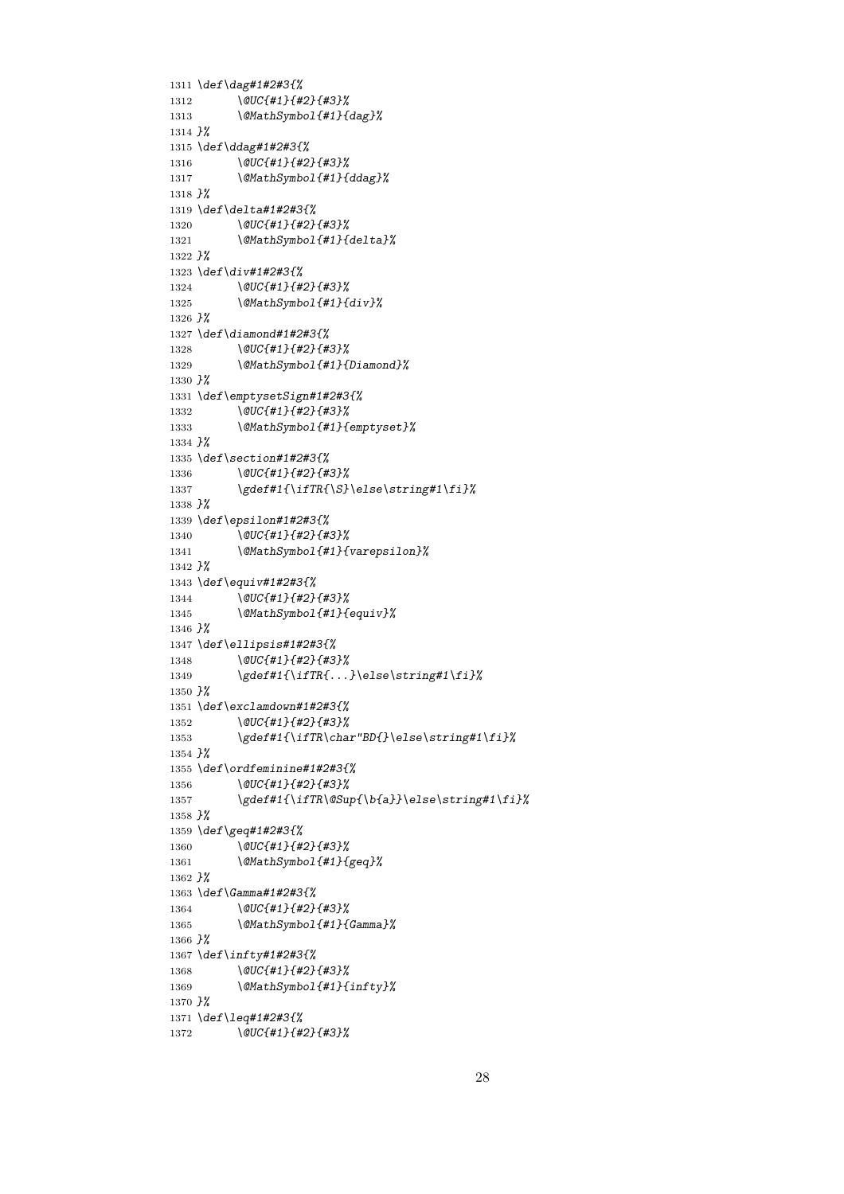```
1311 \def\dag#1#2#3{%
1312       \@UC{#1}{#2}{#3}%
1313       \@MathSymbol{#1}{dag}%
1314 }%
1315 \def\ddag#1#2#3{%
1316       \@UC{#1}{#2}{#3}%
1317       \@MathSymbol{#1}{ddag}%
1318 }%
1319 \def\delta#1#2#3{%
1320       \@UC{#1}{#2}{#3}%
1321       \@MathSymbol{#1}{delta}%
1322 }%
1323 \def\div#1#2#3{%
1324       \@UC{#1}{#2}{#3}%
1325       \@MathSymbol{#1}{div}%
1326 }%
1327 \def\diamond#1#2#3{%
1328       \@UC{#1}{#2}{#3}%
1329       \@MathSymbol{#1}{Diamond}%
1330 }%
1331 \def\emptysetSign#1#2#3{%
1332       \@UC{#1}{#2}{#3}%
1333       \@MathSymbol{#1}{emptyset}%
1334 }%
1335 \def\section#1#2#3{%
1336       \@UC{#1}{#2}{#3}%
1337       \gdef#1{\ifTR{\S}\else\string#1\fi}%
1338 }%
1339 \def\epsilon#1#2#3{%
1340       \@UC{#1}{#2}{#3}%
1341       \@MathSymbol{#1}{varepsilon}%
1342 }%
1343 \def\equiv#1#2#3{%
1344       \@UC{#1}{#2}{#3}%
1345       \@MathSymbol{#1}{equiv}%
1346 }%
1347 \def\ellipsis#1#2#3{%
1348       \@UC{#1}{#2}{#3}%
1349       \gdef#1{\ifTR{...}\else\string#1\fi}%
1350 }%
1351 \def\exclamdown#1#2#3{%
1352       \@UC{#1}{#2}{#3}%
1353       \gdef#1{\ifTR\char"BD{}\else\string#1\fi}%
1354 }%
1355 \def\ordfeminine#1#2#3{%
1356       \@UC{#1}{#2}{#3}%
1357       \gdef#1{\ifTR\@Sup{\b{a}}\else\string#1\fi}%
1358 }%
1359 \def\geq#1#2#3{%
1360       \@UC{#1}{#2}{#3}%
1361       \@MathSymbol{#1}{geq}%
1362 }%
1363 \def\Gamma#1#2#3{%
1364       \@UC{#1}{#2}{#3}%
1365       \@MathSymbol{#1}{Gamma}%
1366 }%
1367 \def\infty#1#2#3{%
1368       \@UC{#1}{#2}{#3}%
1369       \@MathSymbol{#1}{infty}%
1370 }%
1371 \def\leq#1#2#3{%
1372       \@UC{#1}{#2}{#3}%
```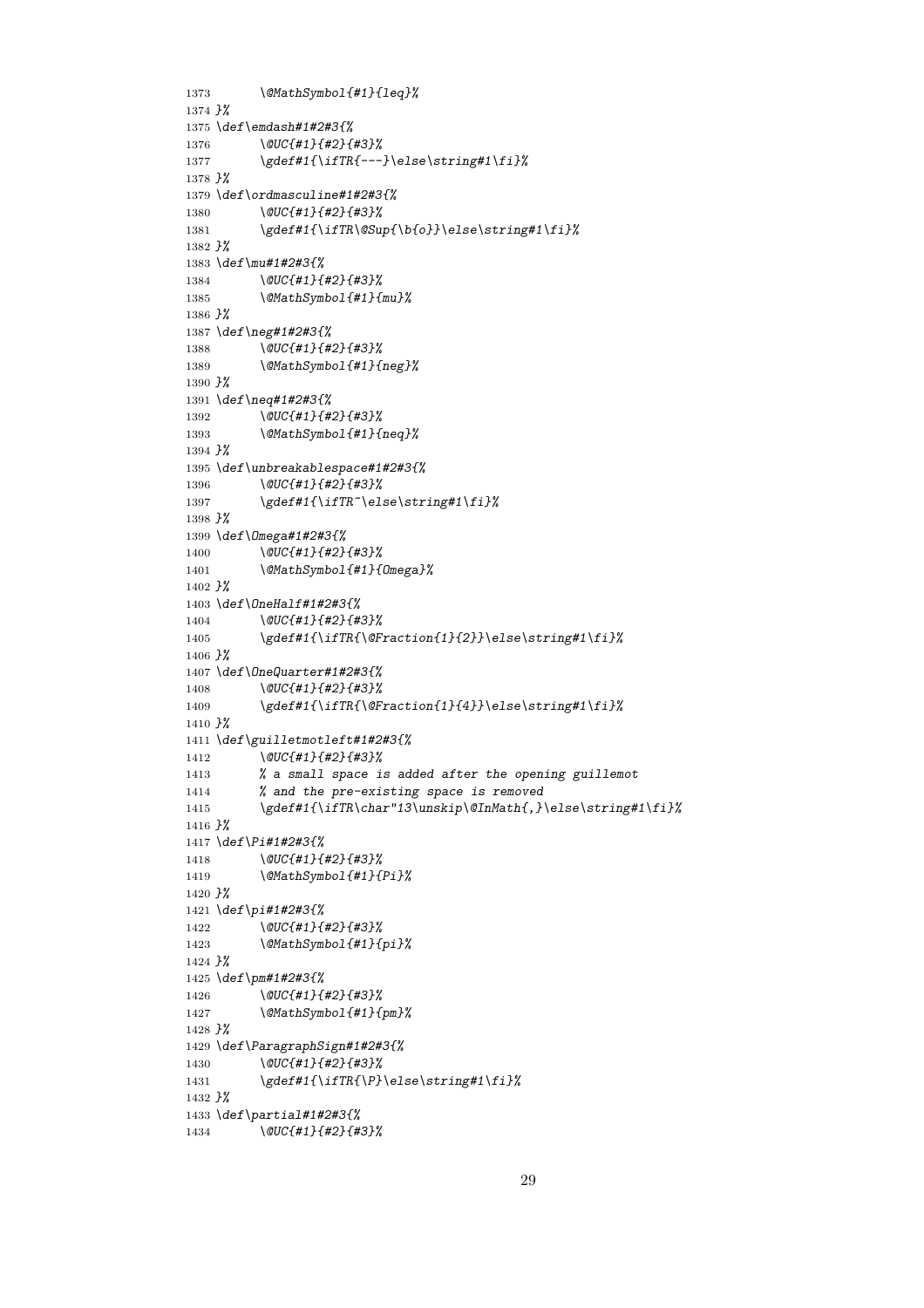```
1373       \@MathSymbol{#1}{leq}%
1374 }%
1375 \def\emdash#1#2#3{%
1376       \@UC{#1}{#2}{#3}%
1377       \gdef#1{\ifTR{---}\else\string#1\fi}%
1378 }%
1379 \def\ordmasculine#1#2#3{%
1380       \@UC{#1}{#2}{#3}%
1381       \gdef#1{\ifTR\@Sup{\b{o}}\else\string#1\fi}%
1382 }%
1383 \def\mu#1#2#3{%
1384       \@UC{#1}{#2}{#3}%
1385       \@MathSymbol{#1}{mu}%
1386 }%
1387 \def\neg#1#2#3{%
1388       \@UC{#1}{#2}{#3}%
1389       \@MathSymbol{#1}{neg}%
1390 }%
1391 \def\neq#1#2#3{%
1392       \@UC{#1}{#2}{#3}%
1393       \@MathSymbol{#1}{neq}%
1394 }%
1395 \def\unbreakablespace#1#2#3{%
1396       \@UC{#1}{#2}{#3}%
1397       \gdef#1{\ifTR~\else\string#1\fi}%
1398 }%
1399 \def\Omega#1#2#3{%
1400       \@UC{#1}{#2}{#3}%
1401       \@MathSymbol{#1}{Omega}%
1402 }%
1403 \def\OneHalf#1#2#3{%
1404       \@UC{#1}{#2}{#3}%
1405       \gdef#1{\ifTR{\@Fraction{1}{2}}\else\string#1\fi}%
1406 }%
1407 \def\OneQuarter#1#2#3{%
1408       \@UC{#1}{#2}{#3}%
1409       \gdef#1{\ifTR{\@Fraction{1}{4}}\else\string#1\fi}%
1410 }%
1411 \def\guilletmotleft#1#2#3{%
1412       \@UC{#1}{#2}{#3}%
1413       % a small space is added after the opening guillemot
1414       % and the pre-existing space is removed
1415       \gdef#1{\ifTR\char"13\unskip\@InMath{\,}\else\string#1\fi}%
1416 }%
1417 \def\Pi#1#2#3{%
1418       \@UC{#1}{#2}{#3}%
1419       \@MathSymbol{#1}{Pi}%
1420 }%
1421 \def\pi#1#2#3{%
1422       \@UC{#1}{#2}{#3}%
1423       \@MathSymbol{#1}{pi}%
1424 }%
1425 \def\pm#1#2#3{%
1426       \@UC{#1}{#2}{#3}%
1427       \@MathSymbol{#1}{pm}%
1428 }%
1429 \def\ParagraphSign#1#2#3{%
1430       \@UC{#1}{#2}{#3}%
1431       \gdef#1{\ifTR{\P}\else\string#1\fi}%
1432 }%
1433 \def\partial#1#2#3{%
1434       \@UC{#1}{#2}{#3}%
```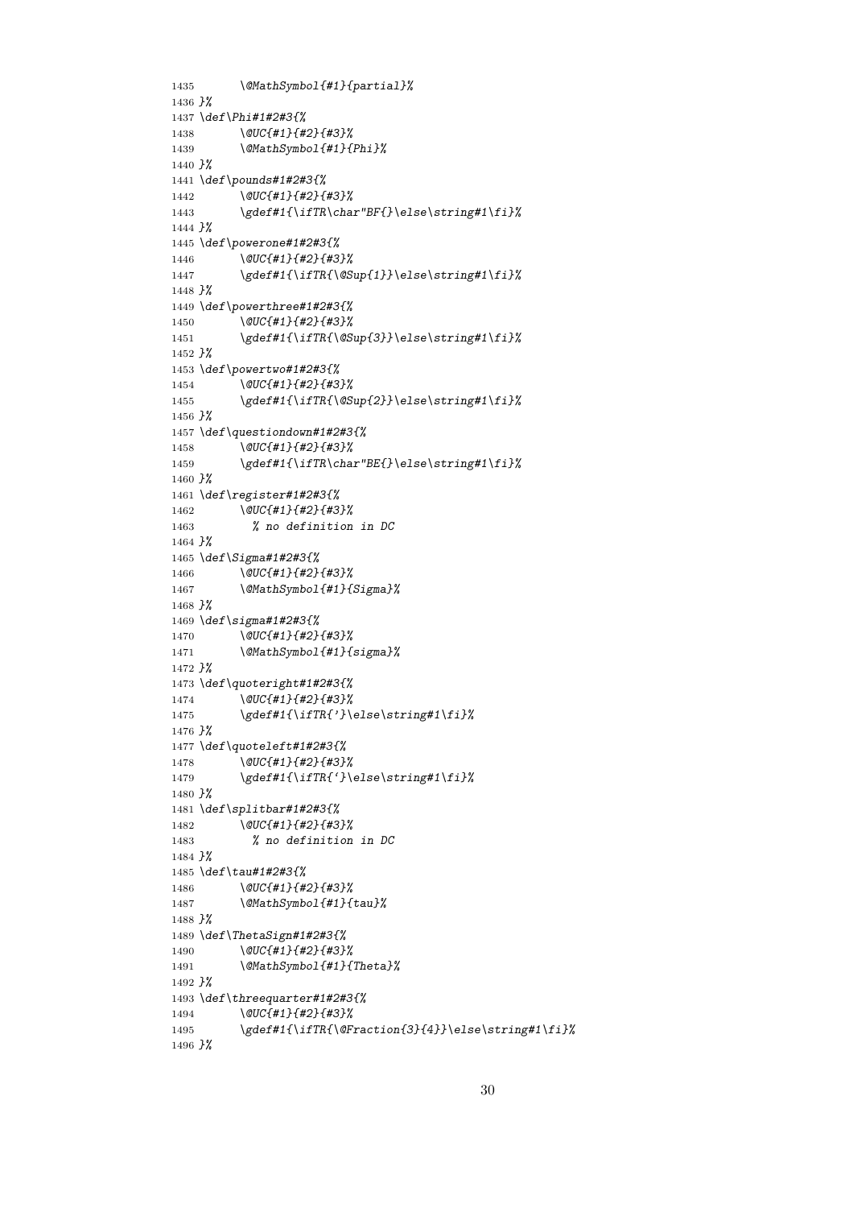```
1435        \@MathSymbol{#1}{partial}%
1436 }%
1437 \def\Phi#1#2#3{%
1438        \@UC{#1}{#2}{#3}%
1439        \@MathSymbol{#1}{Phi}%
1440 }%
1441 \def\pounds#1#2#3{%
1442        \@UC{#1}{#2}{#3}%
1443        \gdef#1{\ifTR\char"BF{}\else\string#1\fi}%
1444 }%
1445 \def\powerone#1#2#3{%
1446        \@UC{#1}{#2}{#3}%
1447        \gdef#1{\ifTR{\@Sup{1}}\else\string#1\fi}%
1448 }%
1449 \def\powerthree#1#2#3{%
1450        \@UC{#1}{#2}{#3}%
1451        \gdef#1{\ifTR{\@Sup{3}}\else\string#1\fi}%
1452 }%
1453 \def\powertwo#1#2#3{%
1454        \@UC{#1}{#2}{#3}%
1455        \gdef#1{\ifTR{\@Sup{2}}\else\string#1\fi}%
1456 }%
1457 \def\questiondown#1#2#3{%
1458        \@UC{#1}{#2}{#3}%
1459        \gdef#1{\ifTR\char"BE{}\else\string#1\fi}%
1460 }%
1461 \def\register#1#2#3{%
1462        \@UC{#1}{#2}{#3}%
1463          % no definition in DC
1464 }%
1465 \def\Sigma#1#2#3{%
1466        \@UC{#1}{#2}{#3}%
1467        \@MathSymbol{#1}{Sigma}%
1468 }%
1469 \def\sigma#1#2#3{%
1470        \@UC{#1}{#2}{#3}%
1471        \@MathSymbol{#1}{sigma}%
1472 }%
1473 \def\quoteright#1#2#3{%
1474        \@UC{#1}{#2}{#3}%
1475        \gdef#1{\ifTR{'}\else\string#1\fi}%
1476 }%
1477 \def\quoteleft#1#2#3{%
1478        \@UC{#1}{#2}{#3}%
1479        \gdef#1{\ifTR{`}\else\string#1\fi}%
1480 }%
1481 \def\splitbar#1#2#3{%
1482        \@UC{#1}{#2}{#3}%
1483          % no definition in DC
1484 }%
1485 \def\tau#1#2#3{%
1486        \@UC{#1}{#2}{#3}%
1487        \@MathSymbol{#1}{tau}%
1488 }%
1489 \def\ThetaSign#1#2#3{%
1490        \@UC{#1}{#2}{#3}%
1491        \@MathSymbol{#1}{Theta}%
1492 }%
1493 \def\threequarter#1#2#3{%
1494        \@UC{#1}{#2}{#3}%
1495        \gdef#1{\ifTR{\@Fraction{3}{4}}\else\string#1\fi}%
1496 }%
```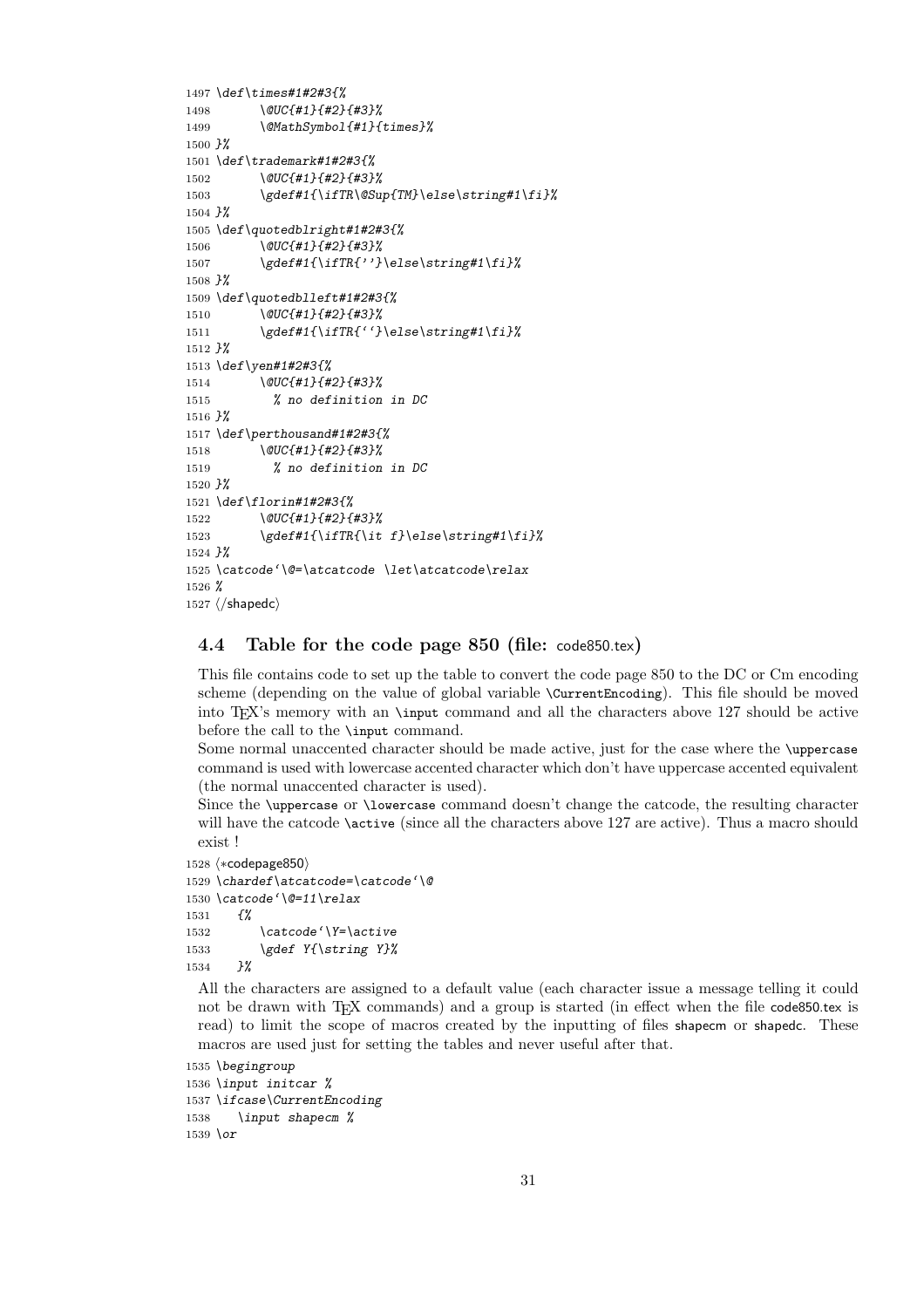```
1497 \def\times#1#2#3{%
1498       \@UC{#1}{#2}{#3}%
1499       \@MathSymbol{#1}{times}%
1500 }%
1501 \def\trademark#1#2#3{%
1502       \@UC{#1}{#2}{#3}%
1503       \gdef#1{\ifTR\@Sup{TM}\else\string#1\fi}%
1504 }%
1505 \def\quotedblright#1#2#3{%
1506       \@UC{#1}{#2}{#3}%
1507       \gdef#1{\ifTR{''}\else\string#1\fi}%
1508 }%
1509 \def\quotedblleft#1#2#3{%
1510       \@UC{#1}{#2}{#3}%
1511       \gdef#1{\ifTR{``}\else\string#1\fi}%
1512 }%
1513 \def\yen#1#2#3{%
1514       \@UC{#1}{#2}{#3}%
1515         % no definition in DC
1516 }%
1517 \def\perthousand#1#2#3{%
1518       \@UC{#1}{#2}{#3}%
1519         % no definition in DC
1520 }%
1521 \def\florin#1#2#3{%
1522       \@UC{#1}{#2}{#3}%
1523       \gdef#1{\ifTR{\it f}\else\string#1\fi}%
1524 }%
1525 \catcode`\@=\atcatcode \let\atcatcode\relax
1526 %
1527 </shapedc>
```

### 4.4 Table for the code page 850 (file: code850.tex)

This file contains code to set up the table to convert the code page 850 to the DC or Cm encoding scheme (depending on the value of global variable `\CurrentEncoding`). This file should be moved into TEX's memory with an `\input` command and all the characters above 127 should be active before the call to the `\input` command.

Some normal unaccented character should be made active, just for the case where the `\uppercase` command is used with lowercase accented character which don't have uppercase accented equivalent (the normal unaccented character is used).

Since the `\uppercase` or `\lowercase` command doesn't change the catcode, the resulting character will have the catcode `\active` (since all the characters above 127 are active). Thus a macro should exist !

```
1528 <*codepage850>
1529 \chardef\atcatcode=\catcode`\@
1530 \catcode`\@=11\relax
1531    {%
1532       \catcode`\Y=\active
1533       \gdef Y{\string Y}%
1534    }%
```

All the characters are assigned to a default value (each character issue a message telling it could not be drawn with TEX commands) and a group is started (in effect when the file code850.tex is read) to limit the scope of macros created by the inputting of files shapecm or shapedc. These macros are used just for setting the tables and never useful after that.

```
1535 \begingroup
1536 \input initcar %
1537 \ifcase\CurrentEncoding
1538    \input shapecm %
1539 \or
```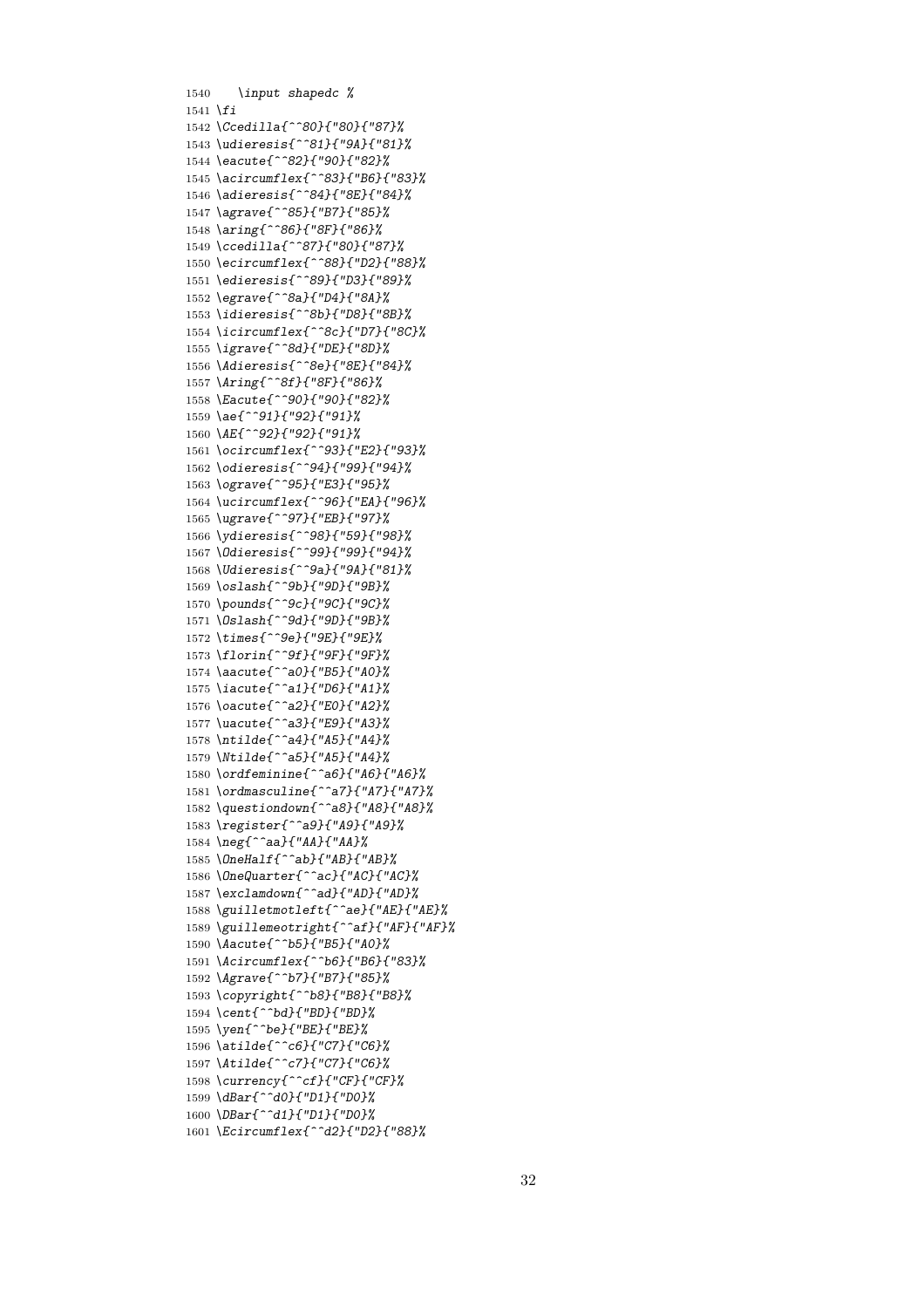```
1540    \input shapedc %
1541 \fi
1542 \Ccedilla{^^80}{"80}{"87}%
1543 \udieresis{^^81}{"9A}{"81}%
1544 \eacute{^^82}{"90}{"82}%
1545 \acircumflex{^^83}{"B6}{"83}%
1546 \adieresis{^^84}{"8E}{"84}%
1547 \agrave{^^85}{"B7}{"85}%
1548 \aring{^^86}{"8F}{"86}%
1549 \ccedilla{^^87}{"80}{"87}%
1550 \ecircumflex{^^88}{"D2}{"88}%
1551 \edieresis{^^89}{"D3}{"89}%
1552 \egrave{^^8a}{"D4}{"8A}%
1553 \idieresis{^^8b}{"D8}{"8B}%
1554 \icircumflex{^^8c}{"D7}{"8C}%
1555 \igrave{^^8d}{"DE}{"8D}%
1556 \Adieresis{^^8e}{"8E}{"84}%
1557 \Aring{^^8f}{"8F}{"86}%
1558 \Eacute{^^90}{"90}{"82}%
1559 \ae{^^91}{"92}{"91}%
1560 \AE{^^92}{"92}{"91}%
1561 \ocircumflex{^^93}{"E2}{"93}%
1562 \odieresis{^^94}{"99}{"94}%
1563 \ograve{^^95}{"E3}{"95}%
1564 \ucircumflex{^^96}{"EA}{"96}%
1565 \ugrave{^^97}{"EB}{"97}%
1566 \ydieresis{^^98}{"59}{"98}%
1567 \Odieresis{^^99}{"99}{"94}%
1568 \Udieresis{^^9a}{"9A}{"81}%
1569 \oslash{^^9b}{"9D}{"9B}%
1570 \pounds{^^9c}{"9C}{"9C}%
1571 \Oslash{^^9d}{"9D}{"9B}%
1572 \times{^^9e}{"9E}{"9E}%
1573 \florin{^^9f}{"9F}{"9F}%
1574 \aacute{^^a0}{"B5}{"A0}%
1575 \iacute{^^a1}{"D6}{"A1}%
1576 \oacute{^^a2}{"E0}{"A2}%
1577 \uacute{^^a3}{"E9}{"A3}%
1578 \ntilde{^^a4}{"A5}{"A4}%
1579 \Ntilde{^^a5}{"A5}{"A4}%
1580 \ordfeminine{^^a6}{"A6}{"A6}%
1581 \ordmasculine{^^a7}{"A7}{"A7}%
1582 \questiondown{^^a8}{"A8}{"A8}%
1583 \register{^^a9}{"A9}{"A9}%
1584 \neg{^^aa}{"AA}{"AA}%
1585 \OneHalf{^^ab}{"AB}{"AB}%
1586 \OneQuarter{^^ac}{"AC}{"AC}%
1587 \exclamdown{^^ad}{"AD}{"AD}%
1588 \guilletmotleft{^^ae}{"AE}{"AE}%
1589 \guillemeotright{^^af}{"AF}{"AF}%
1590 \Aacute{^^b5}{"B5}{"A0}%
1591 \Acircumflex{^^b6}{"B6}{"83}%
1592 \Agrave{^^b7}{"B7}{"85}%
1593 \copyright{^^b8}{"B8}{"B8}%
1594 \cent{^^bd}{"BD}{"BD}%
1595 \yen{^^be}{"BE}{"BE}%
1596 \atilde{^^c6}{"C7}{"C6}%
1597 \Atilde{^^c7}{"C7}{"C6}%
1598 \currency{^^cf}{"CF}{"CF}%
1599 \dBar{^^d0}{"D1}{"D0}%
1600 \DBar{^^d1}{"D1}{"D0}%
1601 \Ecircumflex{^^d2}{"D2}{"88}%
```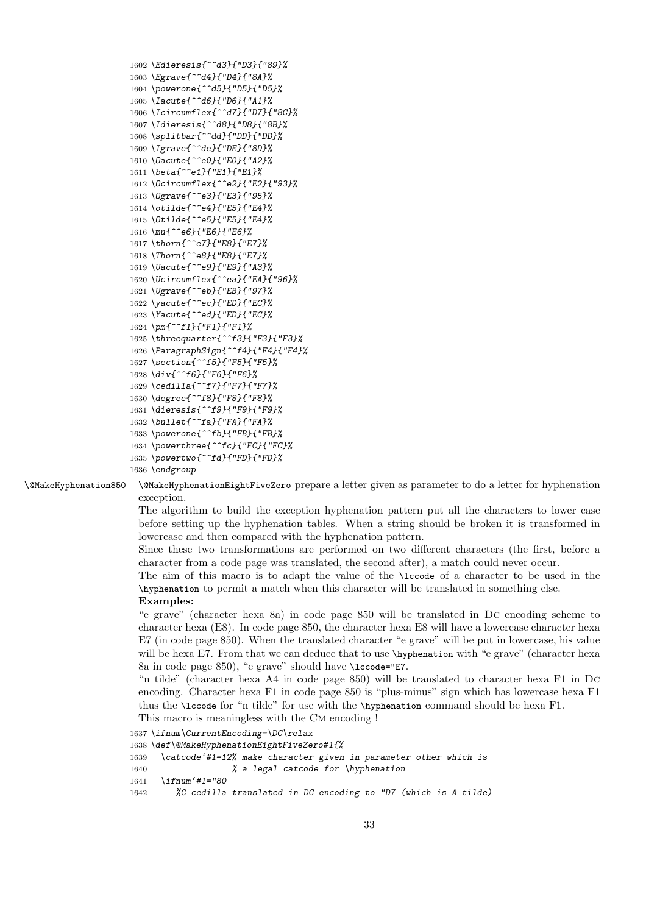```
1602 \Edieresis{^^d3}{"D3}{"89}%
1603 \Egrave{^^d4}{"D4}{"8A}%
1604 \powerone{^^d5}{"D5}{"D5}%
1605 \Iacute{^^d6}{"D6}{"A1}%
1606 \Icircumflex{^^d7}{"D7}{"8C}%
1607 \Idieresis{^^d8}{"D8}{"8B}%
1608 \splitbar{^^dd}{"DD}{"DD}%
1609 \Igrave{^^de}{"DE}{"8D}%
1610 \Oacute{^^e0}{"E0}{"A2}%
1611 \beta{^^e1}{"E1}{"E1}%
1612 \Ocircumflex{^^e2}{"E2}{"93}%
1613 \Ograve{^^e3}{"E3}{"95}%
1614 \otilde{^^e4}{"E5}{"E4}%
1615 \Otilde{^^e5}{"E5}{"E4}%
1616 \mu{^^e6}{"E6}{"E6}%
1617 \thorn{^^e7}{"E8}{"E7}%
1618 \Thorn{^^e8}{"E8}{"E7}%
1619 \Uacute{^^e9}{"E9}{"A3}%
1620 \Ucircumflex{^^ea}{"EA}{"96}%
1621 \Ugrave{^^eb}{"EB}{"97}%
1622 \yacute{^^ec}{"ED}{"EC}%
1623 \Yacute{^^ed}{"ED}{"EC}%
1624 \pm{^^f1}{"F1}{"F1}%
1625 \threequarter{^^f3}{"F3}{"F3}%
1626 \ParagraphSign{^^f4}{"F4}{"F4}%
1627 \section{^^f5}{"F5}{"F5}%
1628 \div{^^f6}{"F6}{"F6}%
1629 \cedilla{^^f7}{"F7}{"F7}%
1630 \degree{^^f8}{"F8}{"F8}%
1631 \dieresis{^^f9}{"F9}{"F9}%
1632 \bullet{^^fa}{"FA}{"FA}%
1633 \powerone{^^fb}{"FB}{"FB}%
1634 \powerthree{^^fc}{"FC}{"FC}%
1635 \powertwo{^^fd}{"FD}{"FD}%
1636 \endgroup
```

`\@MakeHyphenation850`

`\@MakeHyphenationEightFiveZero` prepare a letter given as parameter to do a letter for hyphenation exception.

The algorithm to build the exception hyphenation pattern put all the characters to lower case before setting up the hyphenation tables. When a string should be broken it is transformed in lowercase and then compared with the hyphenation pattern.

Since these two transformations are performed on two different characters (the first, before a character from a code page was translated, the second after), a match could never occur.

The aim of this macro is to adapt the value of the `\lccode` of a character to be used in the `\hyphenation` to permit a match when this character will be translated in something else.

**Examples:**

"e grave" (character hexa 8a) in code page 850 will be translated in DC encoding scheme to character hexa (E8). In code page 850, the character hexa E8 will have a lowercase character hexa E7 (in code page 850). When the translated character "e grave" will be put in lowercase, his value will be hexa E7. From that we can deduce that to use `\hyphenation` with "e grave" (character hexa 8a in code page 850), "e grave" should have `\lccode="E7`.

"n tilde" (character hexa A4 in code page 850) will be translated to character hexa F1 in DC encoding. Character hexa F1 in code page 850 is "plus-minus" sign which has lowercase hexa F1 thus the `\lccode` for "n tilde" for use with the `\hyphenation` command should be hexa F1.

This macro is meaningless with the CM encoding !

```
1637 \ifnum\CurrentEncoding=\DC\relax
1638 \def\@MakeHyphenationEightFiveZero#1{%
1639   \catcode`#1=12% make character given in parameter other which is
1640                 % a legal catcode for \hyphenation
1641   \ifnum`#1="80
1642      %C cedilla translated in DC encoding to "D7 (which is A tilde)
```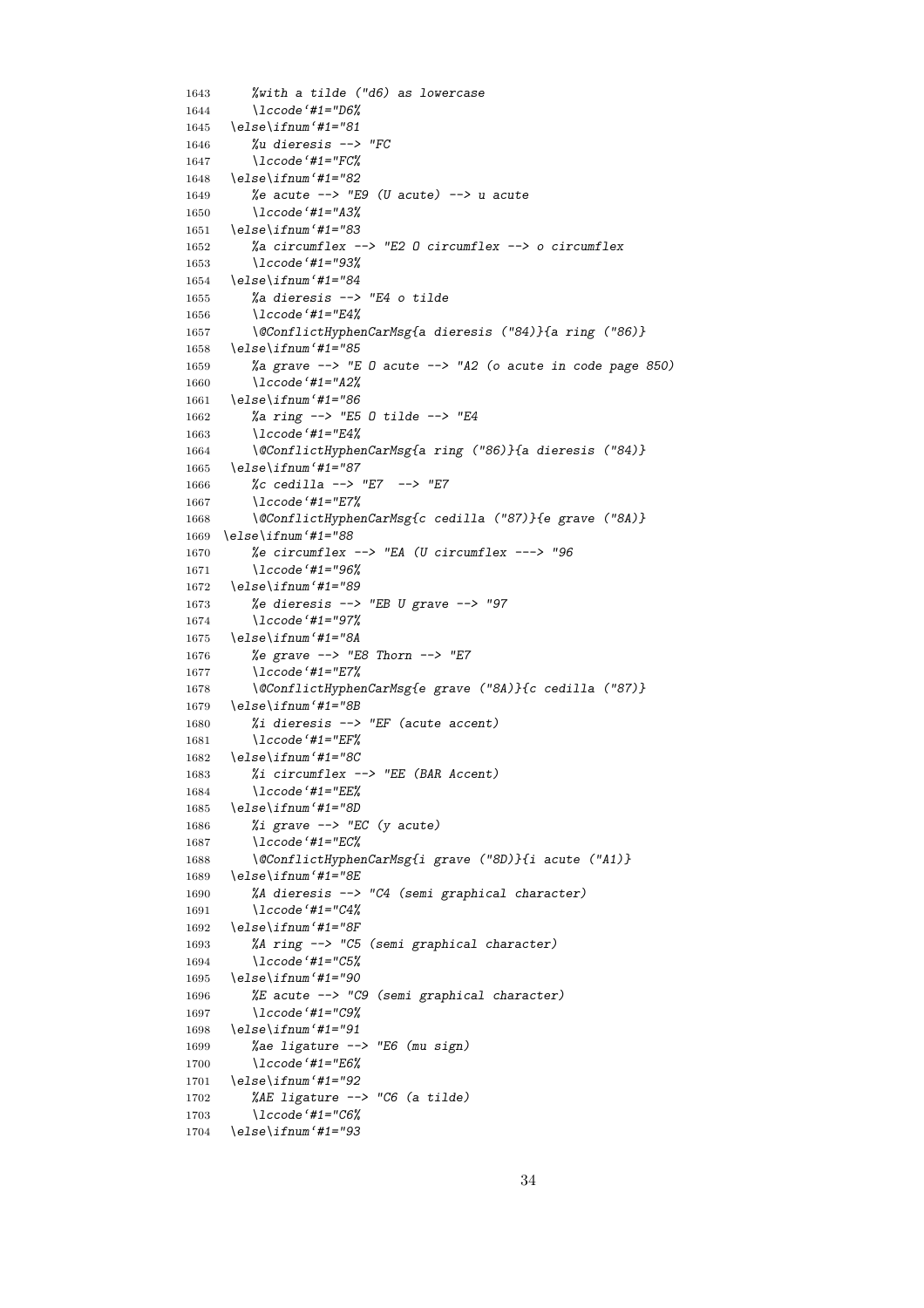```
1643      %with a tilde ("d6) as lowercase
1644      \lccode`#1="D6%
1645   \else\ifnum`#1="81
1646      %u dieresis --> "FC
1647      \lccode`#1="FC%
1648   \else\ifnum`#1="82
1649      %e acute --> "E9 (U acute) --> u acute
1650      \lccode`#1="A3%
1651   \else\ifnum`#1="83
1652      %a circumflex --> "E2 O circumflex --> o circumflex
1653      \lccode`#1="93%
1654   \else\ifnum`#1="84
1655      %a dieresis --> "E4 o tilde
1656      \lccode`#1="E4%
1657      \@ConflictHyphenCarMsg{a dieresis ("84)}{a ring ("86)}
1658   \else\ifnum`#1="85
1659      %a grave --> "E O acute --> "A2 (o acute in code page 850)
1660      \lccode`#1="A2%
1661   \else\ifnum`#1="86
1662      %a ring --> "E5 O tilde --> "E4
1663      \lccode`#1="E4%
1664      \@ConflictHyphenCarMsg{a ring ("86)}{a dieresis ("84)}
1665   \else\ifnum`#1="87
1666      %c cedilla --> "E7  --> "E7
1667      \lccode`#1="E7%
1668      \@ConflictHyphenCarMsg{c cedilla ("87)}{e grave ("8A)}
1669 \else\ifnum`#1="88
1670      %e circumflex --> "EA (U circumflex ---> "96
1671      \lccode`#1="96%
1672   \else\ifnum`#1="89
1673      %e dieresis --> "EB U grave --> "97
1674      \lccode`#1="97%
1675   \else\ifnum`#1="8A
1676      %e grave --> "E8 Thorn --> "E7
1677      \lccode`#1="E7%
1678      \@ConflictHyphenCarMsg{e grave ("8A)}{c cedilla ("87)}
1679   \else\ifnum`#1="8B
1680      %i dieresis --> "EF (acute accent)
1681      \lccode`#1="EF%
1682   \else\ifnum`#1="8C
1683      %i circumflex --> "EE (BAR Accent)
1684      \lccode`#1="EE%
1685   \else\ifnum`#1="8D
1686      %i grave --> "EC (y acute)
1687      \lccode`#1="EC%
1688      \@ConflictHyphenCarMsg{i grave ("8D)}{i acute ("A1)}
1689   \else\ifnum`#1="8E
1690      %A dieresis --> "C4 (semi graphical character)
1691      \lccode`#1="C4%
1692   \else\ifnum`#1="8F
1693      %A ring --> "C5 (semi graphical character)
1694      \lccode`#1="C5%
1695   \else\ifnum`#1="90
1696      %E acute --> "C9 (semi graphical character)
1697      \lccode`#1="C9%
1698   \else\ifnum`#1="91
1699      %ae ligature --> "E6 (mu sign)
1700      \lccode`#1="E6%
1701   \else\ifnum`#1="92
1702      %AE ligature --> "C6 (a tilde)
1703      \lccode`#1="C6%
1704   \else\ifnum`#1="93
```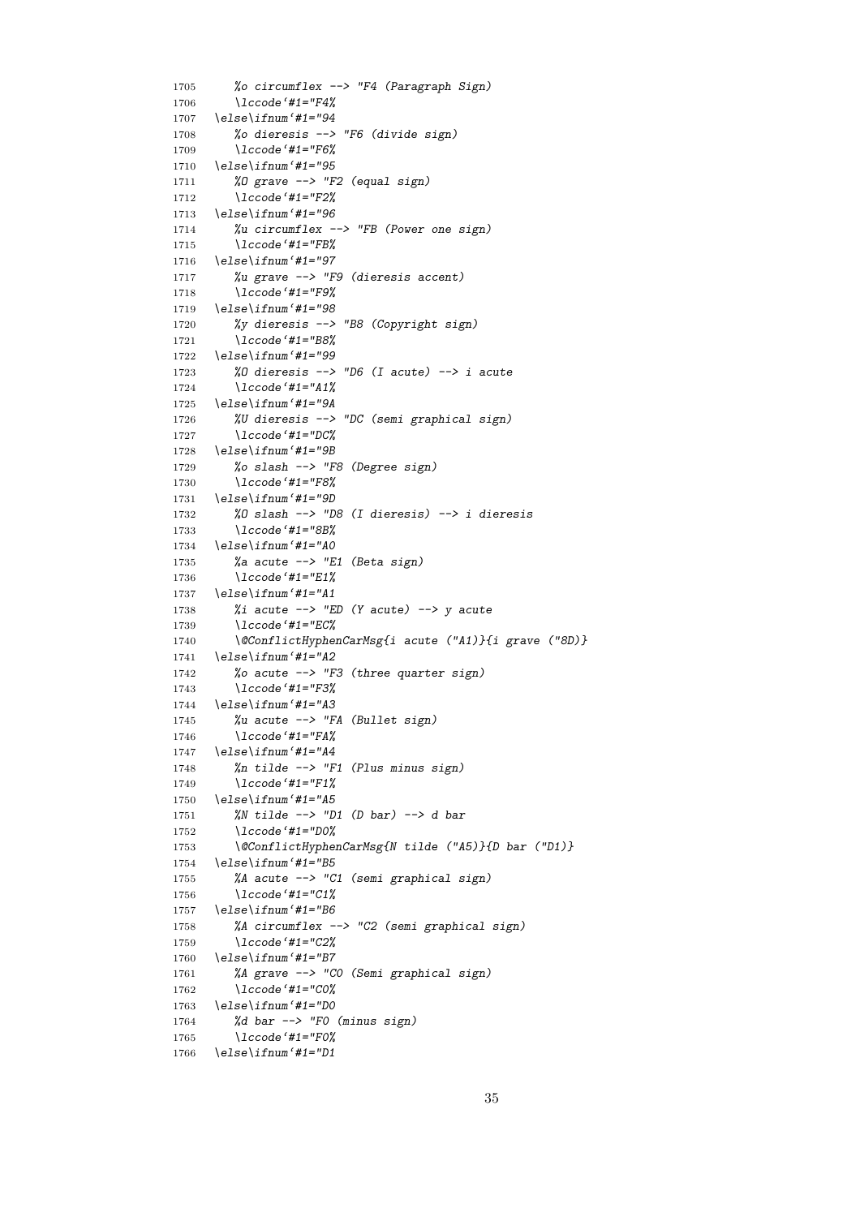```
1705     %o circumflex --> "F4 (Paragraph Sign)
1706     \lccode`#1="F4%
1707  \else\ifnum`#1="94
1708     %o dieresis --> "F6 (divide sign)
1709     \lccode`#1="F6%
1710  \else\ifnum`#1="95
1711     %O grave --> "F2 (equal sign)
1712     \lccode`#1="F2%
1713  \else\ifnum`#1="96
1714     %u circumflex --> "FB (Power one sign)
1715     \lccode`#1="FB%
1716  \else\ifnum`#1="97
1717     %u grave --> "F9 (dieresis accent)
1718     \lccode`#1="F9%
1719  \else\ifnum`#1="98
1720     %y dieresis --> "B8 (Copyright sign)
1721     \lccode`#1="B8%
1722  \else\ifnum`#1="99
1723     %O dieresis --> "D6 (I acute) --> i acute
1724     \lccode`#1="A1%
1725  \else\ifnum`#1="9A
1726     %U dieresis --> "DC (semi graphical sign)
1727     \lccode`#1="DC%
1728  \else\ifnum`#1="9B
1729     %o slash --> "F8 (Degree sign)
1730     \lccode`#1="F8%
1731  \else\ifnum`#1="9D
1732     %O slash --> "D8 (I dieresis) --> i dieresis
1733     \lccode`#1="8B%
1734  \else\ifnum`#1="A0
1735     %a acute --> "E1 (Beta sign)
1736     \lccode`#1="E1%
1737  \else\ifnum`#1="A1
1738     %i acute --> "ED (Y acute) --> y acute
1739     \lccode`#1="EC%
1740     \@ConflictHyphenCarMsg{i acute ("A1)}{i grave ("8D)}
1741  \else\ifnum`#1="A2
1742     %o acute --> "F3 (three quarter sign)
1743     \lccode`#1="F3%
1744  \else\ifnum`#1="A3
1745     %u acute --> "FA (Bullet sign)
1746     \lccode`#1="FA%
1747  \else\ifnum`#1="A4
1748     %n tilde --> "F1 (Plus minus sign)
1749     \lccode`#1="F1%
1750  \else\ifnum`#1="A5
1751     %N tilde --> "D1 (D bar) --> d bar
1752     \lccode`#1="D0%
1753     \@ConflictHyphenCarMsg{N tilde ("A5)}{D bar ("D1)}
1754  \else\ifnum`#1="B5
1755     %A acute --> "C1 (semi graphical sign)
1756     \lccode`#1="C1%
1757  \else\ifnum`#1="B6
1758     %A circumflex --> "C2 (semi graphical sign)
1759     \lccode`#1="C2%
1760  \else\ifnum`#1="B7
1761     %A grave --> "C0 (Semi graphical sign)
1762     \lccode`#1="C0%
1763  \else\ifnum`#1="D0
1764     %d bar --> "F0 (minus sign)
1765     \lccode`#1="F0%
1766  \else\ifnum`#1="D1
```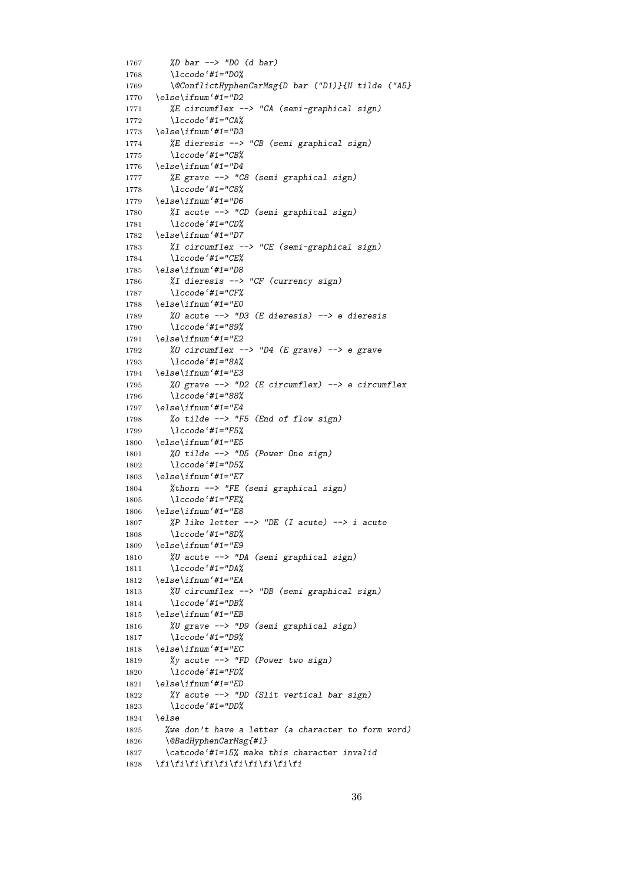```
1767     %D bar --> "D0 (d bar)
1768     \lccode`#1="D0%
1769     \@ConflictHyphenCarMsg{D bar ("D1)}{N tilde ("A5}
1770  \else\ifnum`#1="D2
1771     %E circumflex --> "CA (semi-graphical sign)
1772     \lccode`#1="CA%
1773  \else\ifnum`#1="D3
1774     %E dieresis --> "CB (semi graphical sign)
1775     \lccode`#1="CB%
1776  \else\ifnum`#1="D4
1777     %E grave --> "C8 (semi graphical sign)
1778     \lccode`#1="C8%
1779  \else\ifnum`#1="D6
1780     %I acute --> "CD (semi graphical sign)
1781     \lccode`#1="CD%
1782  \else\ifnum`#1="D7
1783     %I circumflex --> "CE (semi-graphical sign)
1784     \lccode`#1="CE%
1785  \else\ifnum`#1="D8
1786     %I dieresis --> "CF (currency sign)
1787     \lccode`#1="CF%
1788  \else\ifnum`#1="E0
1789     %O acute --> "D3 (E dieresis) --> e dieresis
1790     \lccode`#1="89%
1791  \else\ifnum`#1="E2
1792     %O circumflex --> "D4 (E grave) --> e grave
1793     \lccode`#1="8A%
1794  \else\ifnum`#1="E3
1795     %O grave --> "D2 (E circumflex) --> e circumflex
1796     \lccode`#1="88%
1797  \else\ifnum`#1="E4
1798     %o tilde --> "F5 (End of flow sign)
1799     \lccode`#1="F5%
1800  \else\ifnum`#1="E5
1801     %O tilde --> "D5 (Power One sign)
1802     \lccode`#1="D5%
1803  \else\ifnum`#1="E7
1804     %thorn --> "FE (semi graphical sign)
1805     \lccode`#1="FE%
1806  \else\ifnum`#1="E8
1807     %P like letter --> "DE (I acute) --> i acute
1808     \lccode`#1="8D%
1809  \else\ifnum`#1="E9
1810     %U acute --> "DA (semi graphical sign)
1811     \lccode`#1="DA%
1812  \else\ifnum`#1="EA
1813     %U circumflex --> "DB (semi graphical sign)
1814     \lccode`#1="DB%
1815  \else\ifnum`#1="EB
1816     %U grave --> "D9 (semi graphical sign)
1817     \lccode`#1="D9%
1818  \else\ifnum`#1="EC
1819     %y acute --> "FD (Power two sign)
1820     \lccode`#1="FD%
1821  \else\ifnum`#1="ED
1822     %Y acute --> "DD (Slit vertical bar sign)
1823     \lccode`#1="DD%
1824  \else
1825    %we don't have a letter (a character to form word)
1826    \@BadHyphenCarMsg{#1}
1827    \catcode`#1=15% make this character invalid
1828  \fi\fi\fi\fi\fi\fi\fi\fi\fi\fi
```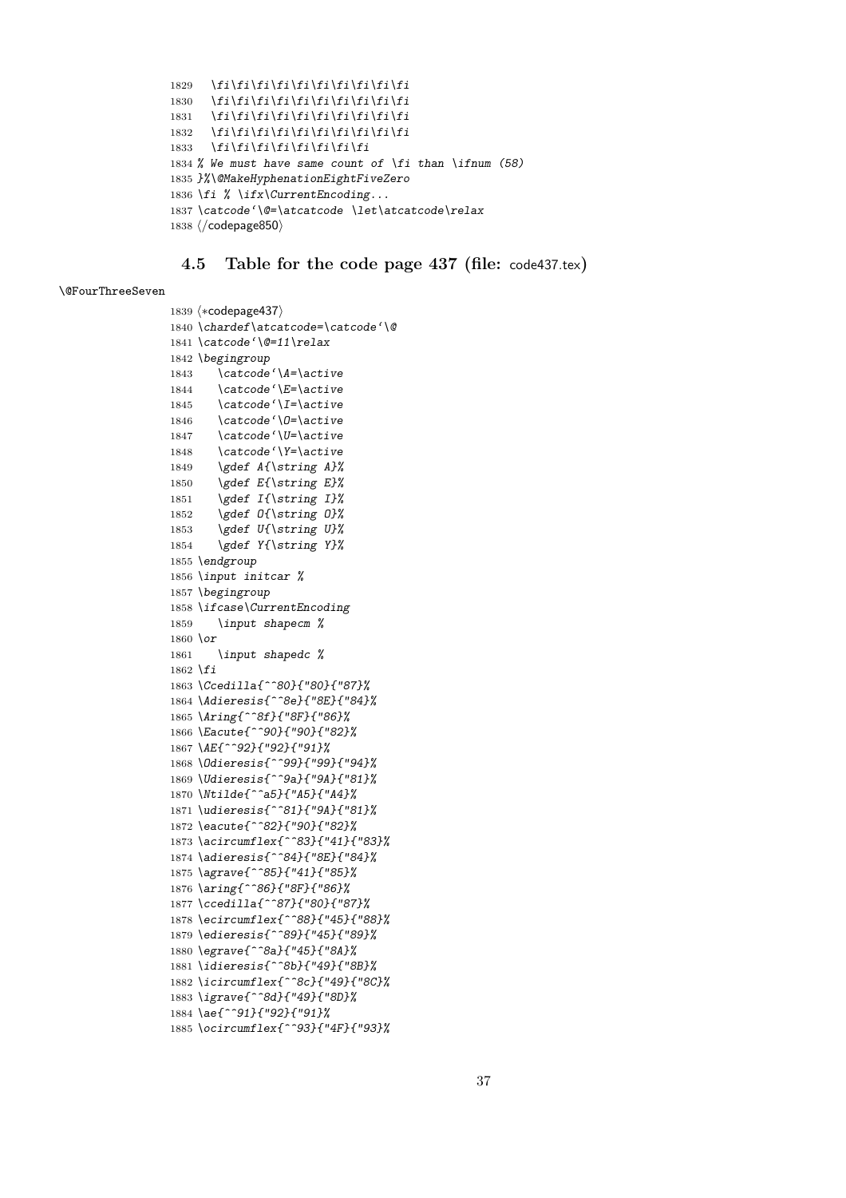```
1829   \fi\fi\fi\fi\fi\fi\fi\fi\fi\fi
1830   \fi\fi\fi\fi\fi\fi\fi\fi\fi\fi
1831   \fi\fi\fi\fi\fi\fi\fi\fi\fi\fi
1832   \fi\fi\fi\fi\fi\fi\fi\fi\fi\fi
1833   \fi\fi\fi\fi\fi\fi\fi\fi
1834 % We must have same count of \fi than \ifnum (58)
1835 }%\@MakeHyphenationEightFiveZero
1836 \fi % \ifx\CurrentEncoding...
1837 \catcode`\@=\atcatcode \let\atcatcode\relax
1838 </codepage850>
```

## 4.5 Table for the code page 437 (file: code437.tex)

\@FourThreeSeven

```
1839 <*codepage437>
1840 \chardef\atcatcode=\catcode`\@
1841 \catcode`\@=11\relax
1842 \begingroup
1843    \catcode`\A=\active
1844    \catcode`\E=\active
1845    \catcode`\I=\active
1846    \catcode`\O=\active
1847    \catcode`\U=\active
1848    \catcode`\Y=\active
1849    \gdef A{\string A}%
1850    \gdef E{\string E}%
1851    \gdef I{\string I}%
1852    \gdef O{\string O}%
1853    \gdef U{\string U}%
1854    \gdef Y{\string Y}%
1855 \endgroup
1856 \input initcar %
1857 \begingroup
1858 \ifcase\CurrentEncoding
1859    \input shapecm %
1860 \or
1861    \input shapedc %
1862 \fi
1863 \Ccedilla{^^80}{"80}{"87}%
1864 \Adieresis{^^8e}{"8E}{"84}%
1865 \Aring{^^8f}{"8F}{"86}%
1866 \Eacute{^^90}{"90}{"82}%
1867 \AE{^^92}{"92}{"91}%
1868 \Odieresis{^^99}{"99}{"94}%
1869 \Udieresis{^^9a}{"9A}{"81}%
1870 \Ntilde{^^a5}{"A5}{"A4}%
1871 \udieresis{^^81}{"9A}{"81}%
1872 \eacute{^^82}{"90}{"82}%
1873 \acircumflex{^^83}{"41}{"83}%
1874 \adieresis{^^84}{"8E}{"84}%
1875 \agrave{^^85}{"41}{"85}%
1876 \aring{^^86}{"8F}{"86}%
1877 \ccedilla{^^87}{"80}{"87}%
1878 \ecircumflex{^^88}{"45}{"88}%
1879 \edieresis{^^89}{"45}{"89}%
1880 \egrave{^^8a}{"45}{"8A}%
1881 \idieresis{^^8b}{"49}{"8B}%
1882 \icircumflex{^^8c}{"49}{"8C}%
1883 \igrave{^^8d}{"49}{"8D}%
1884 \ae{^^91}{"92}{"91}%
1885 \ocircumflex{^^93}{"4F}{"93}%
```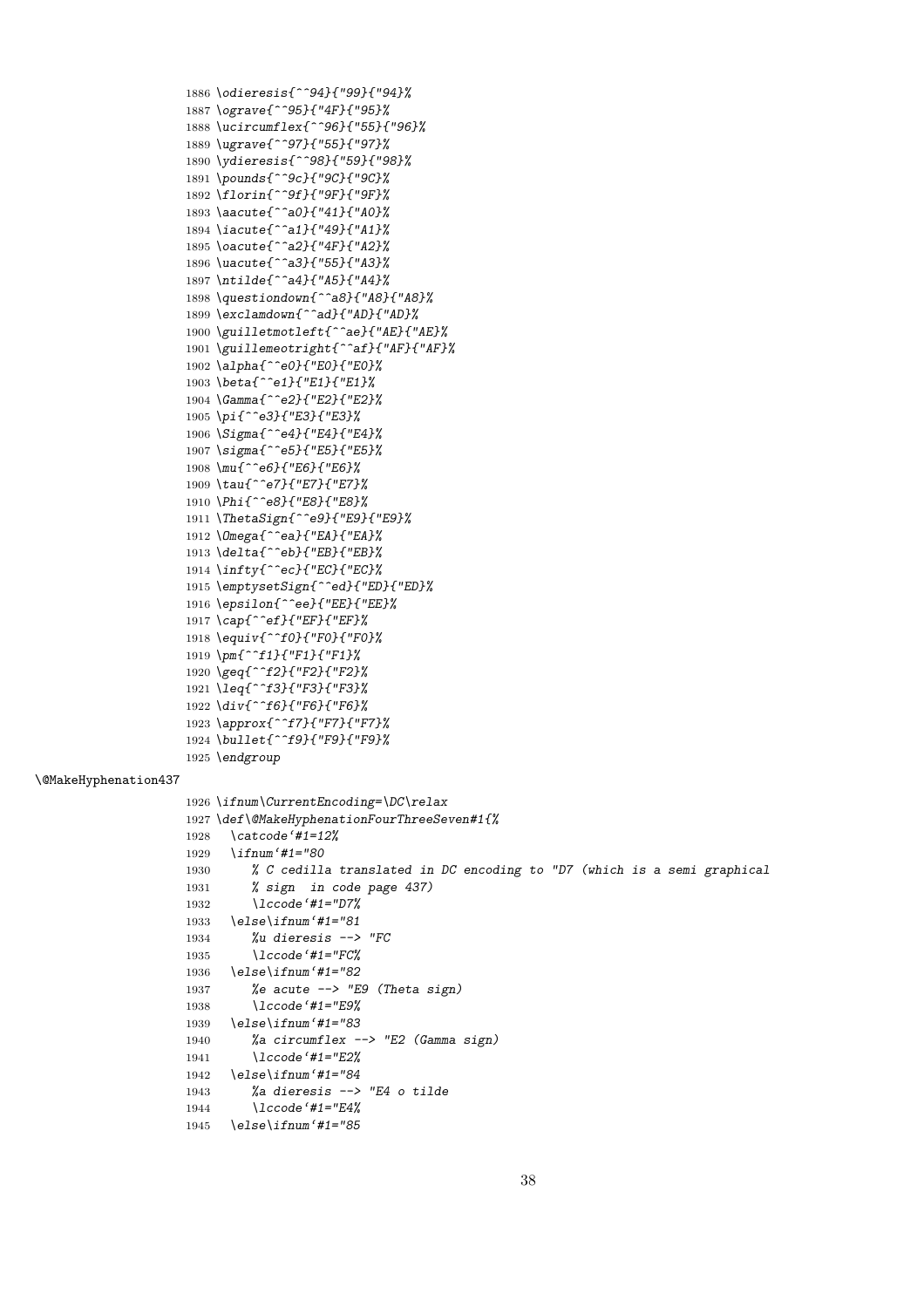```
1886 \odieresis{^^94}{"99}{"94}%
1887 \ograve{^^95}{"4F}{"95}%
1888 \ucircumflex{^^96}{"55}{"96}%
1889 \ugrave{^^97}{"55}{"97}%
1890 \ydieresis{^^98}{"59}{"98}%
1891 \pounds{^^9c}{"9C}{"9C}%
1892 \florin{^^9f}{"9F}{"9F}%
1893 \aacute{^^a0}{"41}{"A0}%
1894 \iacute{^^a1}{"49}{"A1}%
1895 \oacute{^^a2}{"4F}{"A2}%
1896 \uacute{^^a3}{"55}{"A3}%
1897 \ntilde{^^a4}{"A5}{"A4}%
1898 \questiondown{^^a8}{"A8}{"A8}%
1899 \exclamdown{^^ad}{"AD}{"AD}%
1900 \guilletmotleft{^^ae}{"AE}{"AE}%
1901 \guillemeotright{^^af}{"AF}{"AF}%
1902 \alpha{^^e0}{"E0}{"E0}%
1903 \beta{^^e1}{"E1}{"E1}%
1904 \Gamma{^^e2}{"E2}{"E2}%
1905 \pi{^^e3}{"E3}{"E3}%
1906 \Sigma{^^e4}{"E4}{"E4}%
1907 \sigma{^^e5}{"E5}{"E5}%
1908 \mu{^^e6}{"E6}{"E6}%
1909 \tau{^^e7}{"E7}{"E7}%
1910 \Phi{^^e8}{"E8}{"E8}%
1911 \ThetaSign{^^e9}{"E9}{"E9}%
1912 \Omega{^^ea}{"EA}{"EA}%
1913 \delta{^^eb}{"EB}{"EB}%
1914 \infty{^^ec}{"EC}{"EC}%
1915 \emptysetSign{^^ed}{"ED}{"ED}%
1916 \epsilon{^^ee}{"EE}{"EE}%
1917 \cap{^^ef}{"EF}{"EF}%
1918 \equiv{^^f0}{"F0}{"F0}%
1919 \pm{^^f1}{"F1}{"F1}%
1920 \geq{^^f2}{"F2}{"F2}%
1921 \leq{^^f3}{"F3}{"F3}%
1922 \div{^^f6}{"F6}{"F6}%
1923 \approx{^^f7}{"F7}{"F7}%
1924 \bullet{^^f9}{"F9}{"F9}%
1925 \endgroup
```

\@MakeHyphenation437

```
1926 \ifnum\CurrentEncoding=\DC\relax
1927 \def\@MakeHyphenationFourThreeSeven#1{%
1928   \catcode`#1=12%
1929   \ifnum`#1="80
1930      % C cedilla translated in DC encoding to "D7 (which is a semi graphical
1931      % sign  in code page 437)
1932      \lccode`#1="D7%
1933   \else\ifnum`#1="81
1934      %u dieresis --> "FC
1935      \lccode`#1="FC%
1936   \else\ifnum`#1="82
1937      %e acute --> "E9 (Theta sign)
1938      \lccode`#1="E9%
1939   \else\ifnum`#1="83
1940      %a circumflex --> "E2 (Gamma sign)
1941      \lccode`#1="E2%
1942   \else\ifnum`#1="84
1943      %a dieresis --> "E4 o tilde
1944      \lccode`#1="E4%
1945   \else\ifnum`#1="85
```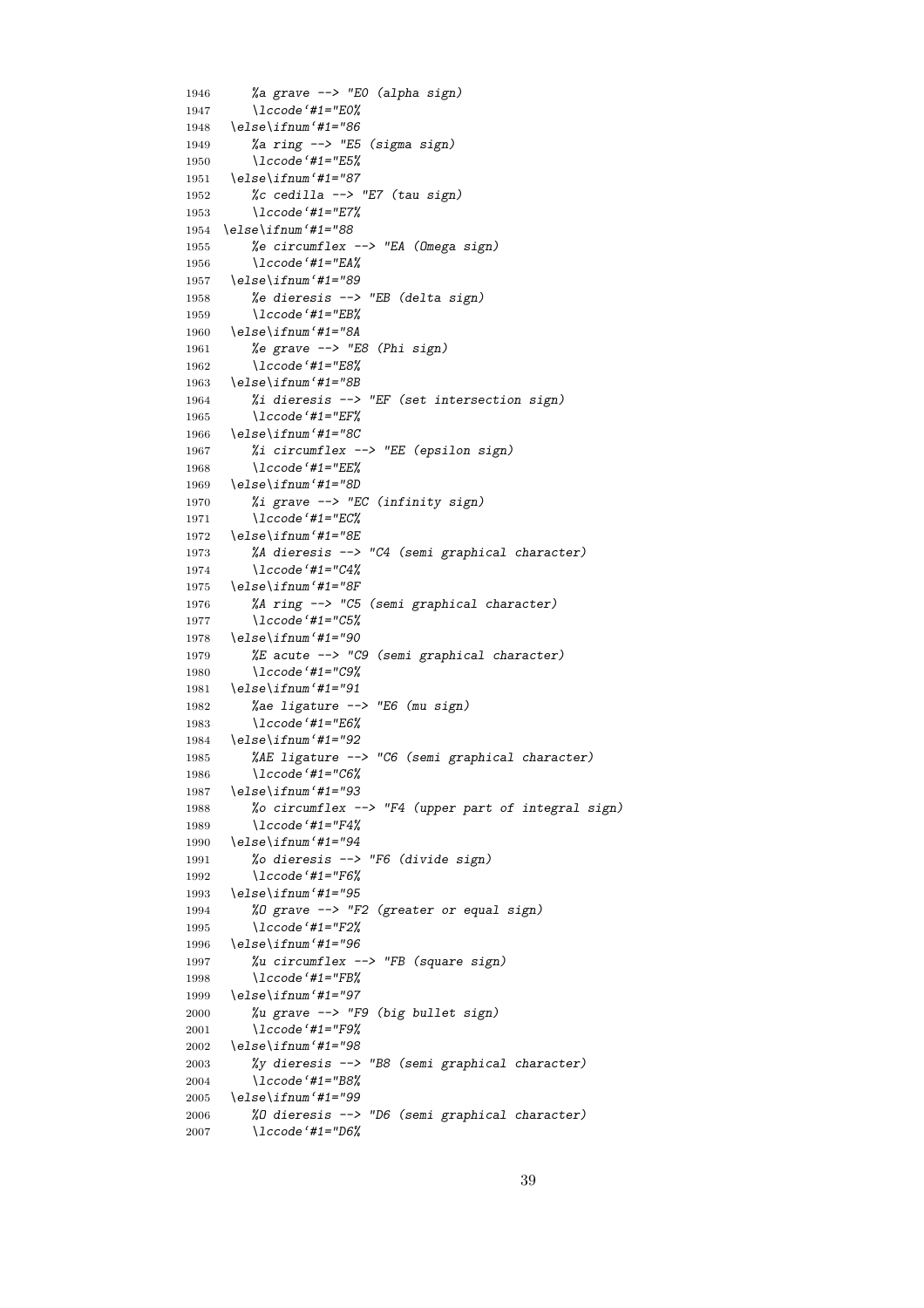```
1946      %a grave --> "E0 (alpha sign)
1947      \lccode`#1="E0%
1948  \else\ifnum`#1="86
1949      %a ring --> "E5 (sigma sign)
1950      \lccode`#1="E5%
1951  \else\ifnum`#1="87
1952      %c cedilla --> "E7 (tau sign)
1953      \lccode`#1="E7%
1954 \else\ifnum`#1="88
1955      %e circumflex --> "EA (Omega sign)
1956      \lccode`#1="EA%
1957  \else\ifnum`#1="89
1958      %e dieresis --> "EB (delta sign)
1959      \lccode`#1="EB%
1960  \else\ifnum`#1="8A
1961      %e grave --> "E8 (Phi sign)
1962      \lccode`#1="E8%
1963  \else\ifnum`#1="8B
1964      %i dieresis --> "EF (set intersection sign)
1965      \lccode`#1="EF%
1966  \else\ifnum`#1="8C
1967      %i circumflex --> "EE (epsilon sign)
1968      \lccode`#1="EE%
1969  \else\ifnum`#1="8D
1970      %i grave --> "EC (infinity sign)
1971      \lccode`#1="EC%
1972  \else\ifnum`#1="8E
1973      %A dieresis --> "C4 (semi graphical character)
1974      \lccode`#1="C4%
1975  \else\ifnum`#1="8F
1976      %A ring --> "C5 (semi graphical character)
1977      \lccode`#1="C5%
1978  \else\ifnum`#1="90
1979      %E acute --> "C9 (semi graphical character)
1980      \lccode`#1="C9%
1981  \else\ifnum`#1="91
1982      %ae ligature --> "E6 (mu sign)
1983      \lccode`#1="E6%
1984  \else\ifnum`#1="92
1985      %AE ligature --> "C6 (semi graphical character)
1986      \lccode`#1="C6%
1987  \else\ifnum`#1="93
1988      %o circumflex --> "F4 (upper part of integral sign)
1989      \lccode`#1="F4%
1990  \else\ifnum`#1="94
1991      %o dieresis --> "F6 (divide sign)
1992      \lccode`#1="F6%
1993  \else\ifnum`#1="95
1994      %O grave --> "F2 (greater or equal sign)
1995      \lccode`#1="F2%
1996  \else\ifnum`#1="96
1997      %u circumflex --> "FB (square sign)
1998      \lccode`#1="FB%
1999  \else\ifnum`#1="97
2000      %u grave --> "F9 (big bullet sign)
2001      \lccode`#1="F9%
2002  \else\ifnum`#1="98
2003      %y dieresis --> "B8 (semi graphical character)
2004      \lccode`#1="B8%
2005  \else\ifnum`#1="99
2006      %O dieresis --> "D6 (semi graphical character)
2007      \lccode`#1="D6%
```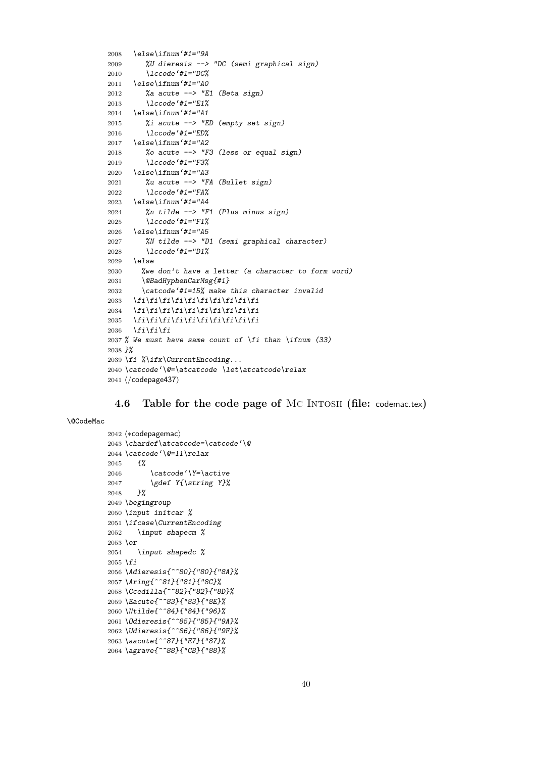```
2008   \else\ifnum`#1="9A
2009      %U dieresis --> "DC (semi graphical sign)
2010      \lccode`#1="DC%
2011   \else\ifnum`#1="A0
2012      %a acute --> "E1 (Beta sign)
2013      \lccode`#1="E1%
2014   \else\ifnum`#1="A1
2015      %i acute --> "ED (empty set sign)
2016      \lccode`#1="ED%
2017   \else\ifnum`#1="A2
2018      %o acute --> "F3 (less or equal sign)
2019      \lccode`#1="F3%
2020   \else\ifnum`#1="A3
2021      %u acute --> "FA (Bullet sign)
2022      \lccode`#1="FA%
2023   \else\ifnum`#1="A4
2024      %n tilde --> "F1 (Plus minus sign)
2025      \lccode`#1="F1%
2026   \else\ifnum`#1="A5
2027      %N tilde --> "D1 (semi graphical character)
2028      \lccode`#1="D1%
2029   \else
2030     %we don't have a letter (a character to form word)
2031     \@BadHyphenCarMsg{#1}
2032     \catcode`#1=15% make this character invalid
2033   \fi\fi\fi\fi\fi\fi\fi\fi\fi\fi
2034   \fi\fi\fi\fi\fi\fi\fi\fi\fi\fi
2035   \fi\fi\fi\fi\fi\fi\fi\fi\fi\fi
2036   \fi\fi\fi
2037 % We must have same count of \fi than \ifnum (33)
2038 }%
2039 \fi %\ifx\CurrentEncoding...
2040 \catcode`\@=\atcatcode \let\atcatcode\relax
2041 ⟨/codepage437⟩
```

## 4.6 Table for the code page of Mc Intosh (file: codemac.tex)

\@CodeMac

```
2042 ⟨*codepagemac⟩
2043 \chardef\atcatcode=\catcode`\@
2044 \catcode`\@=11\relax
2045    {%
2046       \catcode`\Y=\active
2047       \gdef Y{\string Y}%
2048    }%
2049 \begingroup
2050 \input initcar %
2051 \ifcase\CurrentEncoding
2052    \input shapecm %
2053 \or
2054    \input shapedc %
2055 \fi
2056 \Adieresis{^^80}{"80}{"8A}%
2057 \Aring{^^81}{"81}{"8C}%
2058 \Ccedilla{^^82}{"82}{"8D}%
2059 \Eacute{^^83}{"83}{"8E}%
2060 \Ntilde{^^84}{"84}{"96}%
2061 \Odieresis{^^85}{"85}{"9A}%
2062 \Udieresis{^^86}{"86}{"9F}%
2063 \aacute{^^87}{"E7}{"87}%
2064 \agrave{^^88}{"CB}{"88}%
```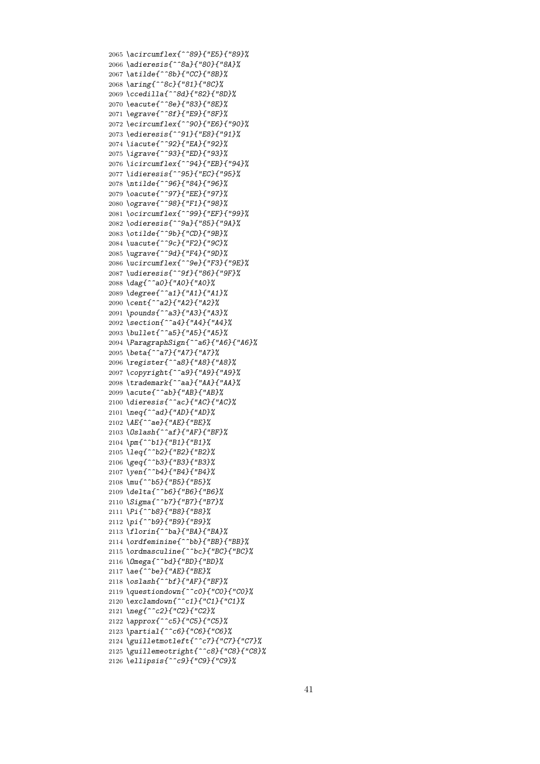```
2065 \acircumflex{^^89}{"E5}{"89}%
2066 \adieresis{^^8a}{"80}{"8A}%
2067 \atilde{^^8b}{"CC}{"8B}%
2068 \aring{^^8c}{"81}{"8C}%
2069 \ccedilla{^^8d}{"82}{"8D}%
2070 \eacute{^^8e}{"83}{"8E}%
2071 \egrave{^^8f}{"E9}{"8F}%
2072 \ecircumflex{^^90}{"E6}{"90}%
2073 \edieresis{^^91}{"E8}{"91}%
2074 \iacute{^^92}{"EA}{"92}%
2075 \igrave{^^93}{"ED}{"93}%
2076 \icircumflex{^^94}{"EB}{"94}%
2077 \idieresis{^^95}{"EC}{"95}%
2078 \ntilde{^^96}{"84}{"96}%
2079 \oacute{^^97}{"EE}{"97}%
2080 \ograve{^^98}{"F1}{"98}%
2081 \ocircumflex{^^99}{"EF}{"99}%
2082 \odieresis{^^9a}{"85}{"9A}%
2083 \otilde{^^9b}{"CD}{"9B}%
2084 \uacute{^^9c}{"F2}{"9C}%
2085 \ugrave{^^9d}{"F4}{"9D}%
2086 \ucircumflex{^^9e}{"F3}{"9E}%
2087 \udieresis{^^9f}{"86}{"9F}%
2088 \dag{^^a0}{"A0}{"A0}%
2089 \degree{^^a1}{"A1}{"A1}%
2090 \cent{^^a2}{"A2}{"A2}%
2091 \pounds{^^a3}{"A3}{"A3}%
2092 \section{^^a4}{"A4}{"A4}%
2093 \bullet{^^a5}{"A5}{"A5}%
2094 \ParagraphSign{^^a6}{"A6}{"A6}%
2095 \beta{^^a7}{"A7}{"A7}%
2096 \register{^^a8}{"A8}{"A8}%
2097 \copyright{^^a9}{"A9}{"A9}%
2098 \trademark{^^aa}{"AA}{"AA}%
2099 \acute{^^ab}{"AB}{"AB}%
2100 \dieresis{^^ac}{"AC}{"AC}%
2101 \neq{^^ad}{"AD}{"AD}%
2102 \AE{^^ae}{"AE}{"BE}%
2103 \Oslash{^^af}{"AF}{"BF}%
2104 \pm{^^b1}{"B1}{"B1}%
2105 \leq{^^b2}{"B2}{"B2}%
2106 \geq{^^b3}{"B3}{"B3}%
2107 \yen{^^b4}{"B4}{"B4}%
2108 \mu{^^b5}{"B5}{"B5}%
2109 \delta{^^b6}{"B6}{"B6}%
2110 \Sigma{^^b7}{"B7}{"B7}%
2111 \Pi{^^b8}{"B8}{"B8}%
2112 \pi{^^b9}{"B9}{"B9}%
2113 \florin{^^ba}{"BA}{"BA}%
2114 \ordfeminine{^^bb}{"BB}{"BB}%
2115 \ordmasculine{^^bc}{"BC}{"BC}%
2116 \Omega{^^bd}{"BD}{"BD}%
2117 \ae{^^be}{"AE}{"BE}%
2118 \oslash{^^bf}{"AF}{"BF}%
2119 \questiondown{^^c0}{"C0}{"C0}%
2120 \exclamdown{^^c1}{"C1}{"C1}%
2121 \neg{^^c2}{"C2}{"C2}%
2122 \approx{^^c5}{"C5}{"C5}%
2123 \partial{^^c6}{"C6}{"C6}%
2124 \guilletmotleft{^^c7}{"C7}{"C7}%
2125 \guillemeotright{^^c8}{"C8}{"C8}%
2126 \ellipsis{^^c9}{"C9}{"C9}%
```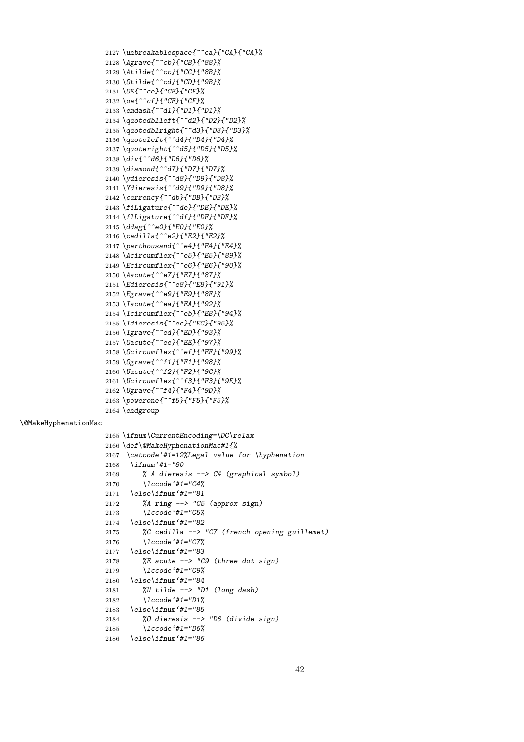```
2127 \unbreakablespace{^^ca}{"CA}{"CA}%
2128 \Agrave{^^cb}{"CB}{"88}%
2129 \Atilde{^^cc}{"CC}{"8B}%
2130 \Otilde{^^cd}{"CD}{"9B}%
2131 \OE{^^ce}{"CE}{"CF}%
2132 \oe{^^cf}{"CE}{"CF}%
2133 \emdash{^^d1}{"D1}{"D1}%
2134 \quotedblleft{^^d2}{"D2}{"D2}%
2135 \quotedblright{^^d3}{"D3}{"D3}%
2136 \quoteleft{^^d4}{"D4}{"D4}%
2137 \quoteright{^^d5}{"D5}{"D5}%
2138 \div{^^d6}{"D6}{"D6}%
2139 \diamond{^^d7}{"D7}{"D7}%
2140 \ydieresis{^^d8}{"D9}{"D8}%
2141 \Ydieresis{^^d9}{"D9}{"D8}%
2142 \currency{^^db}{"DB}{"DB}%
2143 \fiLigature{^^de}{"DE}{"DE}%
2144 \flLigature{^^df}{"DF}{"DF}%
2145 \ddag{^^e0}{"E0}{"E0}%
2146 \cedilla{^^e2}{"E2}{"E2}%
2147 \perthousand{^^e4}{"E4}{"E4}%
2148 \Acircumflex{^^e5}{"E5}{"89}%
2149 \Ecircumflex{^^e6}{"E6}{"90}%
2150 \Aacute{^^e7}{"E7}{"87}%
2151 \Edieresis{^^e8}{"E8}{"91}%
2152 \Egrave{^^e9}{"E9}{"8F}%
2153 \Iacute{^^ea}{"EA}{"92}%
2154 \Icircumflex{^^eb}{"EB}{"94}%
2155 \Idieresis{^^ec}{"EC}{"95}%
2156 \Igrave{^^ed}{"ED}{"93}%
2157 \Oacute{^^ee}{"EE}{"97}%
2158 \Ocircumflex{^^ef}{"EF}{"99}%
2159 \Ograve{^^f1}{"F1}{"98}%
2160 \Uacute{^^f2}{"F2}{"9C}%
2161 \Ucircumflex{^^f3}{"F3}{"9E}%
2162 \Ugrave{^^f4}{"F4}{"9D}%
2163 \powerone{^^f5}{"F5}{"F5}%
2164 \endgroup
```

\@MakeHyphenationMac

```
2165 \ifnum\CurrentEncoding=\DC\relax
2166 \def\@MakeHyphenationMac#1{%
2167  \catcode`#1=12%Legal value for \hyphenation
2168   \ifnum`#1="80
2169      % A dieresis --> C4 (graphical symbol)
2170      \lccode`#1="C4%
2171   \else\ifnum`#1="81
2172      %A ring --> "C5 (approx sign)
2173      \lccode`#1="C5%
2174   \else\ifnum`#1="82
2175      %C cedilla --> "C7 (french opening guillemet)
2176      \lccode`#1="C7%
2177   \else\ifnum`#1="83
2178      %E acute --> "C9 (three dot sign)
2179      \lccode`#1="C9%
2180   \else\ifnum`#1="84
2181      %N tilde --> "D1 (long dash)
2182      \lccode`#1="D1%
2183   \else\ifnum`#1="85
2184      %O dieresis --> "D6 (divide sign)
2185      \lccode`#1="D6%
2186   \else\ifnum`#1="86
```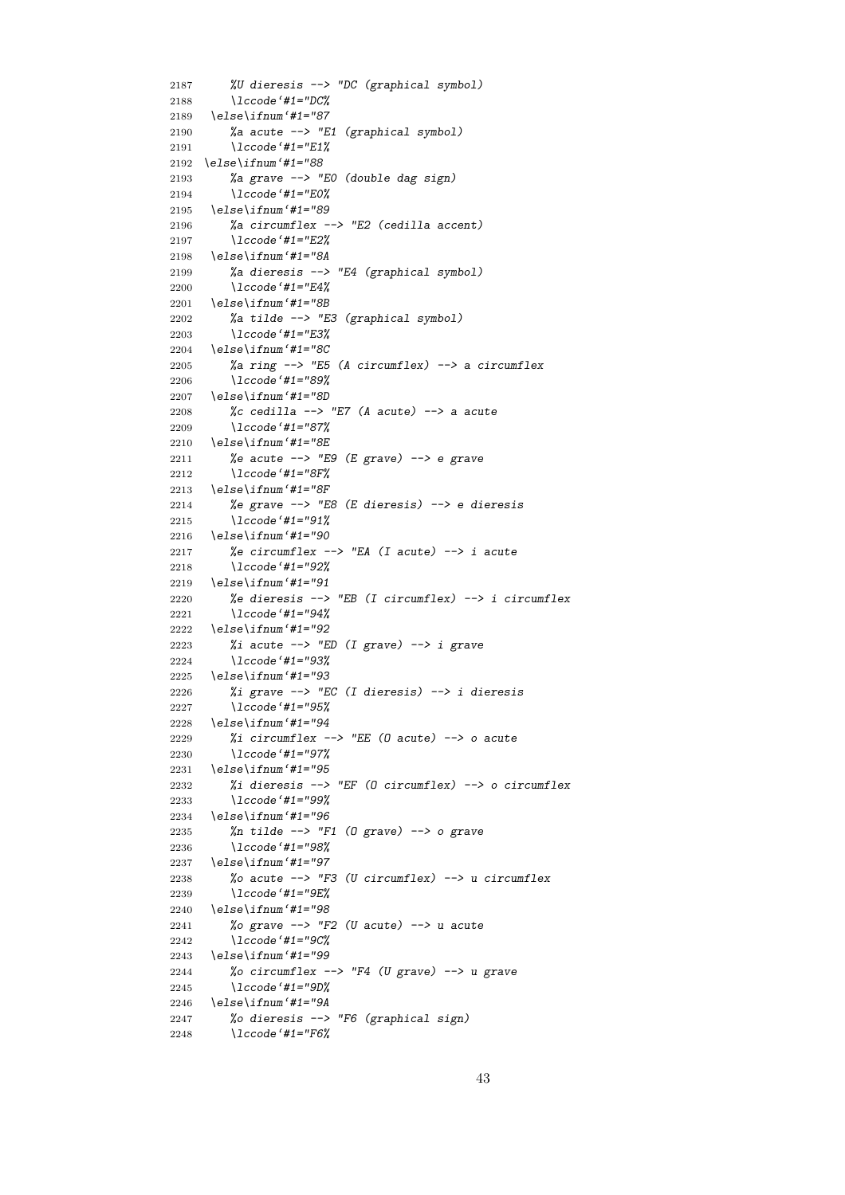```
2187      %U dieresis --> "DC (graphical symbol)
2188      \lccode`#1="DC%
2189  \else\ifnum`#1="87
2190      %a acute --> "E1 (graphical symbol)
2191      \lccode`#1="E1%
2192  \else\ifnum`#1="88
2193      %a grave --> "E0 (double dag sign)
2194      \lccode`#1="E0%
2195  \else\ifnum`#1="89
2196      %a circumflex --> "E2 (cedilla accent)
2197      \lccode`#1="E2%
2198  \else\ifnum`#1="8A
2199      %a dieresis --> "E4 (graphical symbol)
2200      \lccode`#1="E4%
2201  \else\ifnum`#1="8B
2202      %a tilde --> "E3 (graphical symbol)
2203      \lccode`#1="E3%
2204  \else\ifnum`#1="8C
2205      %a ring --> "E5 (A circumflex) --> a circumflex
2206      \lccode`#1="89%
2207  \else\ifnum`#1="8D
2208      %c cedilla --> "E7 (A acute) --> a acute
2209      \lccode`#1="87%
2210  \else\ifnum`#1="8E
2211      %e acute --> "E9 (E grave) --> e grave
2212      \lccode`#1="8F%
2213  \else\ifnum`#1="8F
2214      %e grave --> "E8 (E dieresis) --> e dieresis
2215      \lccode`#1="91%
2216  \else\ifnum`#1="90
2217      %e circumflex --> "EA (I acute) --> i acute
2218      \lccode`#1="92%
2219  \else\ifnum`#1="91
2220      %e dieresis --> "EB (I circumflex) --> i circumflex
2221      \lccode`#1="94%
2222  \else\ifnum`#1="92
2223      %i acute --> "ED (I grave) --> i grave
2224      \lccode`#1="93%
2225  \else\ifnum`#1="93
2226      %i grave --> "EC (I dieresis) --> i dieresis
2227      \lccode`#1="95%
2228  \else\ifnum`#1="94
2229      %i circumflex --> "EE (O acute) --> o acute
2230      \lccode`#1="97%
2231  \else\ifnum`#1="95
2232      %i dieresis --> "EF (O circumflex) --> o circumflex
2233      \lccode`#1="99%
2234  \else\ifnum`#1="96
2235      %n tilde --> "F1 (O grave) --> o grave
2236      \lccode`#1="98%
2237  \else\ifnum`#1="97
2238      %o acute --> "F3 (U circumflex) --> u circumflex
2239      \lccode`#1="9E%
2240  \else\ifnum`#1="98
2241      %o grave --> "F2 (U acute) --> u acute
2242      \lccode`#1="9C%
2243  \else\ifnum`#1="99
2244      %o circumflex --> "F4 (U grave) --> u grave
2245      \lccode`#1="9D%
2246  \else\ifnum`#1="9A
2247      %o dieresis --> "F6 (graphical sign)
2248      \lccode`#1="F6%
```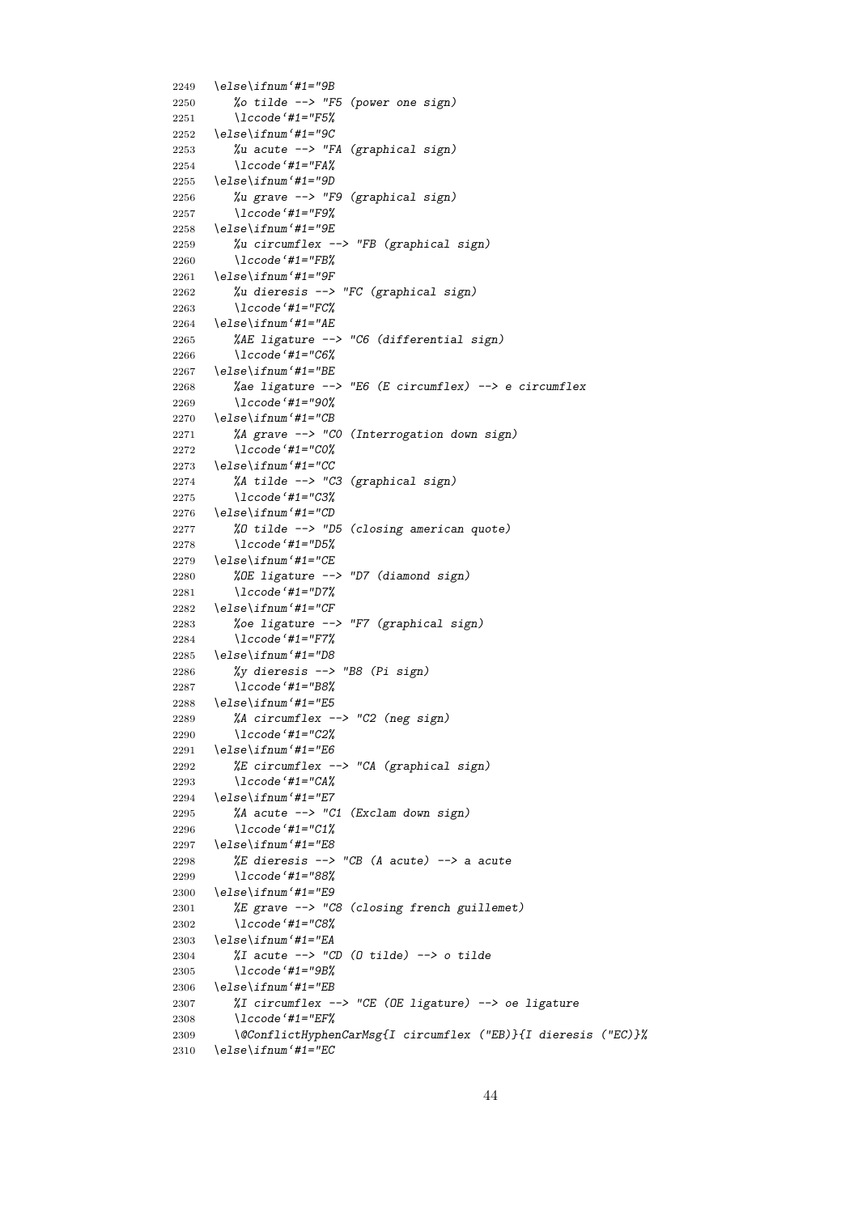```
2249 \else\ifnum`#1="9B
2250    %o tilde --> "F5 (power one sign)
2251    \lccode`#1="F5%
2252 \else\ifnum`#1="9C
2253    %u acute --> "FA (graphical sign)
2254    \lccode`#1="FA%
2255 \else\ifnum`#1="9D
2256    %u grave --> "F9 (graphical sign)
2257    \lccode`#1="F9%
2258 \else\ifnum`#1="9E
2259    %u circumflex --> "FB (graphical sign)
2260    \lccode`#1="FB%
2261 \else\ifnum`#1="9F
2262    %u dieresis --> "FC (graphical sign)
2263    \lccode`#1="FC%
2264 \else\ifnum`#1="AE
2265    %AE ligature --> "C6 (differential sign)
2266    \lccode`#1="C6%
2267 \else\ifnum`#1="BE
2268    %ae ligature --> "E6 (E circumflex) --> e circumflex
2269    \lccode`#1="90%
2270 \else\ifnum`#1="CB
2271    %A grave --> "C0 (Interrogation down sign)
2272    \lccode`#1="C0%
2273 \else\ifnum`#1="CC
2274    %A tilde --> "C3 (graphical sign)
2275    \lccode`#1="C3%
2276 \else\ifnum`#1="CD
2277    %O tilde --> "D5 (closing american quote)
2278    \lccode`#1="D5%
2279 \else\ifnum`#1="CE
2280    %OE ligature --> "D7 (diamond sign)
2281    \lccode`#1="D7%
2282 \else\ifnum`#1="CF
2283    %oe ligature --> "F7 (graphical sign)
2284    \lccode`#1="F7%
2285 \else\ifnum`#1="D8
2286    %y dieresis --> "B8 (Pi sign)
2287    \lccode`#1="B8%
2288 \else\ifnum`#1="E5
2289    %A circumflex --> "C2 (neg sign)
2290    \lccode`#1="C2%
2291 \else\ifnum`#1="E6
2292    %E circumflex --> "CA (graphical sign)
2293    \lccode`#1="CA%
2294 \else\ifnum`#1="E7
2295    %A acute --> "C1 (Exclam down sign)
2296    \lccode`#1="C1%
2297 \else\ifnum`#1="E8
2298    %E dieresis --> "CB (A acute) --> a acute
2299    \lccode`#1="88%
2300 \else\ifnum`#1="E9
2301    %E grave --> "C8 (closing french guillemet)
2302    \lccode`#1="C8%
2303 \else\ifnum`#1="EA
2304    %I acute --> "CD (O tilde) --> o tilde
2305    \lccode`#1="9B%
2306 \else\ifnum`#1="EB
2307    %I circumflex --> "CE (OE ligature) --> oe ligature
2308    \lccode`#1="EF%
2309    \@ConflictHyphenCarMsg{I circumflex ("EB)}{I dieresis ("EC)}%
2310 \else\ifnum`#1="EC
```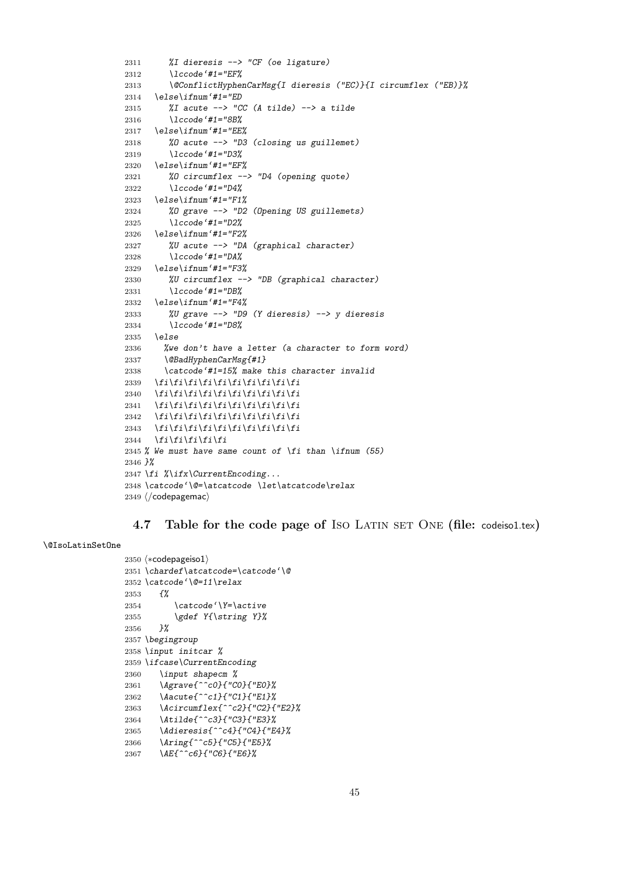```
2311      %I dieresis --> "CF (oe ligature)
2312      \lccode`#1="EF%
2313      \@ConflictHyphenCarMsg{I dieresis ("EC)}{I circumflex ("EB)}%
2314   \else\ifnum`#1="ED
2315      %I acute --> "CC (A tilde) --> a tilde
2316      \lccode`#1="8B%
2317   \else\ifnum`#1="EE%
2318      %O acute --> "D3 (closing us guillemet)
2319      \lccode`#1="D3%
2320   \else\ifnum`#1="EF%
2321      %O circumflex --> "D4 (opening quote)
2322      \lccode`#1="D4%
2323   \else\ifnum`#1="F1%
2324      %O grave --> "D2 (Opening US guillemets)
2325      \lccode`#1="D2%
2326   \else\ifnum`#1="F2%
2327      %U acute --> "DA (graphical character)
2328      \lccode`#1="DA%
2329   \else\ifnum`#1="F3%
2330      %U circumflex --> "DB (graphical character)
2331      \lccode`#1="DB%
2332   \else\ifnum`#1="F4%
2333      %U grave --> "D9 (Y dieresis) --> y dieresis
2334      \lccode`#1="D8%
2335   \else
2336     %we don't have a letter (a character to form word)
2337     \@BadHyphenCarMsg{#1}
2338     \catcode`#1=15% make this character invalid
2339   \fi\fi\fi\fi\fi\fi\fi\fi\fi\fi
2340   \fi\fi\fi\fi\fi\fi\fi\fi\fi\fi
2341   \fi\fi\fi\fi\fi\fi\fi\fi\fi\fi
2342   \fi\fi\fi\fi\fi\fi\fi\fi\fi\fi
2343   \fi\fi\fi\fi\fi\fi\fi\fi\fi\fi
2344   \fi\fi\fi\fi\fi
2345 % We must have same count of \fi than \ifnum (55)
2346 }%
2347 \fi %\ifx\CurrentEncoding...
2348 \catcode`\@=\atcatcode \let\atcatcode\relax
2349 ⟨/codepagemac⟩
```

### 4.7 Table for the code page of Iso Latin set One (file: codeiso1.tex)

\@IsoLatinSetOne

```
2350 ⟨*codepageiso1⟩
2351 \chardef\atcatcode=\catcode`\@
2352 \catcode`\@=11\relax
2353    {%
2354       \catcode`\Y=\active
2355       \gdef Y{\string Y}%
2356    }%
2357 \begingroup
2358 \input initcar %
2359 \ifcase\CurrentEncoding
2360    \input shapecm %
2361    \Agrave{^^c0}{"C0}{"E0}%
2362    \Aacute{^^c1}{"C1}{"E1}%
2363    \Acircumflex{^^c2}{"C2}{"E2}%
2364    \Atilde{^^c3}{"C3}{"E3}%
2365    \Adieresis{^^c4}{"C4}{"E4}%
2366    \Aring{^^c5}{"C5}{"E5}%
2367    \AE{^^c6}{"C6}{"E6}%
```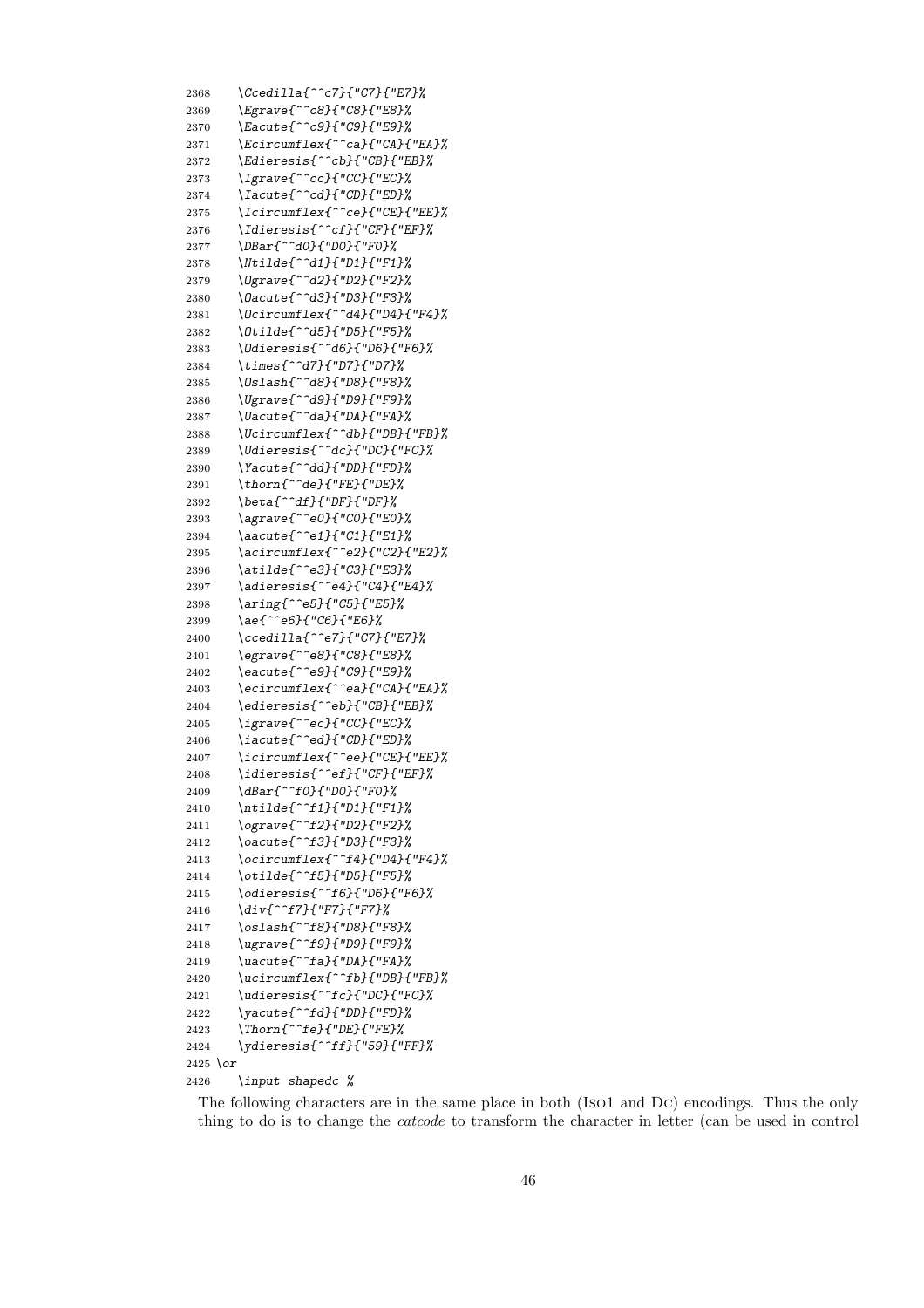```
2368     \Ccedilla{^^c7}{"C7}{"E7}%
2369     \Egrave{^^c8}{"C8}{"E8}%
2370     \Eacute{^^c9}{"C9}{"E9}%
2371     \Ecircumflex{^^ca}{"CA}{"EA}%
2372     \Edieresis{^^cb}{"CB}{"EB}%
2373     \Igrave{^^cc}{"CC}{"EC}%
2374     \Iacute{^^cd}{"CD}{"ED}%
2375     \Icircumflex{^^ce}{"CE}{"EE}%
2376     \Idieresis{^^cf}{"CF}{"EF}%
2377     \DBar{^^d0}{"D0}{"F0}%
2378     \Ntilde{^^d1}{"D1}{"F1}%
2379     \Ograve{^^d2}{"D2}{"F2}%
2380     \Oacute{^^d3}{"D3}{"F3}%
2381     \Ocircumflex{^^d4}{"D4}{"F4}%
2382     \Otilde{^^d5}{"D5}{"F5}%
2383     \Odieresis{^^d6}{"D6}{"F6}%
2384     \times{^^d7}{"D7}{"D7}%
2385     \Oslash{^^d8}{"D8}{"F8}%
2386     \Ugrave{^^d9}{"D9}{"F9}%
2387     \Uacute{^^da}{"DA}{"FA}%
2388     \Ucircumflex{^^db}{"DB}{"FB}%
2389     \Udieresis{^^dc}{"DC}{"FC}%
2390     \Yacute{^^dd}{"DD}{"FD}%
2391     \thorn{^^de}{"FE}{"DE}%
2392     \beta{^^df}{"DF}{"DF}%
2393     \agrave{^^e0}{"C0}{"E0}%
2394     \aacute{^^e1}{"C1}{"E1}%
2395     \acircumflex{^^e2}{"C2}{"E2}%
2396     \atilde{^^e3}{"C3}{"E3}%
2397     \adieresis{^^e4}{"C4}{"E4}%
2398     \aring{^^e5}{"C5}{"E5}%
2399     \ae{^^e6}{"C6}{"E6}%
2400     \ccedilla{^^e7}{"C7}{"E7}%
2401     \egrave{^^e8}{"C8}{"E8}%
2402     \eacute{^^e9}{"C9}{"E9}%
2403     \ecircumflex{^^ea}{"CA}{"EA}%
2404     \edieresis{^^eb}{"CB}{"EB}%
2405     \igrave{^^ec}{"CC}{"EC}%
2406     \iacute{^^ed}{"CD}{"ED}%
2407     \icircumflex{^^ee}{"CE}{"EE}%
2408     \idieresis{^^ef}{"CF}{"EF}%
2409     \dBar{^^f0}{"D0}{"F0}%
2410     \ntilde{^^f1}{"D1}{"F1}%
2411     \ograve{^^f2}{"D2}{"F2}%
2412     \oacute{^^f3}{"D3}{"F3}%
2413     \ocircumflex{^^f4}{"D4}{"F4}%
2414     \otilde{^^f5}{"D5}{"F5}%
2415     \odieresis{^^f6}{"D6}{"F6}%
2416     \div{^^f7}{"F7}{"F7}%
2417     \oslash{^^f8}{"D8}{"F8}%
2418     \ugrave{^^f9}{"D9}{"F9}%
2419     \uacute{^^fa}{"DA}{"FA}%
2420     \ucircumflex{^^fb}{"DB}{"FB}%
2421     \udieresis{^^fc}{"DC}{"FC}%
2422     \yacute{^^fd}{"DD}{"FD}%
2423     \Thorn{^^fe}{"DE}{"FE}%
2424     \ydieresis{^^ff}{"59}{"FF}%
2425 \or
2426     \input shapedc %
```

The following characters are in the same place in both (Iso1 and Dc) encodings. Thus the only thing to do is to change the *catcode* to transform the character in letter (can be used in control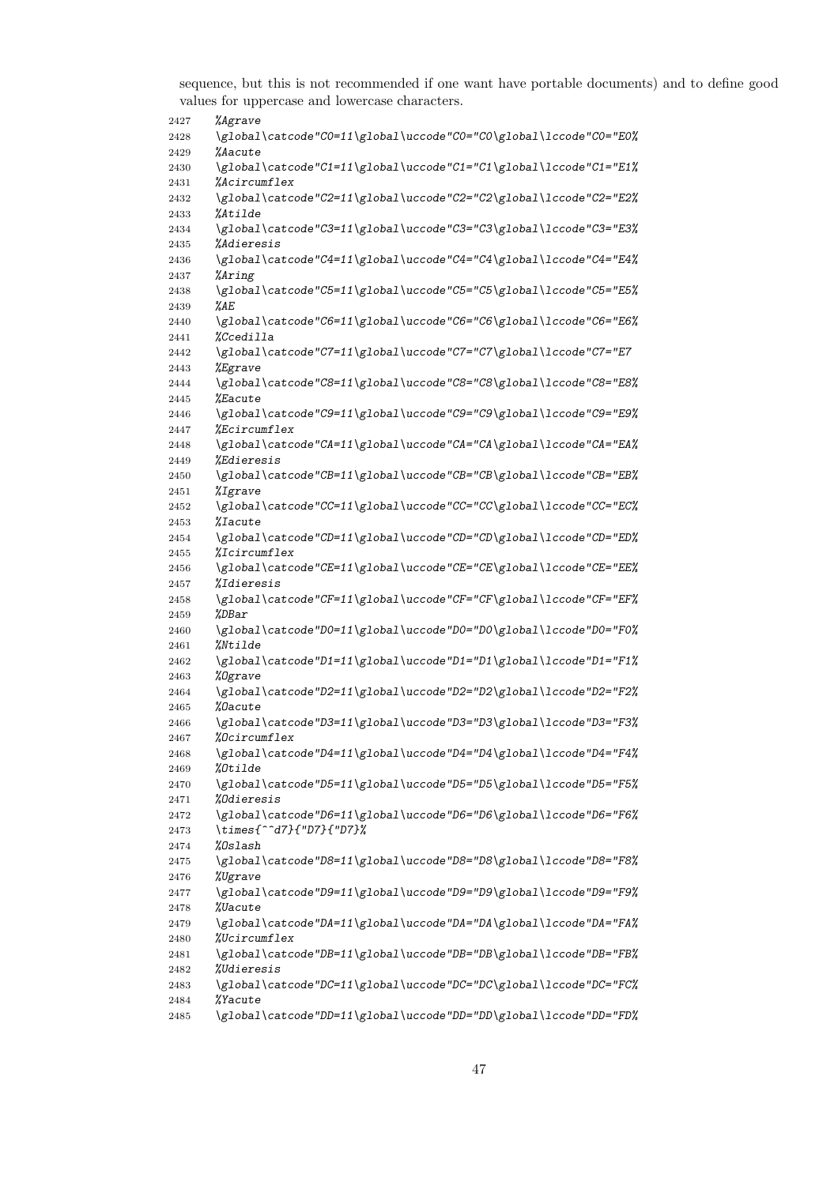sequence, but this is not recommended if one want have portable documents) and to define good values for uppercase and lowercase characters.

```
2427 %Agrave
2428 \global\catcode"C0=11\global\uccode"C0="C0\global\lccode"C0="E0%
2429 %Aacute
2430 \global\catcode"C1=11\global\uccode"C1="C1\global\lccode"C1="E1%
2431 %Acircumflex
2432 \global\catcode"C2=11\global\uccode"C2="C2\global\lccode"C2="E2%
2433 %Atilde
2434 \global\catcode"C3=11\global\uccode"C3="C3\global\lccode"C3="E3%
2435 %Adieresis
2436 \global\catcode"C4=11\global\uccode"C4="C4\global\lccode"C4="E4%
2437 %Aring
2438 \global\catcode"C5=11\global\uccode"C5="C5\global\lccode"C5="E5%
2439 %AE
2440 \global\catcode"C6=11\global\uccode"C6="C6\global\lccode"C6="E6%
2441 %Ccedilla
2442 \global\catcode"C7=11\global\uccode"C7="C7\global\lccode"C7="E7
2443 %Egrave
2444 \global\catcode"C8=11\global\uccode"C8="C8\global\lccode"C8="E8%
2445 %Eacute
2446 \global\catcode"C9=11\global\uccode"C9="C9\global\lccode"C9="E9%
2447 %Ecircumflex
2448 \global\catcode"CA=11\global\uccode"CA="CA\global\lccode"CA="EA%
2449 %Edieresis
2450 \global\catcode"CB=11\global\uccode"CB="CB\global\lccode"CB="EB%
2451 %Igrave
2452 \global\catcode"CC=11\global\uccode"CC="CC\global\lccode"CC="EC%
2453 %Iacute
2454 \global\catcode"CD=11\global\uccode"CD="CD\global\lccode"CD="ED%
2455 %Icircumflex
2456 \global\catcode"CE=11\global\uccode"CE="CE\global\lccode"CE="EE%
2457 %Idieresis
2458 \global\catcode"CF=11\global\uccode"CF="CF\global\lccode"CF="EF%
2459 %DBar
2460 \global\catcode"D0=11\global\uccode"D0="D0\global\lccode"D0="F0%
2461 %Ntilde
2462 \global\catcode"D1=11\global\uccode"D1="D1\global\lccode"D1="F1%
2463 %Ograve
2464 \global\catcode"D2=11\global\uccode"D2="D2\global\lccode"D2="F2%
2465 %Oacute
2466 \global\catcode"D3=11\global\uccode"D3="D3\global\lccode"D3="F3%
2467 %Ocircumflex
2468 \global\catcode"D4=11\global\uccode"D4="D4\global\lccode"D4="F4%
2469 %Otilde
2470 \global\catcode"D5=11\global\uccode"D5="D5\global\lccode"D5="F5%
2471 %Odieresis
2472 \global\catcode"D6=11\global\uccode"D6="D6\global\lccode"D6="F6%
2473 \times{^^d7}{"D7}{"D7}%
2474 %Oslash
2475 \global\catcode"D8=11\global\uccode"D8="D8\global\lccode"D8="F8%
2476 %Ugrave
2477 \global\catcode"D9=11\global\uccode"D9="D9\global\lccode"D9="F9%
2478 %Uacute
2479 \global\catcode"DA=11\global\uccode"DA="DA\global\lccode"DA="FA%
2480 %Ucircumflex
2481 \global\catcode"DB=11\global\uccode"DB="DB\global\lccode"DB="FB%
2482 %Udieresis
2483 \global\catcode"DC=11\global\uccode"DC="DC\global\lccode"DC="FC%
2484 %Yacute
2485 \global\catcode"DD=11\global\uccode"DD="DD\global\lccode"DD="FD%
```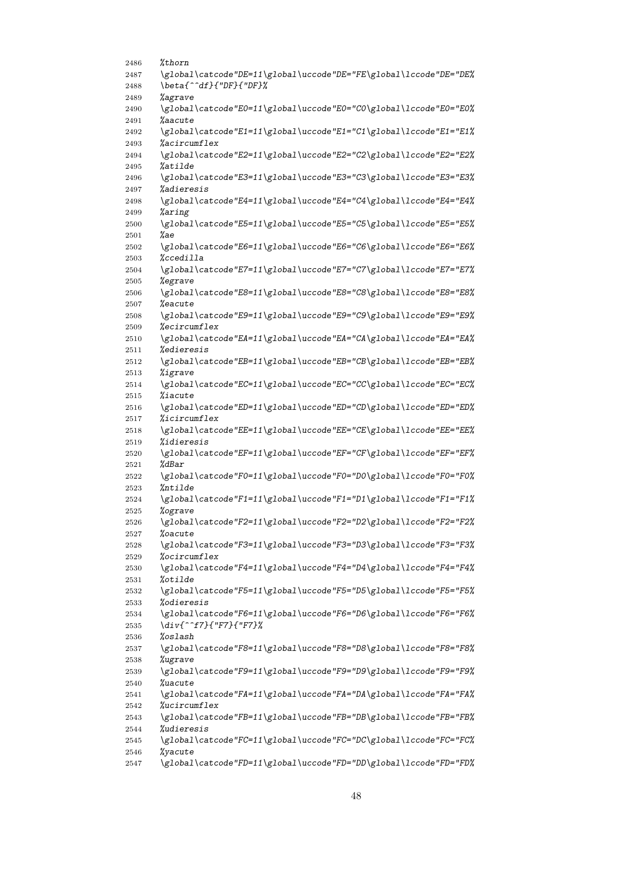```
2486  %thorn
2487  \global\catcode"DE=11\global\uccode"DE="FE\global\lccode"DE="DE%
2488  \beta{^^df}{"DF}{"DF}%
2489  %agrave
2490  \global\catcode"E0=11\global\uccode"E0="C0\global\lccode"E0="E0%
2491  %aacute
2492  \global\catcode"E1=11\global\uccode"E1="C1\global\lccode"E1="E1%
2493  %acircumflex
2494  \global\catcode"E2=11\global\uccode"E2="C2\global\lccode"E2="E2%
2495  %atilde
2496  \global\catcode"E3=11\global\uccode"E3="C3\global\lccode"E3="E3%
2497  %adieresis
2498  \global\catcode"E4=11\global\uccode"E4="C4\global\lccode"E4="E4%
2499  %aring
2500  \global\catcode"E5=11\global\uccode"E5="C5\global\lccode"E5="E5%
2501  %ae
2502  \global\catcode"E6=11\global\uccode"E6="C6\global\lccode"E6="E6%
2503  %ccedilla
2504  \global\catcode"E7=11\global\uccode"E7="C7\global\lccode"E7="E7%
2505  %egrave
2506  \global\catcode"E8=11\global\uccode"E8="C8\global\lccode"E8="E8%
2507  %eacute
2508  \global\catcode"E9=11\global\uccode"E9="C9\global\lccode"E9="E9%
2509  %ecircumflex
2510  \global\catcode"EA=11\global\uccode"EA="CA\global\lccode"EA="EA%
2511  %edieresis
2512  \global\catcode"EB=11\global\uccode"EB="CB\global\lccode"EB="EB%
2513  %igrave
2514  \global\catcode"EC=11\global\uccode"EC="CC\global\lccode"EC="EC%
2515  %iacute
2516  \global\catcode"ED=11\global\uccode"ED="CD\global\lccode"ED="ED%
2517  %icircumflex
2518  \global\catcode"EE=11\global\uccode"EE="CE\global\lccode"EE="EE%
2519  %idieresis
2520  \global\catcode"EF=11\global\uccode"EF="CF\global\lccode"EF="EF%
2521  %dBar
2522  \global\catcode"F0=11\global\uccode"F0="D0\global\lccode"F0="F0%
2523  %ntilde
2524  \global\catcode"F1=11\global\uccode"F1="D1\global\lccode"F1="F1%
2525  %ograve
2526  \global\catcode"F2=11\global\uccode"F2="D2\global\lccode"F2="F2%
2527  %oacute
2528  \global\catcode"F3=11\global\uccode"F3="D3\global\lccode"F3="F3%
2529  %ocircumflex
2530  \global\catcode"F4=11\global\uccode"F4="D4\global\lccode"F4="F4%
2531  %otilde
2532  \global\catcode"F5=11\global\uccode"F5="D5\global\lccode"F5="F5%
2533  %odieresis
2534  \global\catcode"F6=11\global\uccode"F6="D6\global\lccode"F6="F6%
2535  \div{^^f7}{"F7}{"F7}%
2536  %oslash
2537  \global\catcode"F8=11\global\uccode"F8="D8\global\lccode"F8="F8%
2538  %ugrave
2539  \global\catcode"F9=11\global\uccode"F9="D9\global\lccode"F9="F9%
2540  %uacute
2541  \global\catcode"FA=11\global\uccode"FA="DA\global\lccode"FA="FA%
2542  %ucircumflex
2543  \global\catcode"FB=11\global\uccode"FB="DB\global\lccode"FB="FB%
2544  %udieresis
2545  \global\catcode"FC=11\global\uccode"FC="DC\global\lccode"FC="FC%
2546  %yacute
2547  \global\catcode"FD=11\global\uccode"FD="DD\global\lccode"FD="FD%
```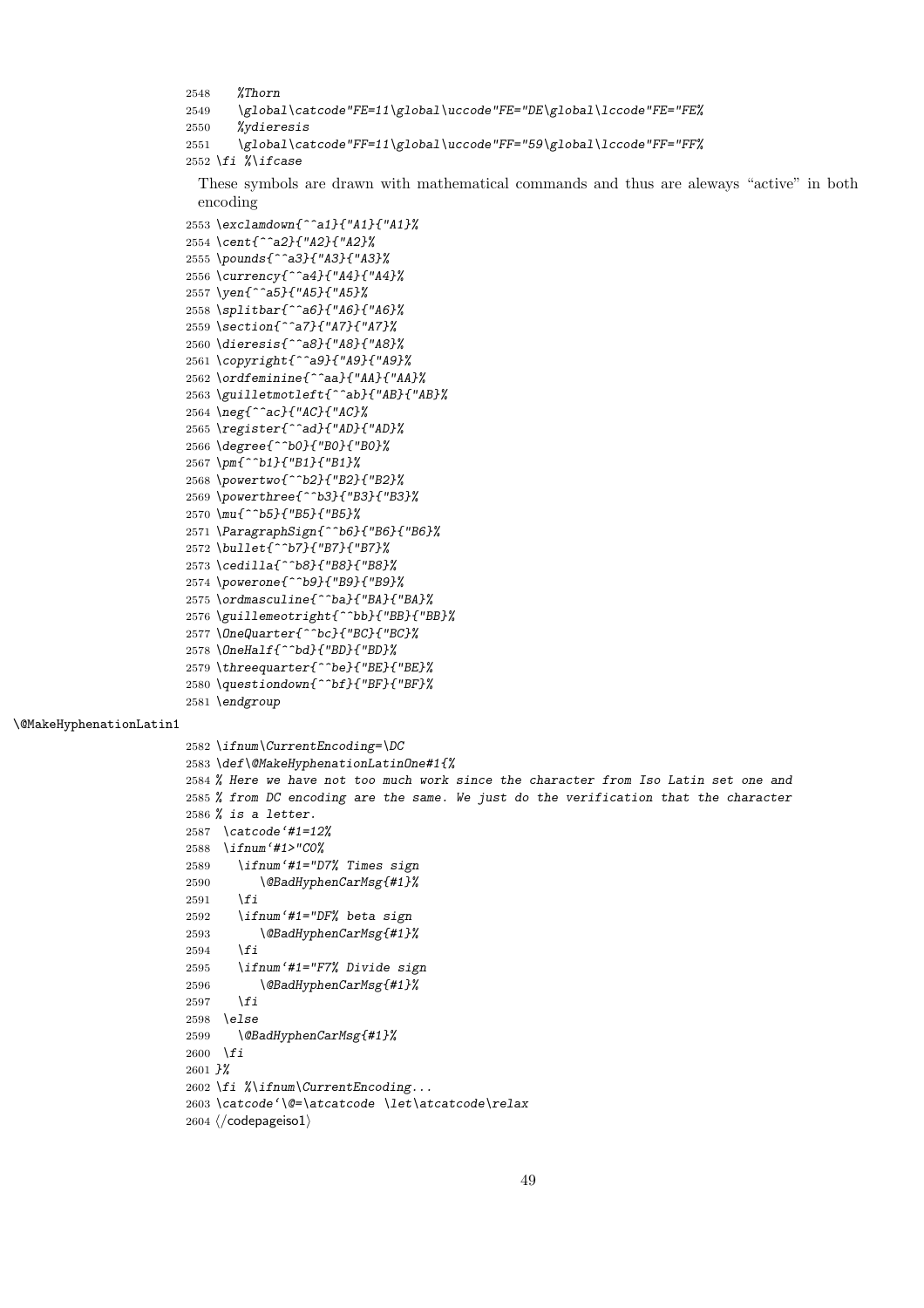```
2548    %Thorn
2549    \global\catcode"FE=11\global\uccode"FE="DE\global\lccode"FE="FE%
2550    %ydieresis
2551    \global\catcode"FF=11\global\uccode"FF="59\global\lccode"FF="FF%
2552 \fi %\ifcase
```

These symbols are drawn with mathematical commands and thus are aleways "active" in both encoding

```
2553 \exclamdown{^^a1}{"A1}{"A1}%
2554 \cent{^^a2}{"A2}{"A2}%
2555 \pounds{^^a3}{"A3}{"A3}%
2556 \currency{^^a4}{"A4}{"A4}%
2557 \yen{^^a5}{"A5}{"A5}%
2558 \splitbar{^^a6}{"A6}{"A6}%
2559 \section{^^a7}{"A7}{"A7}%
2560 \dieresis{^^a8}{"A8}{"A8}%
2561 \copyright{^^a9}{"A9}{"A9}%
2562 \ordfeminine{^^aa}{"AA}{"AA}%
2563 \guilletmotleft{^^ab}{"AB}{"AB}%
2564 \neg{^^ac}{"AC}{"AC}%
2565 \register{^^ad}{"AD}{"AD}%
2566 \degree{^^b0}{"B0}{"B0}%
2567 \pm{^^b1}{"B1}{"B1}%
2568 \powertwo{^^b2}{"B2}{"B2}%
2569 \powerthree{^^b3}{"B3}{"B3}%
2570 \mu{^^b5}{"B5}{"B5}%
2571 \ParagraphSign{^^b6}{"B6}{"B6}%
2572 \bullet{^^b7}{"B7}{"B7}%
2573 \cedilla{^^b8}{"B8}{"B8}%
2574 \powerone{^^b9}{"B9}{"B9}%
2575 \ordmasculine{^^ba}{"BA}{"BA}%
2576 \guillemeotright{^^bb}{"BB}{"BB}%
2577 \OneQuarter{^^bc}{"BC}{"BC}%
2578 \OneHalf{^^bd}{"BD}{"BD}%
2579 \threequarter{^^be}{"BE}{"BE}%
2580 \questiondown{^^bf}{"BF}{"BF}%
2581 \endgroup
```

\@MakeHyphenationLatin1

```
2582 \ifnum\CurrentEncoding=\DC
2583 \def\@MakeHyphenationLatinOne#1{%
2584 % Here we have not too much work since the character from Iso Latin set one and
2585 % from DC encoding are the same. We just do the verification that the character
2586 % is a letter.
2587  \catcode`#1=12%
2588  \ifnum`#1>"C0%
2589    \ifnum`#1="D7% Times sign
2590       \@BadHyphenCarMsg{#1}%
2591    \fi
2592    \ifnum`#1="DF% beta sign
2593       \@BadHyphenCarMsg{#1}%
2594    \fi
2595    \ifnum`#1="F7% Divide sign
2596       \@BadHyphenCarMsg{#1}%
2597    \fi
2598  \else
2599    \@BadHyphenCarMsg{#1}%
2600  \fi
2601 }%
2602 \fi %\ifnum\CurrentEncoding...
2603 \catcode`\@=\atcatcode \let\atcatcode\relax
2604 ⟨/codepageiso1⟩
```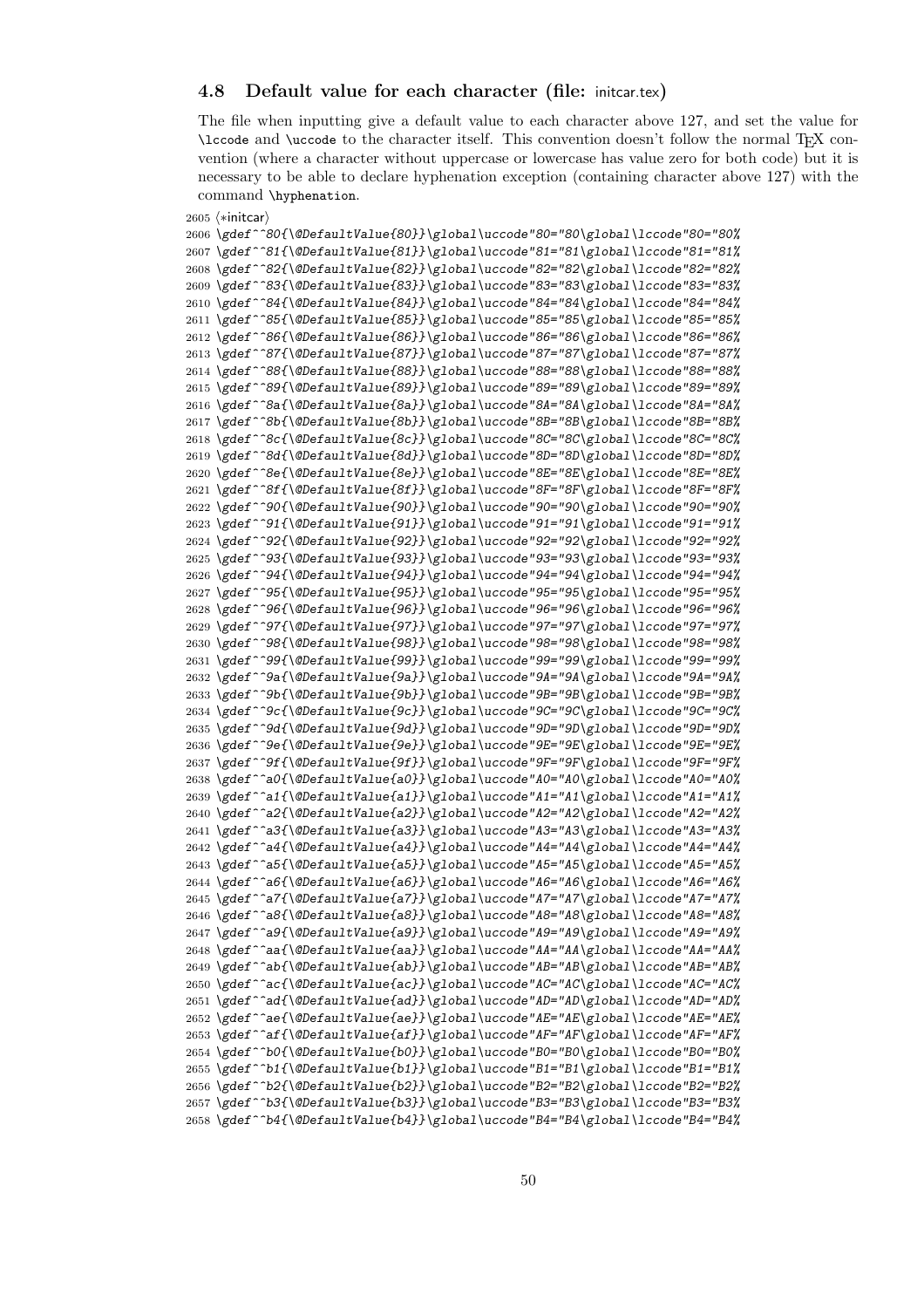### 4.8 Default value for each character (file: initcar.tex)

The file when inputting give a default value to each character above 127, and set the value for `\lccode` and `\uccode` to the character itself. This convention doesn't follow the normal TEX convention (where a character without uppercase or lowercase has value zero for both code) but it is necessary to be able to declare hyphenation exception (containing character above 127) with the command `\hyphenation`.

```
2605 ⟨*initcar⟩
2606 \gdef^^80{\@DefaultValue{80}}\global\uccode"80="80\global\lccode"80="80%
2607 \gdef^^81{\@DefaultValue{81}}\global\uccode"81="81\global\lccode"81="81%
2608 \gdef^^82{\@DefaultValue{82}}\global\uccode"82="82\global\lccode"82="82%
2609 \gdef^^83{\@DefaultValue{83}}\global\uccode"83="83\global\lccode"83="83%
2610 \gdef^^84{\@DefaultValue{84}}\global\uccode"84="84\global\lccode"84="84%
2611 \gdef^^85{\@DefaultValue{85}}\global\uccode"85="85\global\lccode"85="85%
2612 \gdef^^86{\@DefaultValue{86}}\global\uccode"86="86\global\lccode"86="86%
2613 \gdef^^87{\@DefaultValue{87}}\global\uccode"87="87\global\lccode"87="87%
2614 \gdef^^88{\@DefaultValue{88}}\global\uccode"88="88\global\lccode"88="88%
2615 \gdef^^89{\@DefaultValue{89}}\global\uccode"89="89\global\lccode"89="89%
2616 \gdef^^8a{\@DefaultValue{8a}}\global\uccode"8A="8A\global\lccode"8A="8A%
2617 \gdef^^8b{\@DefaultValue{8b}}\global\uccode"8B="8B\global\lccode"8B="8B%
2618 \gdef^^8c{\@DefaultValue{8c}}\global\uccode"8C="8C\global\lccode"8C="8C%
2619 \gdef^^8d{\@DefaultValue{8d}}\global\uccode"8D="8D\global\lccode"8D="8D%
2620 \gdef^^8e{\@DefaultValue{8e}}\global\uccode"8E="8E\global\lccode"8E="8E%
2621 \gdef^^8f{\@DefaultValue{8f}}\global\uccode"8F="8F\global\lccode"8F="8F%
2622 \gdef^^90{\@DefaultValue{90}}\global\uccode"90="90\global\lccode"90="90%
2623 \gdef^^91{\@DefaultValue{91}}\global\uccode"91="91\global\lccode"91="91%
2624 \gdef^^92{\@DefaultValue{92}}\global\uccode"92="92\global\lccode"92="92%
2625 \gdef^^93{\@DefaultValue{93}}\global\uccode"93="93\global\lccode"93="93%
2626 \gdef^^94{\@DefaultValue{94}}\global\uccode"94="94\global\lccode"94="94%
2627 \gdef^^95{\@DefaultValue{95}}\global\uccode"95="95\global\lccode"95="95%
2628 \gdef^^96{\@DefaultValue{96}}\global\uccode"96="96\global\lccode"96="96%
2629 \gdef^^97{\@DefaultValue{97}}\global\uccode"97="97\global\lccode"97="97%
2630 \gdef^^98{\@DefaultValue{98}}\global\uccode"98="98\global\lccode"98="98%
2631 \gdef^^99{\@DefaultValue{99}}\global\uccode"99="99\global\lccode"99="99%
2632 \gdef^^9a{\@DefaultValue{9a}}\global\uccode"9A="9A\global\lccode"9A="9A%
2633 \gdef^^9b{\@DefaultValue{9b}}\global\uccode"9B="9B\global\lccode"9B="9B%
2634 \gdef^^9c{\@DefaultValue{9c}}\global\uccode"9C="9C\global\lccode"9C="9C%
2635 \gdef^^9d{\@DefaultValue{9d}}\global\uccode"9D="9D\global\lccode"9D="9D%
2636 \gdef^^9e{\@DefaultValue{9e}}\global\uccode"9E="9E\global\lccode"9E="9E%
2637 \gdef^^9f{\@DefaultValue{9f}}\global\uccode"9F="9F\global\lccode"9F="9F%
2638 \gdef^^a0{\@DefaultValue{a0}}\global\uccode"A0="A0\global\lccode"A0="A0%
2639 \gdef^^a1{\@DefaultValue{a1}}\global\uccode"A1="A1\global\lccode"A1="A1%
2640 \gdef^^a2{\@DefaultValue{a2}}\global\uccode"A2="A2\global\lccode"A2="A2%
2641 \gdef^^a3{\@DefaultValue{a3}}\global\uccode"A3="A3\global\lccode"A3="A3%
2642 \gdef^^a4{\@DefaultValue{a4}}\global\uccode"A4="A4\global\lccode"A4="A4%
2643 \gdef^^a5{\@DefaultValue{a5}}\global\uccode"A5="A5\global\lccode"A5="A5%
2644 \gdef^^a6{\@DefaultValue{a6}}\global\uccode"A6="A6\global\lccode"A6="A6%
2645 \gdef^^a7{\@DefaultValue{a7}}\global\uccode"A7="A7\global\lccode"A7="A7%
2646 \gdef^^a8{\@DefaultValue{a8}}\global\uccode"A8="A8\global\lccode"A8="A8%
2647 \gdef^^a9{\@DefaultValue{a9}}\global\uccode"A9="A9\global\lccode"A9="A9%
2648 \gdef^^aa{\@DefaultValue{aa}}\global\uccode"AA="AA\global\lccode"AA="AA%
2649 \gdef^^ab{\@DefaultValue{ab}}\global\uccode"AB="AB\global\lccode"AB="AB%
2650 \gdef^^ac{\@DefaultValue{ac}}\global\uccode"AC="AC\global\lccode"AC="AC%
2651 \gdef^^ad{\@DefaultValue{ad}}\global\uccode"AD="AD\global\lccode"AD="AD%
2652 \gdef^^ae{\@DefaultValue{ae}}\global\uccode"AE="AE\global\lccode"AE="AE%
2653 \gdef^^af{\@DefaultValue{af}}\global\uccode"AF="AF\global\lccode"AF="AF%
2654 \gdef^^b0{\@DefaultValue{b0}}\global\uccode"B0="B0\global\lccode"B0="B0%
2655 \gdef^^b1{\@DefaultValue{b1}}\global\uccode"B1="B1\global\lccode"B1="B1%
2656 \gdef^^b2{\@DefaultValue{b2}}\global\uccode"B2="B2\global\lccode"B2="B2%
2657 \gdef^^b3{\@DefaultValue{b3}}\global\uccode"B3="B3\global\lccode"B3="B3%
2658 \gdef^^b4{\@DefaultValue{b4}}\global\uccode"B4="B4\global\lccode"B4="B4%
```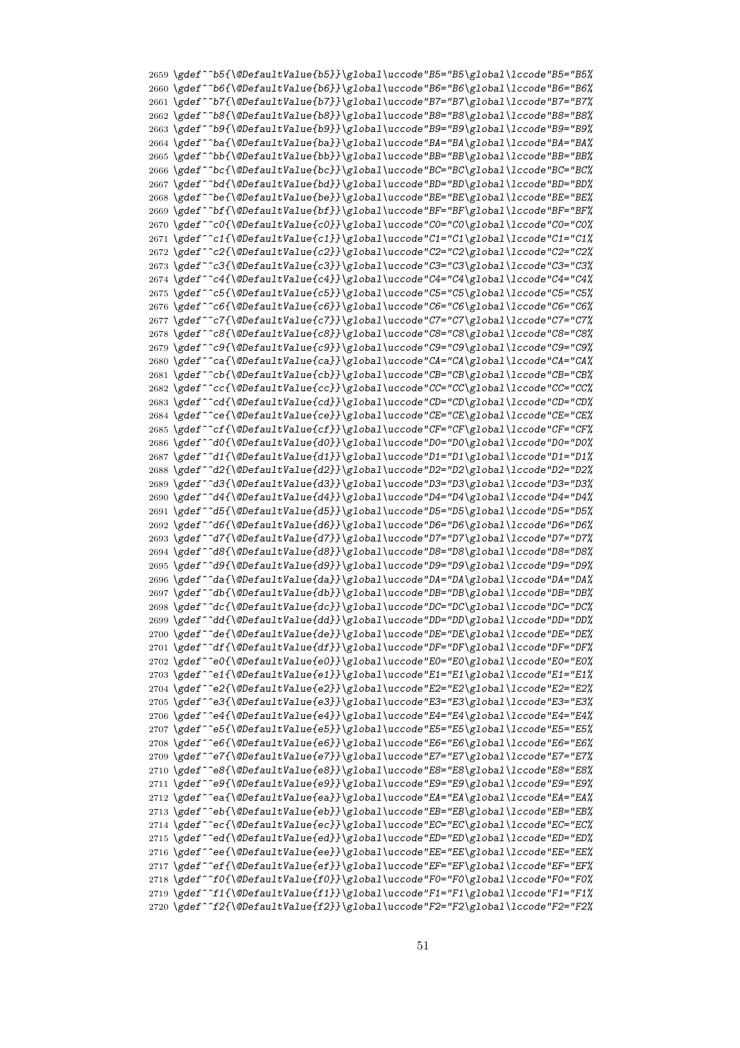```
2659 \gdef^^b5{\@DefaultValue{b5}}\global\uccode"B5="B5\global\lccode"B5="B5%
2660 \gdef^^b6{\@DefaultValue{b6}}\global\uccode"B6="B6\global\lccode"B6="B6%
2661 \gdef^^b7{\@DefaultValue{b7}}\global\uccode"B7="B7\global\lccode"B7="B7%
2662 \gdef^^b8{\@DefaultValue{b8}}\global\uccode"B8="B8\global\lccode"B8="B8%
2663 \gdef^^b9{\@DefaultValue{b9}}\global\uccode"B9="B9\global\lccode"B9="B9%
2664 \gdef^^ba{\@DefaultValue{ba}}\global\uccode"BA="BA\global\lccode"BA="BA%
2665 \gdef^^bb{\@DefaultValue{bb}}\global\uccode"BB="BB\global\lccode"BB="BB%
2666 \gdef^^bc{\@DefaultValue{bc}}\global\uccode"BC="BC\global\lccode"BC="BC%
2667 \gdef^^bd{\@DefaultValue{bd}}\global\uccode"BD="BD\global\lccode"BD="BD%
2668 \gdef^^be{\@DefaultValue{be}}\global\uccode"BE="BE\global\lccode"BE="BE%
2669 \gdef^^bf{\@DefaultValue{bf}}\global\uccode"BF="BF\global\lccode"BF="BF%
2670 \gdef^^c0{\@DefaultValue{c0}}\global\uccode"C0="C0\global\lccode"C0="C0%
2671 \gdef^^c1{\@DefaultValue{c1}}\global\uccode"C1="C1\global\lccode"C1="C1%
2672 \gdef^^c2{\@DefaultValue{c2}}\global\uccode"C2="C2\global\lccode"C2="C2%
2673 \gdef^^c3{\@DefaultValue{c3}}\global\uccode"C3="C3\global\lccode"C3="C3%
2674 \gdef^^c4{\@DefaultValue{c4}}\global\uccode"C4="C4\global\lccode"C4="C4%
2675 \gdef^^c5{\@DefaultValue{c5}}\global\uccode"C5="C5\global\lccode"C5="C5%
2676 \gdef^^c6{\@DefaultValue{c6}}\global\uccode"C6="C6\global\lccode"C6="C6%
2677 \gdef^^c7{\@DefaultValue{c7}}\global\uccode"C7="C7\global\lccode"C7="C7%
2678 \gdef^^c8{\@DefaultValue{c8}}\global\uccode"C8="C8\global\lccode"C8="C8%
2679 \gdef^^c9{\@DefaultValue{c9}}\global\uccode"C9="C9\global\lccode"C9="C9%
2680 \gdef^^ca{\@DefaultValue{ca}}\global\uccode"CA="CA\global\lccode"CA="CA%
2681 \gdef^^cb{\@DefaultValue{cb}}\global\uccode"CB="CB\global\lccode"CB="CB%
2682 \gdef^^cc{\@DefaultValue{cc}}\global\uccode"CC="CC\global\lccode"CC="CC%
2683 \gdef^^cd{\@DefaultValue{cd}}\global\uccode"CD="CD\global\lccode"CD="CD%
2684 \gdef^^ce{\@DefaultValue{ce}}\global\uccode"CE="CE\global\lccode"CE="CE%
2685 \gdef^^cf{\@DefaultValue{cf}}\global\uccode"CF="CF\global\lccode"CF="CF%
2686 \gdef^^d0{\@DefaultValue{d0}}\global\uccode"D0="D0\global\lccode"D0="D0%
2687 \gdef^^d1{\@DefaultValue{d1}}\global\uccode"D1="D1\global\lccode"D1="D1%
2688 \gdef^^d2{\@DefaultValue{d2}}\global\uccode"D2="D2\global\lccode"D2="D2%
2689 \gdef^^d3{\@DefaultValue{d3}}\global\uccode"D3="D3\global\lccode"D3="D3%
2690 \gdef^^d4{\@DefaultValue{d4}}\global\uccode"D4="D4\global\lccode"D4="D4%
2691 \gdef^^d5{\@DefaultValue{d5}}\global\uccode"D5="D5\global\lccode"D5="D5%
2692 \gdef^^d6{\@DefaultValue{d6}}\global\uccode"D6="D6\global\lccode"D6="D6%
2693 \gdef^^d7{\@DefaultValue{d7}}\global\uccode"D7="D7\global\lccode"D7="D7%
2694 \gdef^^d8{\@DefaultValue{d8}}\global\uccode"D8="D8\global\lccode"D8="D8%
2695 \gdef^^d9{\@DefaultValue{d9}}\global\uccode"D9="D9\global\lccode"D9="D9%
2696 \gdef^^da{\@DefaultValue{da}}\global\uccode"DA="DA\global\lccode"DA="DA%
2697 \gdef^^db{\@DefaultValue{db}}\global\uccode"DB="DB\global\lccode"DB="DB%
2698 \gdef^^dc{\@DefaultValue{dc}}\global\uccode"DC="DC\global\lccode"DC="DC%
2699 \gdef^^dd{\@DefaultValue{dd}}\global\uccode"DD="DD\global\lccode"DD="DD%
2700 \gdef^^de{\@DefaultValue{de}}\global\uccode"DE="DE\global\lccode"DE="DE%
2701 \gdef^^df{\@DefaultValue{df}}\global\uccode"DF="DF\global\lccode"DF="DF%
2702 \gdef^^e0{\@DefaultValue{e0}}\global\uccode"E0="E0\global\lccode"E0="E0%
2703 \gdef^^e1{\@DefaultValue{e1}}\global\uccode"E1="E1\global\lccode"E1="E1%
2704 \gdef^^e2{\@DefaultValue{e2}}\global\uccode"E2="E2\global\lccode"E2="E2%
2705 \gdef^^e3{\@DefaultValue{e3}}\global\uccode"E3="E3\global\lccode"E3="E3%
2706 \gdef^^e4{\@DefaultValue{e4}}\global\uccode"E4="E4\global\lccode"E4="E4%
2707 \gdef^^e5{\@DefaultValue{e5}}\global\uccode"E5="E5\global\lccode"E5="E5%
2708 \gdef^^e6{\@DefaultValue{e6}}\global\uccode"E6="E6\global\lccode"E6="E6%
2709 \gdef^^e7{\@DefaultValue{e7}}\global\uccode"E7="E7\global\lccode"E7="E7%
2710 \gdef^^e8{\@DefaultValue{e8}}\global\uccode"E8="E8\global\lccode"E8="E8%
2711 \gdef^^e9{\@DefaultValue{e9}}\global\uccode"E9="E9\global\lccode"E9="E9%
2712 \gdef^^ea{\@DefaultValue{ea}}\global\uccode"EA="EA\global\lccode"EA="EA%
2713 \gdef^^eb{\@DefaultValue{eb}}\global\uccode"EB="EB\global\lccode"EB="EB%
2714 \gdef^^ec{\@DefaultValue{ec}}\global\uccode"EC="EC\global\lccode"EC="EC%
2715 \gdef^^ed{\@DefaultValue{ed}}\global\uccode"ED="ED\global\lccode"ED="ED%
2716 \gdef^^ee{\@DefaultValue{ee}}\global\uccode"EE="EE\global\lccode"EE="EE%
2717 \gdef^^ef{\@DefaultValue{ef}}\global\uccode"EF="EF\global\lccode"EF="EF%
2718 \gdef^^f0{\@DefaultValue{f0}}\global\uccode"F0="F0\global\lccode"F0="F0%
2719 \gdef^^f1{\@DefaultValue{f1}}\global\uccode"F1="F1\global\lccode"F1="F1%
2720 \gdef^^f2{\@DefaultValue{f2}}\global\uccode"F2="F2\global\lccode"F2="F2%
```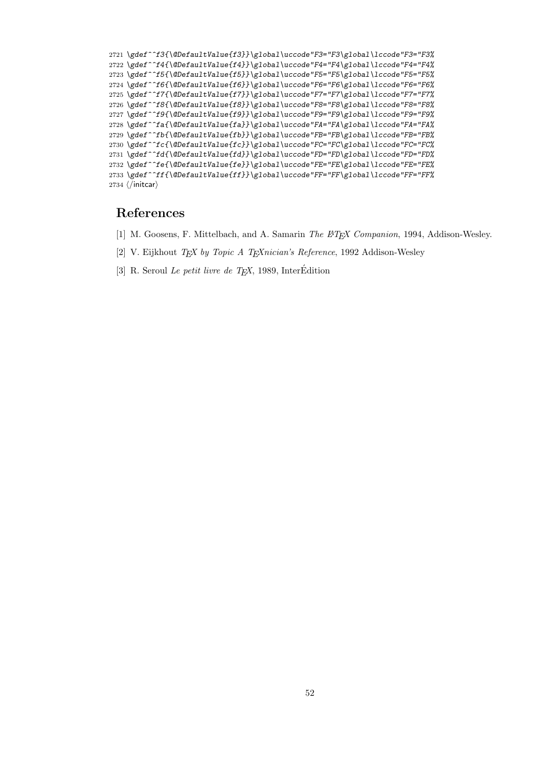```
2721 \gdef^^f3{\@DefaultValue{f3}}\global\uccode"F3="F3\global\lccode"F3="F3%
2722 \gdef^^f4{\@DefaultValue{f4}}\global\uccode"F4="F4\global\lccode"F4="F4%
2723 \gdef^^f5{\@DefaultValue{f5}}\global\uccode"F5="F5\global\lccode"F5="F5%
2724 \gdef^^f6{\@DefaultValue{f6}}\global\uccode"F6="F6\global\lccode"F6="F6%
2725 \gdef^^f7{\@DefaultValue{f7}}\global\uccode"F7="F7\global\lccode"F7="F7%
2726 \gdef^^f8{\@DefaultValue{f8}}\global\uccode"F8="F8\global\lccode"F8="F8%
2727 \gdef^^f9{\@DefaultValue{f9}}\global\uccode"F9="F9\global\lccode"F9="F9%
2728 \gdef^^fa{\@DefaultValue{fa}}\global\uccode"FA="FA\global\lccode"FA="FA%
2729 \gdef^^fb{\@DefaultValue{fb}}\global\uccode"FB="FB\global\lccode"FB="FB%
2730 \gdef^^fc{\@DefaultValue{fc}}\global\uccode"FC="FC\global\lccode"FC="FC%
2731 \gdef^^fd{\@DefaultValue{fd}}\global\uccode"FD="FD\global\lccode"FD="FD%
2732 \gdef^^fe{\@DefaultValue{fe}}\global\uccode"FE="FE\global\lccode"FE="FE%
2733 \gdef^^ff{\@DefaultValue{ff}}\global\uccode"FF="FF\global\lccode"FF="FF%
2734 ⟨/initcar⟩
```

## References

[1] M. Goosens, F. Mittelbach, and A. Samarin *The LaTeX Companion*, 1994, Addison-Wesley.

[2] V. Eijkhout *TeX by Topic A TeXnician's Reference*, 1992 Addison-Wesley

[3] R. Seroul *Le petit livre de TeX*, 1989, InterÉdition